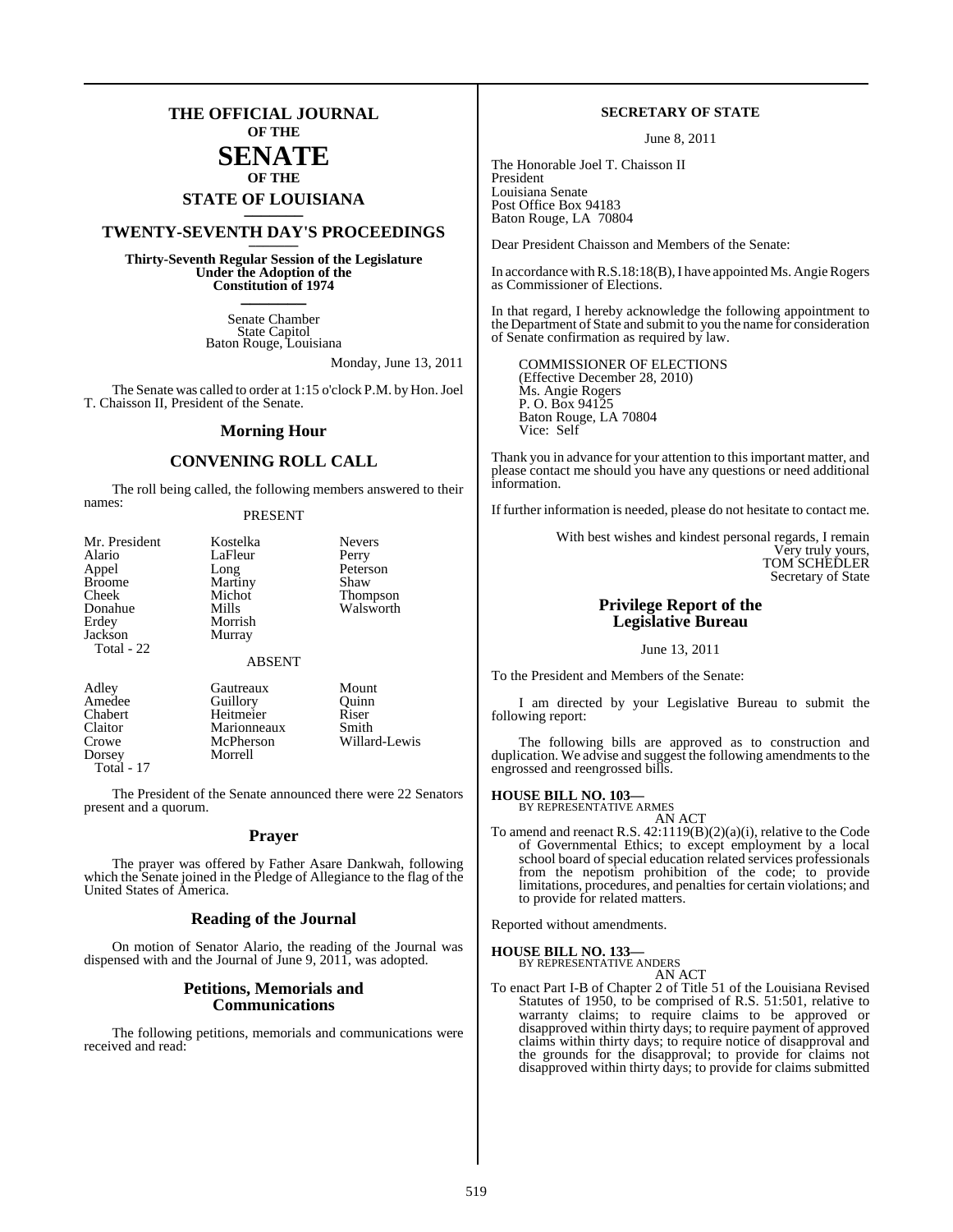# THE OFFICIAL JOURNAL OF THE SENATE OF THE STATE OF LOUISIANA

## TWENTY-SEVENTH DAY'S PROCEEDINGS

**Thirty-Seventh Regular Session of the Legislature Under the Adoption of the Constitution of 1974**

Senate Chamber
State Capitol
Baton Rouge, Louisiana

Monday, June 13, 2011

The Senate was called to order at 1:15 o'clock P.M. by Hon. Joel T. Chaisson II, President of the Senate.

## Morning Hour

## CONVENING ROLL CALL

The roll being called, the following members answered to their names:

PRESENT

| | | |
|---|---|---|
| Mr. President | Kostelka | Nevers |
| Alario | LaFleur | Perry |
| Appel | Long | Peterson |
| Broome | Martiny | Shaw |
| Cheek | Michot | Thompson |
| Donahue | Mills | Walsworth |
| Erdey | Morrish | |
| Jackson | Murray | |

Total - 22

ABSENT

| | | |
|---|---|---|
| Adley | Gautreaux | Mount |
| Amedee | Guillory | Quinn |
| Chabert | Heitmeier | Riser |
| Claitor | Marionneaux | Smith |
| Crowe | McPherson | Willard-Lewis |
| Dorsey | Morrell | |

Total - 17

The President of the Senate announced there were 22 Senators present and a quorum.

## Prayer

The prayer was offered by Father Asare Dankwah, following which the Senate joined in the Pledge of Allegiance to the flag of the United States of America.

## Reading of the Journal

On motion of Senator Alario, the reading of the Journal was dispensed with and the Journal of June 9, 2011, was adopted.

## Petitions, Memorials and Communications

The following petitions, memorials and communications were received and read:

**SECRETARY OF STATE**

June 8, 2011

The Honorable Joel T. Chaisson II
President
Louisiana Senate
Post Office Box 94183
Baton Rouge, LA 70804

Dear President Chaisson and Members of the Senate:

In accordance with R.S.18:18(B), I have appointed Ms. Angie Rogers as Commissioner of Elections.

In that regard, I hereby acknowledge the following appointment to the Department of State and submit to you the name for consideration of Senate confirmation as required by law.

COMMISSIONER OF ELECTIONS
(Effective December 28, 2010)
Ms. Angie Rogers
P. O. Box 94125
Baton Rouge, LA 70804
Vice: Self

Thank you in advance for your attention to this important matter, and please contact me should you have any questions or need additional information.

If further information is needed, please do not hesitate to contact me.

With best wishes and kindest personal regards, I remain
Very truly yours,
TOM SCHEDLER
Secretary of State

## Privilege Report of the Legislative Bureau

June 13, 2011

To the President and Members of the Senate:

I am directed by your Legislative Bureau to submit the following report:

The following bills are approved as to construction and duplication. We advise and suggest the following amendments to the engrossed and reengrossed bills.

**HOUSE BILL NO. 103—**
BY REPRESENTATIVE ARMES
AN ACT

To amend and reenact R.S. 42:1119(B)(2)(a)(i), relative to the Code of Governmental Ethics; to except employment by a local school board of special education related services professionals from the nepotism prohibition of the code; to provide limitations, procedures, and penalties for certain violations; and to provide for related matters.

Reported without amendments.

**HOUSE BILL NO. 133—**
BY REPRESENTATIVE ANDERS
AN ACT

To enact Part I-B of Chapter 2 of Title 51 of the Louisiana Revised Statutes of 1950, to be comprised of R.S. 51:501, relative to warranty claims; to require claims to be approved or disapproved within thirty days; to require payment of approved claims within thirty days; to require notice of disapproval and the grounds for the disapproval; to provide for claims not disapproved within thirty days; to provide for claims submitted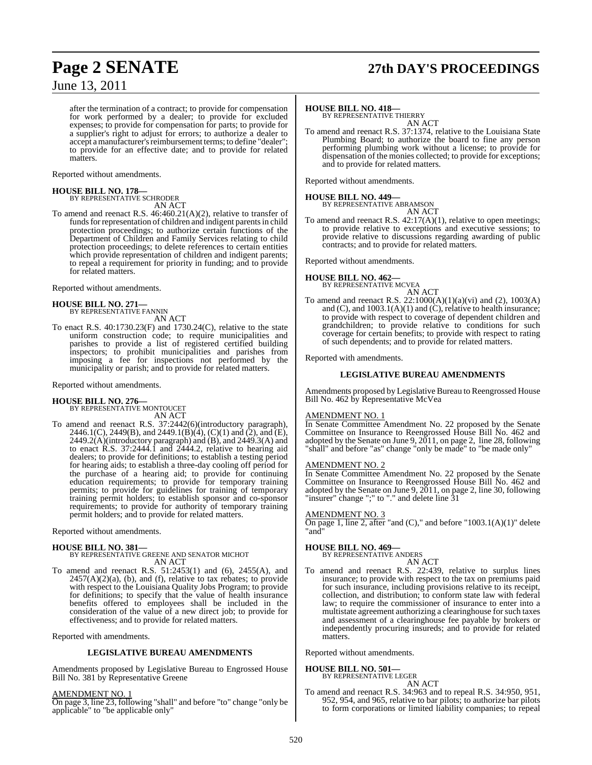after the termination of a contract; to provide for compensation for work performed by a dealer; to provide for excluded expenses; to provide for compensation for parts; to provide for a supplier's right to adjust for errors; to authorize a dealer to accept a manufacturer's reimbursement terms; to define "dealer"; to provide for an effective date; and to provide for related matters.

Reported without amendments.

**HOUSE BILL NO. 178—**
BY REPRESENTATIVE SCHRODER
AN ACT

To amend and reenact R.S. 46:460.21(A)(2), relative to transfer of funds for representation of children and indigent parents in child protection proceedings; to authorize certain functions of the Department of Children and Family Services relating to child protection proceedings; to delete references to certain entities which provide representation of children and indigent parents; to repeal a requirement for priority in funding; and to provide for related matters.

Reported without amendments.

**HOUSE BILL NO. 271—**
BY REPRESENTATIVE FANNIN
AN ACT

To enact R.S. 40:1730.23(F) and 1730.24(C), relative to the state uniform construction code; to require municipalities and parishes to provide a list of registered certified building inspectors; to prohibit municipalities and parishes from imposing a fee for inspections not performed by the municipality or parish; and to provide for related matters.

Reported without amendments.

**HOUSE BILL NO. 276—**
BY REPRESENTATIVE MONTOUCET
AN ACT

To amend and reenact R.S. 37:2442(6)(introductory paragraph), 2446.1(C), 2449(B), and 2449.1(B)(4), (C)(1) and (2), and (E), 2449.2(A)(introductory paragraph) and (B), and 2449.3(A) and to enact R.S. 37:2444.1 and 2444.2, relative to hearing aid dealers; to provide for definitions; to establish a testing period for hearing aids; to establish a three-day cooling off period for the purchase of a hearing aid; to provide for continuing education requirements; to provide for temporary training permits; to provide for guidelines for training of temporary training permit holders; to establish sponsor and co-sponsor requirements; to provide for authority of temporary training permit holders; and to provide for related matters.

Reported without amendments.

**HOUSE BILL NO. 381—**
BY REPRESENTATIVE GREENE AND SENATOR MICHOT
AN ACT

To amend and reenact R.S. 51:2453(1) and (6), 2455(A), and 2457(A)(2)(a), (b), and (f), relative to tax rebates; to provide with respect to the Louisiana Quality Jobs Program; to provide for definitions; to specify that the value of health insurance benefits offered to employees shall be included in the consideration of the value of a new direct job; to provide for effectiveness; and to provide for related matters.

Reported with amendments.

**LEGISLATIVE BUREAU AMENDMENTS**

Amendments proposed by Legislative Bureau to Engrossed House Bill No. 381 by Representative Greene

AMENDMENT NO. 1
On page 3, line 23, following "shall" and before "to" change "only be applicable" to "be applicable only"

**HOUSE BILL NO. 418—**
BY REPRESENTATIVE THIERRY
AN ACT

To amend and reenact R.S. 37:1374, relative to the Louisiana State Plumbing Board; to authorize the board to fine any person performing plumbing work without a license; to provide for dispensation of the monies collected; to provide for exceptions; and to provide for related matters.

Reported without amendments.

**HOUSE BILL NO. 449—**
BY REPRESENTATIVE ABRAMSON
AN ACT

To amend and reenact R.S. 42:17(A)(1), relative to open meetings; to provide relative to exceptions and executive sessions; to provide relative to discussions regarding awarding of public contracts; and to provide for related matters.

Reported without amendments.

**HOUSE BILL NO. 462—**
BY REPRESENTATIVE MCVEA
AN ACT

To amend and reenact R.S. 22:1000(A)(1)(a)(vi) and (2), 1003(A) and (C), and 1003.1(A)(1) and (C), relative to health insurance; to provide with respect to coverage of dependent children and grandchildren; to provide relative to conditions for such coverage for certain benefits; to provide with respect to rating of such dependents; and to provide for related matters.

Reported with amendments.

**LEGISLATIVE BUREAU AMENDMENTS**

Amendments proposed by Legislative Bureau to Reengrossed House Bill No. 462 by Representative McVea

AMENDMENT NO. 1
In Senate Committee Amendment No. 22 proposed by the Senate Committee on Insurance to Reengrossed House Bill No. 462 and adopted by the Senate on June 9, 2011, on page 2, line 28, following "shall" and before "as" change "only be made" to "be made only"

AMENDMENT NO. 2
In Senate Committee Amendment No. 22 proposed by the Senate Committee on Insurance to Reengrossed House Bill No. 462 and adopted by the Senate on June 9, 2011, on page 2, line 30, following "insurer" change ";" to "." and delete line 31

AMENDMENT NO. 3
On page 1, line 2, after "and (C)," and before "1003.1(A)(1)" delete "and"

**HOUSE BILL NO. 469—**
BY REPRESENTATIVE ANDERS
AN ACT

To amend and reenact R.S. 22:439, relative to surplus lines insurance; to provide with respect to the tax on premiums paid for such insurance, including provisions relative to its receipt, collection, and distribution; to conform state law with federal law; to require the commissioner of insurance to enter into a multistate agreement authorizing a clearinghouse for such taxes and assessment of a clearinghouse fee payable by brokers or independently procuring insureds; and to provide for related matters.

Reported without amendments.

**HOUSE BILL NO. 501—**
BY REPRESENTATIVE LEGER
AN ACT

To amend and reenact R.S. 34:963 and to repeal R.S. 34:950, 951, 952, 954, and 965, relative to bar pilots; to authorize bar pilots to form corporations or limited liability companies; to repeal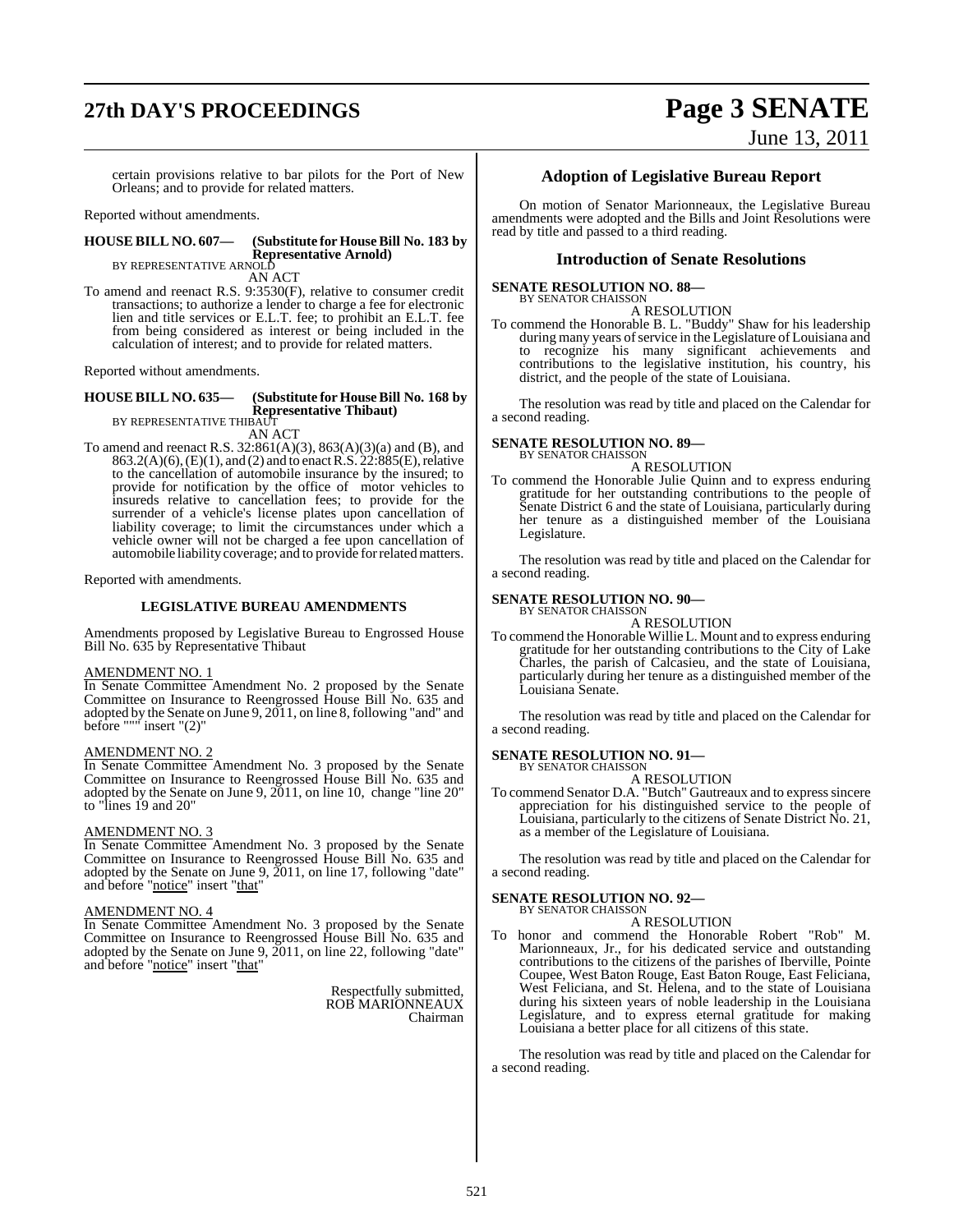certain provisions relative to bar pilots for the Port of New Orleans; and to provide for related matters.

Reported without amendments.

**HOUSE BILL NO. 607— (Substitute for House Bill No. 183 by Representative Arnold)**
BY REPRESENTATIVE ARNOLD

AN ACT

To amend and reenact R.S. 9:3530(F), relative to consumer credit transactions; to authorize a lender to charge a fee for electronic lien and title services or E.L.T. fee; to prohibit an E.L.T. fee from being considered as interest or being included in the calculation of interest; and to provide for related matters.

Reported without amendments.

**HOUSE BILL NO. 635— (Substitute for House Bill No. 168 by Representative Thibaut)**
BY REPRESENTATIVE THIBAUT

AN ACT

To amend and reenact R.S. 32:861(A)(3), 863(A)(3)(a) and (B), and 863.2(A)(6), (E)(1), and (2) and to enact R.S. 22:885(E), relative to the cancellation of automobile insurance by the insured; to provide for notification by the office of motor vehicles to insureds relative to cancellation fees; to provide for the surrender of a vehicle's license plates upon cancellation of liability coverage; to limit the circumstances under which a vehicle owner will not be charged a fee upon cancellation of automobile liability coverage; and to provide for related matters.

Reported with amendments.

**LEGISLATIVE BUREAU AMENDMENTS**

Amendments proposed by Legislative Bureau to Engrossed House Bill No. 635 by Representative Thibaut

AMENDMENT NO. 1

In Senate Committee Amendment No. 2 proposed by the Senate Committee on Insurance to Reengrossed House Bill No. 635 and adopted by the Senate on June 9, 2011, on line 8, following "and" and before """ insert "(2)"

AMENDMENT NO. 2

In Senate Committee Amendment No. 3 proposed by the Senate Committee on Insurance to Reengrossed House Bill No. 635 and adopted by the Senate on June 9, 2011, on line 10, change "line 20" to "lines 19 and 20"

AMENDMENT NO. 3

In Senate Committee Amendment No. 3 proposed by the Senate Committee on Insurance to Reengrossed House Bill No. 635 and adopted by the Senate on June 9, 2011, on line 17, following "date" and before "notice" insert "that"

AMENDMENT NO. 4

In Senate Committee Amendment No. 3 proposed by the Senate Committee on Insurance to Reengrossed House Bill No. 635 and adopted by the Senate on June 9, 2011, on line 22, following "date" and before "notice" insert "that"

Respectfully submitted,
ROB MARIONNEAUX
Chairman

## Adoption of Legislative Bureau Report

On motion of Senator Marionneaux, the Legislative Bureau amendments were adopted and the Bills and Joint Resolutions were read by title and passed to a third reading.

## Introduction of Senate Resolutions

**SENATE RESOLUTION NO. 88—**
BY SENATOR CHAISSON

A RESOLUTION

To commend the Honorable B. L. "Buddy" Shaw for his leadership during many years of service in the Legislature of Louisiana and to recognize his many significant achievements and contributions to the legislative institution, his country, his district, and the people of the state of Louisiana.

The resolution was read by title and placed on the Calendar for a second reading.

**SENATE RESOLUTION NO. 89—**
BY SENATOR CHAISSON

A RESOLUTION

To commend the Honorable Julie Quinn and to express enduring gratitude for her outstanding contributions to the people of Senate District 6 and the state of Louisiana, particularly during her tenure as a distinguished member of the Louisiana Legislature.

The resolution was read by title and placed on the Calendar for a second reading.

**SENATE RESOLUTION NO. 90—**
BY SENATOR CHAISSON

A RESOLUTION

To commend the Honorable Willie L. Mount and to express enduring gratitude for her outstanding contributions to the City of Lake Charles, the parish of Calcasieu, and the state of Louisiana, particularly during her tenure as a distinguished member of the Louisiana Senate.

The resolution was read by title and placed on the Calendar for a second reading.

**SENATE RESOLUTION NO. 91—**
BY SENATOR CHAISSON

A RESOLUTION

To commend Senator D.A. "Butch" Gautreaux and to express sincere appreciation for his distinguished service to the people of Louisiana, particularly to the citizens of Senate District No. 21, as a member of the Legislature of Louisiana.

The resolution was read by title and placed on the Calendar for a second reading.

**SENATE RESOLUTION NO. 92—**
BY SENATOR CHAISSON

A RESOLUTION

To honor and commend the Honorable Robert "Rob" M. Marionneaux, Jr., for his dedicated service and outstanding contributions to the citizens of the parishes of Iberville, Pointe Coupee, West Baton Rouge, East Baton Rouge, East Feliciana, West Feliciana, and St. Helena, and to the state of Louisiana during his sixteen years of noble leadership in the Louisiana Legislature, and to express eternal gratitude for making Louisiana a better place for all citizens of this state.

The resolution was read by title and placed on the Calendar for a second reading.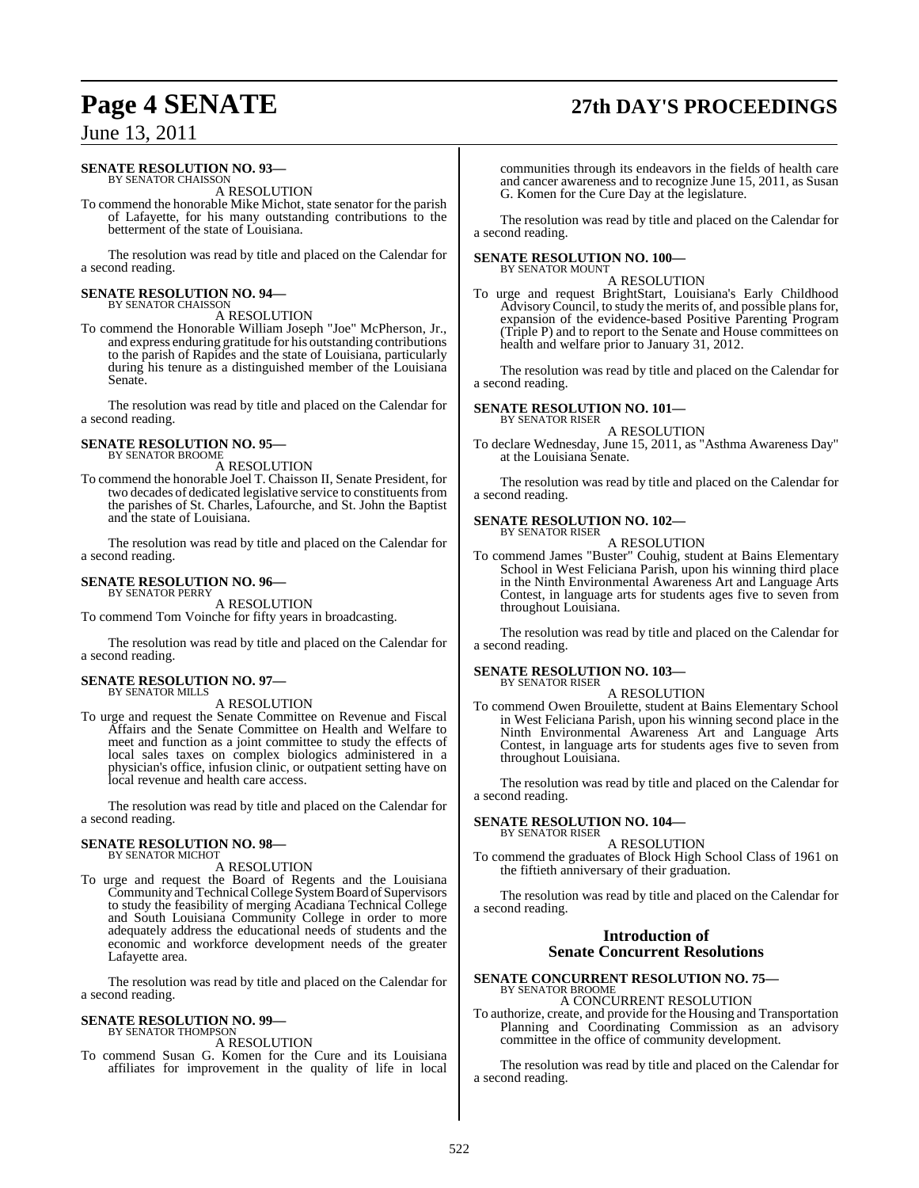**SENATE RESOLUTION NO. 93—**
BY SENATOR CHAISSON

A RESOLUTION

To commend the honorable Mike Michot, state senator for the parish of Lafayette, for his many outstanding contributions to the betterment of the state of Louisiana.

The resolution was read by title and placed on the Calendar for a second reading.

**SENATE RESOLUTION NO. 94—**
BY SENATOR CHAISSON

A RESOLUTION

To commend the Honorable William Joseph "Joe" McPherson, Jr., and express enduring gratitude for his outstanding contributions to the parish of Rapides and the state of Louisiana, particularly during his tenure as a distinguished member of the Louisiana Senate.

The resolution was read by title and placed on the Calendar for a second reading.

**SENATE RESOLUTION NO. 95—**
BY SENATOR BROOME

A RESOLUTION

To commend the honorable Joel T. Chaisson II, Senate President, for two decades of dedicated legislative service to constituents from the parishes of St. Charles, Lafourche, and St. John the Baptist and the state of Louisiana.

The resolution was read by title and placed on the Calendar for a second reading.

**SENATE RESOLUTION NO. 96—**
BY SENATOR PERRY

A RESOLUTION

To commend Tom Voinche for fifty years in broadcasting.

The resolution was read by title and placed on the Calendar for a second reading.

**SENATE RESOLUTION NO. 97—**
BY SENATOR MILLS

A RESOLUTION

To urge and request the Senate Committee on Revenue and Fiscal Affairs and the Senate Committee on Health and Welfare to meet and function as a joint committee to study the effects of local sales taxes on complex biologics administered in a physician's office, infusion clinic, or outpatient setting have on local revenue and health care access.

The resolution was read by title and placed on the Calendar for a second reading.

**SENATE RESOLUTION NO. 98—**
BY SENATOR MICHOT

A RESOLUTION

To urge and request the Board of Regents and the Louisiana Community and Technical College System Board of Supervisors to study the feasibility of merging Acadiana Technical College and South Louisiana Community College in order to more adequately address the educational needs of students and the economic and workforce development needs of the greater Lafayette area.

The resolution was read by title and placed on the Calendar for a second reading.

**SENATE RESOLUTION NO. 99—**
BY SENATOR THOMPSON

A RESOLUTION

To commend Susan G. Komen for the Cure and its Louisiana affiliates for improvement in the quality of life in local communities through its endeavors in the fields of health care and cancer awareness and to recognize June 15, 2011, as Susan G. Komen for the Cure Day at the legislature.

The resolution was read by title and placed on the Calendar for a second reading.

**SENATE RESOLUTION NO. 100—**
BY SENATOR MOUNT

A RESOLUTION

To urge and request BrightStart, Louisiana's Early Childhood Advisory Council, to study the merits of, and possible plans for, expansion of the evidence-based Positive Parenting Program (Triple P) and to report to the Senate and House committees on health and welfare prior to January 31, 2012.

The resolution was read by title and placed on the Calendar for a second reading.

**SENATE RESOLUTION NO. 101—**
BY SENATOR RISER

A RESOLUTION

To declare Wednesday, June 15, 2011, as "Asthma Awareness Day" at the Louisiana Senate.

The resolution was read by title and placed on the Calendar for a second reading.

**SENATE RESOLUTION NO. 102—**
BY SENATOR RISER

A RESOLUTION

To commend James "Buster" Couhig, student at Bains Elementary School in West Feliciana Parish, upon his winning third place in the Ninth Environmental Awareness Art and Language Arts Contest, in language arts for students ages five to seven from throughout Louisiana.

The resolution was read by title and placed on the Calendar for a second reading.

**SENATE RESOLUTION NO. 103—**
BY SENATOR RISER

A RESOLUTION

To commend Owen Brouilette, student at Bains Elementary School in West Feliciana Parish, upon his winning second place in the Ninth Environmental Awareness Art and Language Arts Contest, in language arts for students ages five to seven from throughout Louisiana.

The resolution was read by title and placed on the Calendar for a second reading.

**SENATE RESOLUTION NO. 104—**
BY SENATOR RISER

A RESOLUTION

To commend the graduates of Block High School Class of 1961 on the fiftieth anniversary of their graduation.

The resolution was read by title and placed on the Calendar for a second reading.

## Introduction of Senate Concurrent Resolutions

**SENATE CONCURRENT RESOLUTION NO. 75—**
BY SENATOR BROOME

A CONCURRENT RESOLUTION

To authorize, create, and provide for the Housing and Transportation Planning and Coordinating Commission as an advisory committee in the office of community development.

The resolution was read by title and placed on the Calendar for a second reading.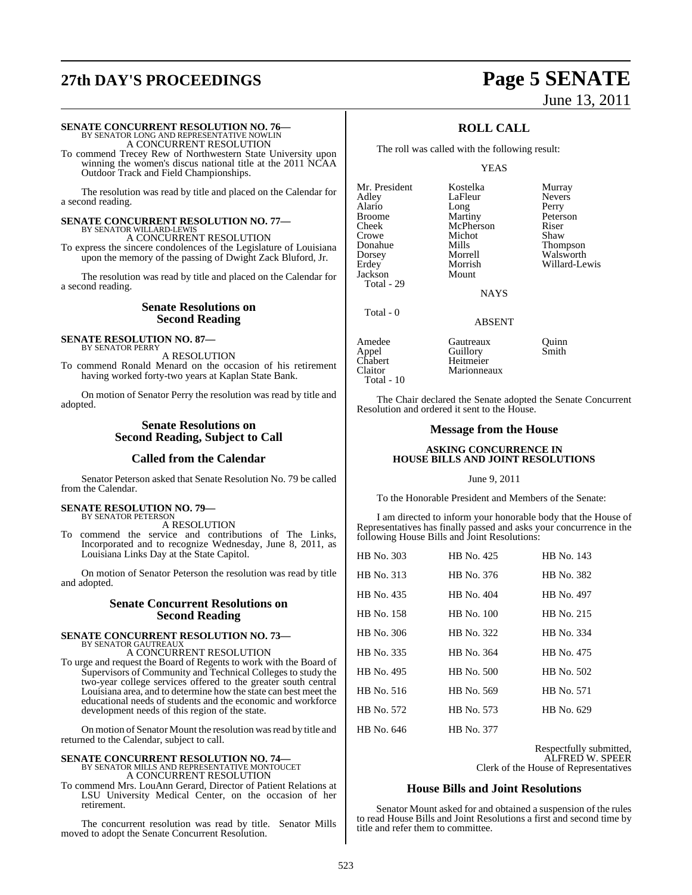**SENATE CONCURRENT RESOLUTION NO. 76—**
BY SENATOR LONG AND REPRESENTATIVE NOWLIN
A CONCURRENT RESOLUTION

To commend Trecey Rew of Northwestern State University upon winning the women's discus national title at the 2011 NCAA Outdoor Track and Field Championships.

The resolution was read by title and placed on the Calendar for a second reading.

**SENATE CONCURRENT RESOLUTION NO. 77—**
BY SENATOR WILLARD-LEWIS
A CONCURRENT RESOLUTION

To express the sincere condolences of the Legislature of Louisiana upon the memory of the passing of Dwight Zack Bluford, Jr.

The resolution was read by title and placed on the Calendar for a second reading.

## Senate Resolutions on Second Reading

**SENATE RESOLUTION NO. 87—**
BY SENATOR PERRY
A RESOLUTION

To commend Ronald Menard on the occasion of his retirement having worked forty-two years at Kaplan State Bank.

On motion of Senator Perry the resolution was read by title and adopted.

## Senate Resolutions on Second Reading, Subject to Call

## Called from the Calendar

Senator Peterson asked that Senate Resolution No. 79 be called from the Calendar.

**SENATE RESOLUTION NO. 79—**
BY SENATOR PETERSON
A RESOLUTION

To commend the service and contributions of The Links, Incorporated and to recognize Wednesday, June 8, 2011, as Louisiana Links Day at the State Capitol.

On motion of Senator Peterson the resolution was read by title and adopted.

## Senate Concurrent Resolutions on Second Reading

**SENATE CONCURRENT RESOLUTION NO. 73—**
BY SENATOR GAUTREAUX
A CONCURRENT RESOLUTION

To urge and request the Board of Regents to work with the Board of Supervisors of Community and Technical Colleges to study the two-year college services offered to the greater south central Louisiana area, and to determine how the state can best meet the educational needs of students and the economic and workforce development needs of this region of the state.

On motion of Senator Mount the resolution was read by title and returned to the Calendar, subject to call.

**SENATE CONCURRENT RESOLUTION NO. 74—**
BY SENATOR MILLS AND REPRESENTATIVE MONTOUCET
A CONCURRENT RESOLUTION

To commend Mrs. LouAnn Gerard, Director of Patient Relations at LSU University Medical Center, on the occasion of her retirement.

The concurrent resolution was read by title. Senator Mills moved to adopt the Senate Concurrent Resolution.

## ROLL CALL

The roll was called with the following result:

YEAS

| | | |
|---|---|---|
| Mr. President | Kostelka | Murray |
| Adley | LaFleur | Nevers |
| Alario | Long | Perry |
| Broome | Martiny | Peterson |
| Cheek | McPherson | Riser |
| Crowe | Michot | Shaw |
| Donahue | Mills | Thompson |
| Dorsey | Morrell | Walsworth |
| Erdey | Morrish | Willard-Lewis |
| Jackson | Mount | |

Total - 29

NAYS

Total - 0

ABSENT

| | | |
|---|---|---|
| Amedee | Gautreaux | Quinn |
| Appel | Guillory | Smith |
| Chabert | Heitmeier | |
| Claitor | Marionneaux | |

Total - 10

The Chair declared the Senate adopted the Senate Concurrent Resolution and ordered it sent to the House.

## Message from the House

**ASKING CONCURRENCE IN HOUSE BILLS AND JOINT RESOLUTIONS**

June 9, 2011

To the Honorable President and Members of the Senate:

I am directed to inform your honorable body that the House of Representatives has finally passed and asks your concurrence in the following House Bills and Joint Resolutions:

| | | |
|---|---|---|
| HB No. 303 | HB No. 425 | HB No. 143 |
| HB No. 313 | HB No. 376 | HB No. 382 |
| HB No. 435 | HB No. 404 | HB No. 497 |
| HB No. 158 | HB No. 100 | HB No. 215 |
| HB No. 306 | HB No. 322 | HB No. 334 |
| HB No. 335 | HB No. 364 | HB No. 475 |
| HB No. 495 | HB No. 500 | HB No. 502 |
| HB No. 516 | HB No. 569 | HB No. 571 |
| HB No. 572 | HB No. 573 | HB No. 629 |
| HB No. 646 | HB No. 377 | |

Respectfully submitted,
ALFRED W. SPEER
Clerk of the House of Representatives

## House Bills and Joint Resolutions

Senator Mount asked for and obtained a suspension of the rules to read House Bills and Joint Resolutions a first and second time by title and refer them to committee.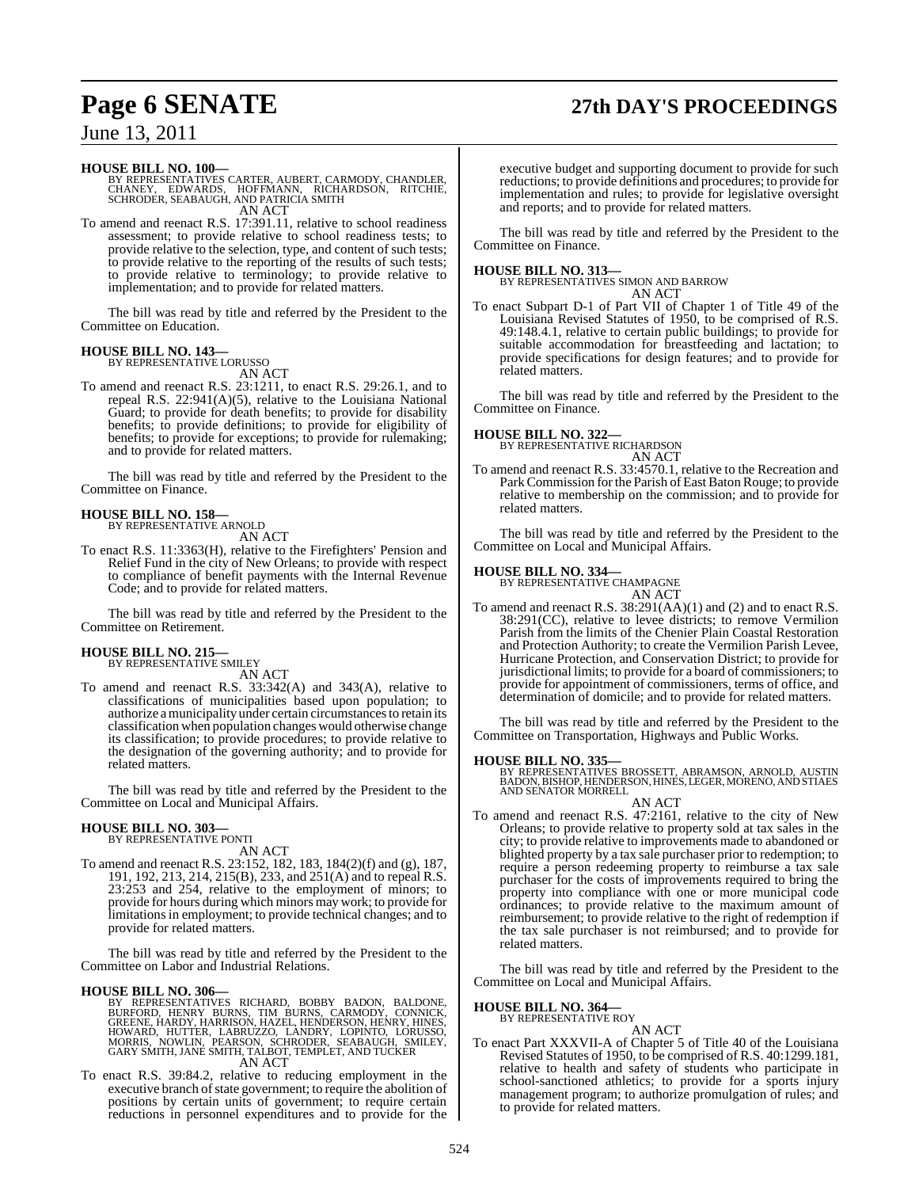**HOUSE BILL NO. 100—**
BY REPRESENTATIVES CARTER, AUBERT, CARMODY, CHANDLER, CHANEY, EDWARDS, HOFFMANN, RICHARDSON, RITCHIE, SCHRODER, SEABAUGH, AND PATRICIA SMITH

AN ACT

To amend and reenact R.S. 17:391.11, relative to school readiness assessment; to provide relative to school readiness tests; to provide relative to the selection, type, and content of such tests; to provide relative to the reporting of the results of such tests; to provide relative to terminology; to provide relative to implementation; and to provide for related matters.

The bill was read by title and referred by the President to the Committee on Education.

**HOUSE BILL NO. 143—**
BY REPRESENTATIVE LORUSSO

AN ACT

To amend and reenact R.S. 23:1211, to enact R.S. 29:26.1, and to repeal R.S. 22:941(A)(5), relative to the Louisiana National Guard; to provide for death benefits; to provide for disability benefits; to provide definitions; to provide for eligibility of benefits; to provide for exceptions; to provide for rulemaking; and to provide for related matters.

The bill was read by title and referred by the President to the Committee on Finance.

**HOUSE BILL NO. 158—**
BY REPRESENTATIVE ARNOLD

AN ACT

To enact R.S. 11:3363(H), relative to the Firefighters' Pension and Relief Fund in the city of New Orleans; to provide with respect to compliance of benefit payments with the Internal Revenue Code; and to provide for related matters.

The bill was read by title and referred by the President to the Committee on Retirement.

**HOUSE BILL NO. 215—**
BY REPRESENTATIVE SMILEY

AN ACT

To amend and reenact R.S. 33:342(A) and 343(A), relative to classifications of municipalities based upon population; to authorize a municipality under certain circumstances to retain its classification when population changes would otherwise change its classification; to provide procedures; to provide relative to the designation of the governing authority; and to provide for related matters.

The bill was read by title and referred by the President to the Committee on Local and Municipal Affairs.

**HOUSE BILL NO. 303—**
BY REPRESENTATIVE PONTI

AN ACT

To amend and reenact R.S. 23:152, 182, 183, 184(2)(f) and (g), 187, 191, 192, 213, 214, 215(B), 233, and 251(A) and to repeal R.S. 23:253 and 254, relative to the employment of minors; to provide for hours during which minors may work; to provide for limitations in employment; to provide technical changes; and to provide for related matters.

The bill was read by title and referred by the President to the Committee on Labor and Industrial Relations.

**HOUSE BILL NO. 306—**
BY REPRESENTATIVES RICHARD, BOBBY BADON, BALDONE, BURFORD, HENRY BURNS, TIM BURNS, CARMODY, CONNICK, GREENE, HARDY, HARRISON, HAZEL, HENDERSON, HENRY, HINES, HOWARD, HUTTER, LABRUZZO, LANDRY, LOPINTO, LORUSSO, MORRIS, NOWLIN, PEARSON, SCHRODER, SEABAUGH, SMILEY, GARY SMITH, JANE SMITH, TALBOT, TEMPLET, AND TUCKER

AN ACT

To enact R.S. 39:84.2, relative to reducing employment in the executive branch of state government; to require the abolition of positions by certain units of government; to require certain reductions in personnel expenditures and to provide for the executive budget and supporting document to provide for such reductions; to provide definitions and procedures; to provide for implementation and rules; to provide for legislative oversight and reports; and to provide for related matters.

The bill was read by title and referred by the President to the Committee on Finance.

**HOUSE BILL NO. 313—**
BY REPRESENTATIVES SIMON AND BARROW

AN ACT

To enact Subpart D-1 of Part VII of Chapter 1 of Title 49 of the Louisiana Revised Statutes of 1950, to be comprised of R.S. 49:148.4.1, relative to certain public buildings; to provide for suitable accommodation for breastfeeding and lactation; to provide specifications for design features; and to provide for related matters.

The bill was read by title and referred by the President to the Committee on Finance.

**HOUSE BILL NO. 322—**
BY REPRESENTATIVE RICHARDSON

AN ACT

To amend and reenact R.S. 33:4570.1, relative to the Recreation and Park Commission for the Parish of East Baton Rouge; to provide relative to membership on the commission; and to provide for related matters.

The bill was read by title and referred by the President to the Committee on Local and Municipal Affairs.

**HOUSE BILL NO. 334—**
BY REPRESENTATIVE CHAMPAGNE

AN ACT

To amend and reenact R.S. 38:291(AA)(1) and (2) and to enact R.S. 38:291(CC), relative to levee districts; to remove Vermilion Parish from the limits of the Chenier Plain Coastal Restoration and Protection Authority; to create the Vermilion Parish Levee, Hurricane Protection, and Conservation District; to provide for jurisdictional limits; to provide for a board of commissioners; to provide for appointment of commissioners, terms of office, and determination of domicile; and to provide for related matters.

The bill was read by title and referred by the President to the Committee on Transportation, Highways and Public Works.

**HOUSE BILL NO. 335—**
BY REPRESENTATIVES BROSSETT, ABRAMSON, ARNOLD, AUSTIN BADON, BISHOP, HENDERSON, HINES, LEGER, MORENO, AND STIAES AND SENATOR MORRELL

AN ACT

To amend and reenact R.S. 47:2161, relative to the city of New Orleans; to provide relative to property sold at tax sales in the city; to provide relative to improvements made to abandoned or blighted property by a tax sale purchaser prior to redemption; to require a person redeeming property to reimburse a tax sale purchaser for the costs of improvements required to bring the property into compliance with one or more municipal code ordinances; to provide relative to the maximum amount of reimbursement; to provide relative to the right of redemption if the tax sale purchaser is not reimbursed; and to provide for related matters.

The bill was read by title and referred by the President to the Committee on Local and Municipal Affairs.

**HOUSE BILL NO. 364—**
BY REPRESENTATIVE ROY

AN ACT

To enact Part XXXVII-A of Chapter 5 of Title 40 of the Louisiana Revised Statutes of 1950, to be comprised of R.S. 40:1299.181, relative to health and safety of students who participate in school-sanctioned athletics; to provide for a sports injury management program; to authorize promulgation of rules; and to provide for related matters.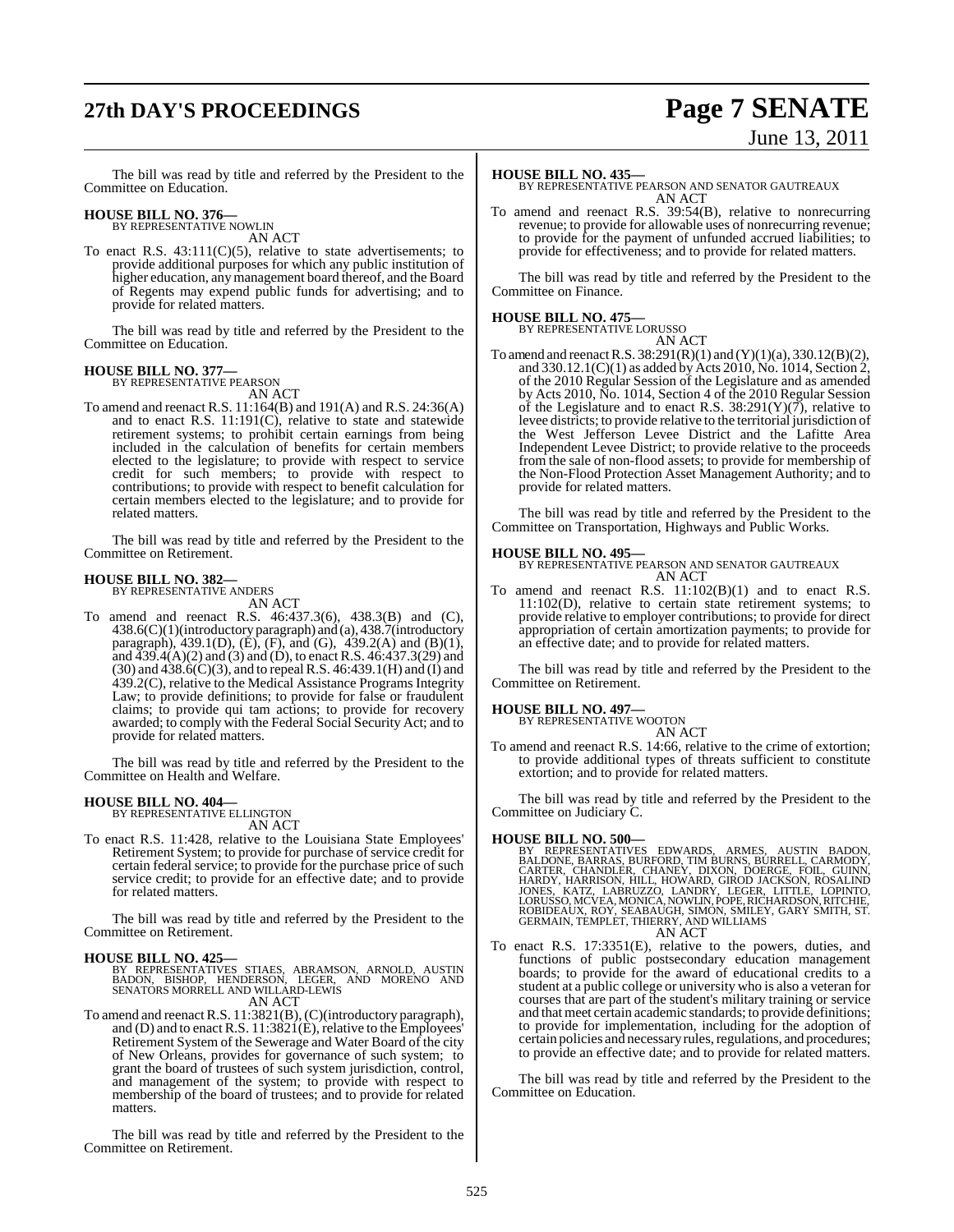The bill was read by title and referred by the President to the Committee on Education.

**HOUSE BILL NO. 376—**
BY REPRESENTATIVE NOWLIN
AN ACT

To enact R.S. 43:111(C)(5), relative to state advertisements; to provide additional purposes for which any public institution of higher education, any management board thereof, and the Board of Regents may expend public funds for advertising; and to provide for related matters.

The bill was read by title and referred by the President to the Committee on Education.

**HOUSE BILL NO. 377—**
BY REPRESENTATIVE PEARSON
AN ACT

To amend and reenact R.S. 11:164(B) and 191(A) and R.S. 24:36(A) and to enact R.S. 11:191(C), relative to state and statewide retirement systems; to prohibit certain earnings from being included in the calculation of benefits for certain members elected to the legislature; to provide with respect to service credit for such members; to provide with respect to contributions; to provide with respect to benefit calculation for certain members elected to the legislature; and to provide for related matters.

The bill was read by title and referred by the President to the Committee on Retirement.

**HOUSE BILL NO. 382—**
BY REPRESENTATIVE ANDERS
AN ACT

To amend and reenact R.S. 46:437.3(6), 438.3(B) and (C), 438.6(C)(1)(introductory paragraph) and (a), 438.7(introductory paragraph), 439.1(D), (E), (F), and (G), 439.2(A) and (B)(1), and 439.4(A)(2) and (3) and (D), to enact R.S. 46:437.3(29) and (30) and 438.6(C)(3), and to repeal R.S. 46:439.1(H) and (I) and 439.2(C), relative to the Medical Assistance Programs Integrity Law; to provide definitions; to provide for false or fraudulent claims; to provide qui tam actions; to provide for recovery awarded; to comply with the Federal Social Security Act; and to provide for related matters.

The bill was read by title and referred by the President to the Committee on Health and Welfare.

**HOUSE BILL NO. 404—**
BY REPRESENTATIVE ELLINGTON
AN ACT

To enact R.S. 11:428, relative to the Louisiana State Employees' Retirement System; to provide for purchase of service credit for certain federal service; to provide for the purchase price of such service credit; to provide for an effective date; and to provide for related matters.

The bill was read by title and referred by the President to the Committee on Retirement.

**HOUSE BILL NO. 425—**
BY REPRESENTATIVES STIAES, ABRAMSON, ARNOLD, AUSTIN BADON, BISHOP, HENDERSON, LEGER, AND MORENO AND SENATORS MORRELL AND WILLARD-LEWIS
AN ACT

To amend and reenact R.S. 11:3821(B), (C)(introductory paragraph), and (D) and to enact R.S. 11:3821(E), relative to the Employees' Retirement System of the Sewerage and Water Board of the city of New Orleans, provides for governance of such system; to grant the board of trustees of such system jurisdiction, control, and management of the system; to provide with respect to membership of the board of trustees; and to provide for related matters.

The bill was read by title and referred by the President to the Committee on Retirement.

**HOUSE BILL NO. 435—**
BY REPRESENTATIVE PEARSON AND SENATOR GAUTREAUX
AN ACT

To amend and reenact R.S. 39:54(B), relative to nonrecurring revenue; to provide for allowable uses of nonrecurring revenue; to provide for the payment of unfunded accrued liabilities; to provide for effectiveness; and to provide for related matters.

The bill was read by title and referred by the President to the Committee on Finance.

**HOUSE BILL NO. 475—**
BY REPRESENTATIVE LORUSSO
AN ACT

To amend and reenact R.S. 38:291(R)(1) and (Y)(1)(a), 330.12(B)(2), and 330.12.1(C)(1) as added by Acts 2010, No. 1014, Section 2, of the 2010 Regular Session of the Legislature and as amended by Acts 2010, No. 1014, Section 4 of the 2010 Regular Session of the Legislature and to enact R.S. 38:291(Y)(7), relative to levee districts; to provide relative to the territorial jurisdiction of the West Jefferson Levee District and the Lafitte Area Independent Levee District; to provide relative to the proceeds from the sale of non-flood assets; to provide for membership of the Non-Flood Protection Asset Management Authority; and to provide for related matters.

The bill was read by title and referred by the President to the Committee on Transportation, Highways and Public Works.

**HOUSE BILL NO. 495—**
BY REPRESENTATIVE PEARSON AND SENATOR GAUTREAUX
AN ACT

To amend and reenact R.S. 11:102(B)(1) and to enact R.S. 11:102(D), relative to certain state retirement systems; to provide relative to employer contributions; to provide for direct appropriation of certain amortization payments; to provide for an effective date; and to provide for related matters.

The bill was read by title and referred by the President to the Committee on Retirement.

**HOUSE BILL NO. 497—**
BY REPRESENTATIVE WOOTON
AN ACT

To amend and reenact R.S. 14:66, relative to the crime of extortion; to provide additional types of threats sufficient to constitute extortion; and to provide for related matters.

The bill was read by title and referred by the President to the Committee on Judiciary C.

**HOUSE BILL NO. 500—**
BY REPRESENTATIVES EDWARDS, ARMES, AUSTIN BADON, BALDONE, BARRAS, BURFORD, TIM BURNS, BURRELL, CARMODY, CARTER, CHANDLER, CHANEY, DIXON, DOERGE, FOIL, GUINN, HARDY, HARRISON, HILL, HOWARD, GIROD JACKSON, ROSALIND JONES, KATZ, LABRUZZO, LANDRY, LEGER, LITTLE, LOPINTO, LORUSSO, MCVEA, MONICA, NOWLIN, POPE, RICHARDSON, RITCHIE, ROBIDEAUX, ROY, SEABAUGH, SIMON, SMILEY, GARY SMITH, ST. GERMAIN, TEMPLET, THIERRY, AND WILLIAMS
AN ACT

To enact R.S. 17:3351(E), relative to the powers, duties, and functions of public postsecondary education management boards; to provide for the award of educational credits to a student at a public college or university who is also a veteran for courses that are part of the student's military training or service and that meet certain academic standards; to provide definitions; to provide for implementation, including for the adoption of certain policies and necessary rules, regulations, and procedures; to provide an effective date; and to provide for related matters.

The bill was read by title and referred by the President to the Committee on Education.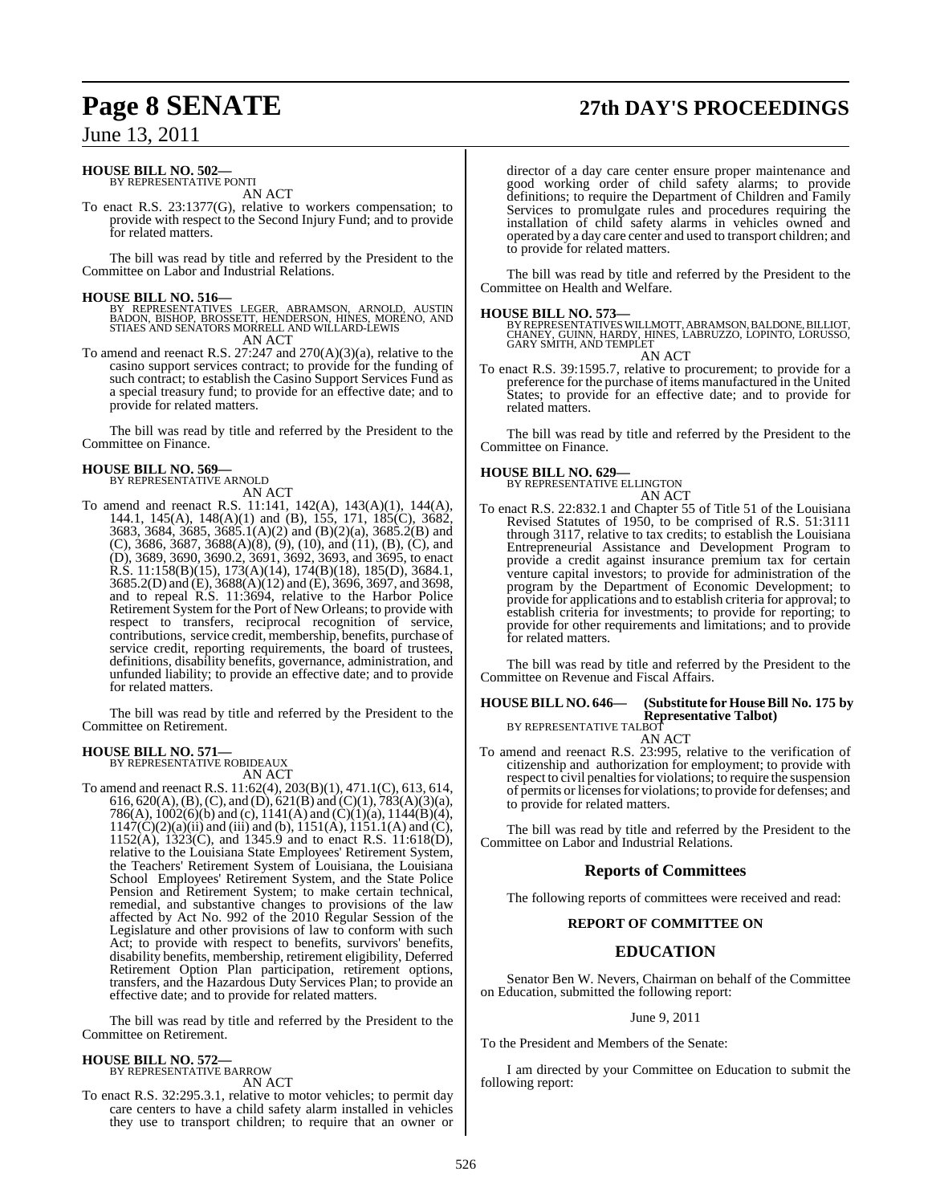**HOUSE BILL NO. 502—**
BY REPRESENTATIVE PONTI

AN ACT

To enact R.S. 23:1377(G), relative to workers compensation; to provide with respect to the Second Injury Fund; and to provide for related matters.

The bill was read by title and referred by the President to the Committee on Labor and Industrial Relations.

**HOUSE BILL NO. 516—**
BY REPRESENTATIVES LEGER, ABRAMSON, ARNOLD, AUSTIN BADON, BISHOP, BROSSETT, HENDERSON, HINES, MORENO, AND STIAES AND SENATORS MORRELL AND WILLARD-LEWIS

AN ACT

To amend and reenact R.S. 27:247 and 270(A)(3)(a), relative to the casino support services contract; to provide for the funding of such contract; to establish the Casino Support Services Fund as a special treasury fund; to provide for an effective date; and to provide for related matters.

The bill was read by title and referred by the President to the Committee on Finance.

**HOUSE BILL NO. 569—**
BY REPRESENTATIVE ARNOLD

AN ACT

To amend and reenact R.S. 11:141, 142(A), 143(A)(1), 144(A), 144.1, 145(A), 148(A)(1) and (B), 155, 171, 185(C), 3682, 3683, 3684, 3685, 3685.1(A)(2) and (B)(2)(a), 3685.2(B) and (C), 3686, 3687, 3688(A)(8), (9), (10), and (11), (B), (C), and (D), 3689, 3690, 3690.2, 3691, 3692, 3693, and 3695, to enact R.S. 11:158(B)(15), 173(A)(14), 174(B)(18), 185(D), 3684.1, 3685.2(D) and (E), 3688(A)(12) and (E), 3696, 3697, and 3698, and to repeal R.S. 11:3694, relative to the Harbor Police Retirement System for the Port of New Orleans; to provide with respect to transfers, reciprocal recognition of service, contributions, service credit, membership, benefits, purchase of service credit, reporting requirements, the board of trustees, definitions, disability benefits, governance, administration, and unfunded liability; to provide an effective date; and to provide for related matters.

The bill was read by title and referred by the President to the Committee on Retirement.

**HOUSE BILL NO. 571—**
BY REPRESENTATIVE ROBIDEAUX

AN ACT

To amend and reenact R.S. 11:62(4), 203(B)(1), 471.1(C), 613, 614, 616, 620(A), (B), (C), and (D), 621(B) and (C)(1), 783(A)(3)(a), 786(A), 1002(6)(b) and (c), 1141(A) and (C)(1)(a), 1144(B)(4), 1147(C)(2)(a)(ii) and (iii) and (b), 1151(A), 1151.1(A) and (C), 1152(A), 1323(C), and 1345.9 and to enact R.S. 11:618(D), relative to the Louisiana State Employees' Retirement System, the Teachers' Retirement System of Louisiana, the Louisiana School Employees' Retirement System, and the State Police Pension and Retirement System; to make certain technical, remedial, and substantive changes to provisions of the law affected by Act No. 992 of the 2010 Regular Session of the Legislature and other provisions of law to conform with such Act; to provide with respect to benefits, survivors' benefits, disability benefits, membership, retirement eligibility, Deferred Retirement Option Plan participation, retirement options, transfers, and the Hazardous Duty Services Plan; to provide an effective date; and to provide for related matters.

The bill was read by title and referred by the President to the Committee on Retirement.

**HOUSE BILL NO. 572—**
BY REPRESENTATIVE BARROW

AN ACT

To enact R.S. 32:295.3.1, relative to motor vehicles; to permit day care centers to have a child safety alarm installed in vehicles they use to transport children; to require that an owner or director of a day care center ensure proper maintenance and good working order of child safety alarms; to provide definitions; to require the Department of Children and Family Services to promulgate rules and procedures requiring the installation of child safety alarms in vehicles owned and operated by a day care center and used to transport children; and to provide for related matters.

The bill was read by title and referred by the President to the Committee on Health and Welfare.

**HOUSE BILL NO. 573—**
BY REPRESENTATIVES WILLMOTT, ABRAMSON, BALDONE, BILLIOT, CHANEY, GUINN, HARDY, HINES, LABRUZZO, LOPINTO, LORUSSO, GARY SMITH, AND TEMPLET

AN ACT

To enact R.S. 39:1595.7, relative to procurement; to provide for a preference for the purchase of items manufactured in the United States; to provide for an effective date; and to provide for related matters.

The bill was read by title and referred by the President to the Committee on Finance.

**HOUSE BILL NO. 629—**
BY REPRESENTATIVE ELLINGTON

AN ACT

To enact R.S. 22:832.1 and Chapter 55 of Title 51 of the Louisiana Revised Statutes of 1950, to be comprised of R.S. 51:3111 through 3117, relative to tax credits; to establish the Louisiana Entrepreneurial Assistance and Development Program to provide a credit against insurance premium tax for certain venture capital investors; to provide for administration of the program by the Department of Economic Development; to provide for applications and to establish criteria for approval; to establish criteria for investments; to provide for reporting; to provide for other requirements and limitations; and to provide for related matters.

The bill was read by title and referred by the President to the Committee on Revenue and Fiscal Affairs.

**HOUSE BILL NO. 646— (Substitute for House Bill No. 175 by Representative Talbot)**
BY REPRESENTATIVE TALBOT

AN ACT

To amend and reenact R.S. 23:995, relative to the verification of citizenship and authorization for employment; to provide with respect to civil penalties for violations; to require the suspension of permits or licenses for violations; to provide for defenses; and to provide for related matters.

The bill was read by title and referred by the President to the Committee on Labor and Industrial Relations.

## Reports of Committees

The following reports of committees were received and read:

### REPORT OF COMMITTEE ON

## EDUCATION

Senator Ben W. Nevers, Chairman on behalf of the Committee on Education, submitted the following report:

June 9, 2011

To the President and Members of the Senate:

I am directed by your Committee on Education to submit the following report: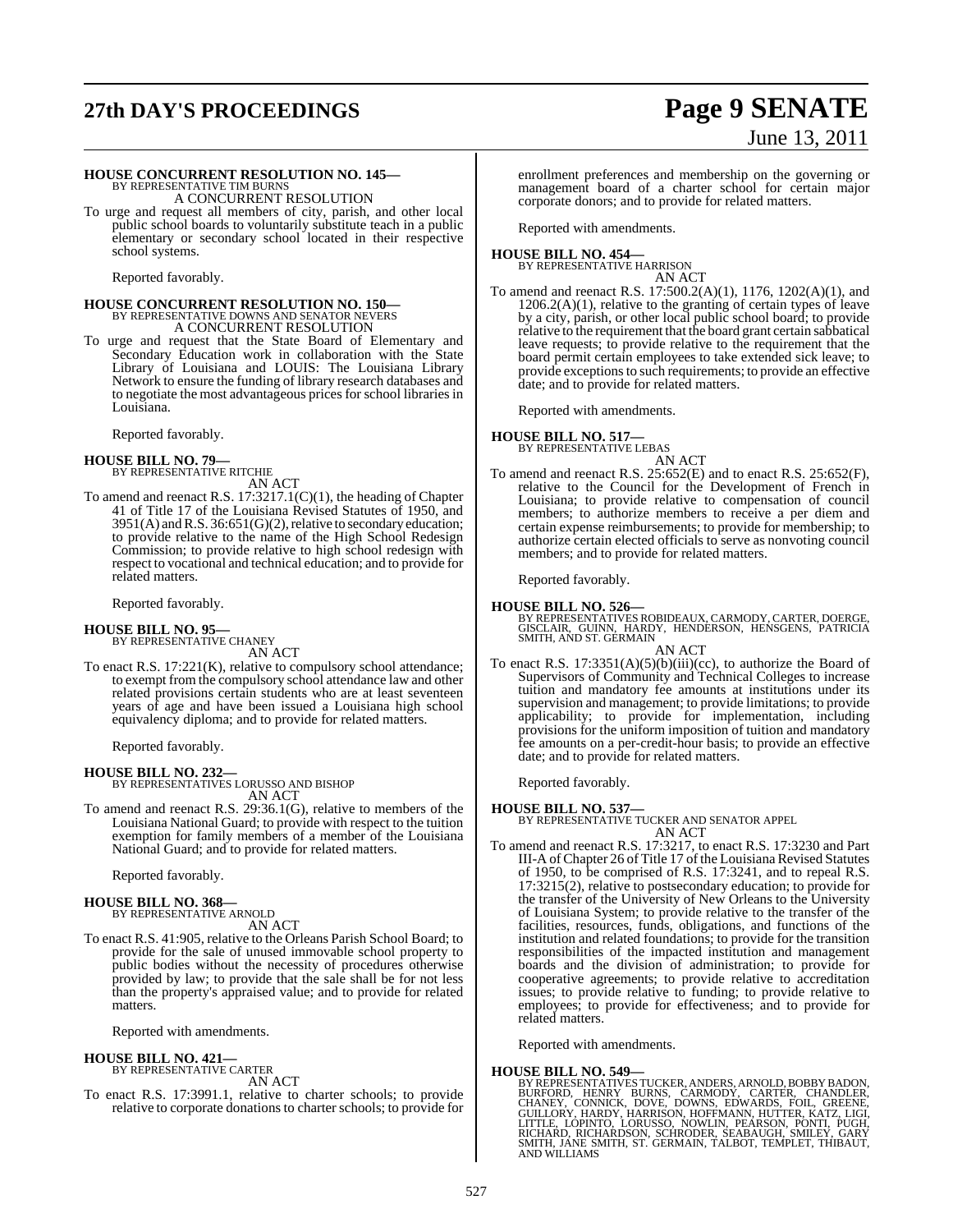**HOUSE CONCURRENT RESOLUTION NO. 145—**
BY REPRESENTATIVE TIM BURNS
A CONCURRENT RESOLUTION

To urge and request all members of city, parish, and other local public school boards to voluntarily substitute teach in a public elementary or secondary school located in their respective school systems.

Reported favorably.

**HOUSE CONCURRENT RESOLUTION NO. 150—**
BY REPRESENTATIVE DOWNS AND SENATOR NEVERS
A CONCURRENT RESOLUTION

To urge and request that the State Board of Elementary and Secondary Education work in collaboration with the State Library of Louisiana and LOUIS: The Louisiana Library Network to ensure the funding of library research databases and to negotiate the most advantageous prices for school libraries in Louisiana.

Reported favorably.

**HOUSE BILL NO. 79—**
BY REPRESENTATIVE RITCHIE
AN ACT

To amend and reenact R.S. 17:3217.1(C)(1), the heading of Chapter 41 of Title 17 of the Louisiana Revised Statutes of 1950, and 3951(A) and R.S. 36:651(G)(2), relative to secondary education; to provide relative to the name of the High School Redesign Commission; to provide relative to high school redesign with respect to vocational and technical education; and to provide for related matters.

Reported favorably.

**HOUSE BILL NO. 95—**
BY REPRESENTATIVE CHANEY
AN ACT

To enact R.S. 17:221(K), relative to compulsory school attendance; to exempt from the compulsory school attendance law and other related provisions certain students who are at least seventeen years of age and have been issued a Louisiana high school equivalency diploma; and to provide for related matters.

Reported favorably.

**HOUSE BILL NO. 232—**
BY REPRESENTATIVES LORUSSO AND BISHOP
AN ACT

To amend and reenact R.S. 29:36.1(G), relative to members of the Louisiana National Guard; to provide with respect to the tuition exemption for family members of a member of the Louisiana National Guard; and to provide for related matters.

Reported favorably.

**HOUSE BILL NO. 368—**
BY REPRESENTATIVE ARNOLD
AN ACT

To enact R.S. 41:905, relative to the Orleans Parish School Board; to provide for the sale of unused immovable school property to public bodies without the necessity of procedures otherwise provided by law; to provide that the sale shall be for not less than the property's appraised value; and to provide for related matters.

Reported with amendments.

**HOUSE BILL NO. 421—**
BY REPRESENTATIVE CARTER
AN ACT

To enact R.S. 17:3991.1, relative to charter schools; to provide relative to corporate donations to charter schools; to provide for enrollment preferences and membership on the governing or management board of a charter school for certain major corporate donors; and to provide for related matters.

Reported with amendments.

**HOUSE BILL NO. 454—**
BY REPRESENTATIVE HARRISON
AN ACT

To amend and reenact R.S. 17:500.2(A)(1), 1176, 1202(A)(1), and 1206.2(A)(1), relative to the granting of certain types of leave by a city, parish, or other local public school board; to provide relative to the requirement that the board grant certain sabbatical leave requests; to provide relative to the requirement that the board permit certain employees to take extended sick leave; to provide exceptions to such requirements; to provide an effective date; and to provide for related matters.

Reported with amendments.

**HOUSE BILL NO. 517—**
BY REPRESENTATIVE LEBAS
AN ACT

To amend and reenact R.S. 25:652(E) and to enact R.S. 25:652(F), relative to the Council for the Development of French in Louisiana; to provide relative to compensation of council members; to authorize members to receive a per diem and certain expense reimbursements; to provide for membership; to authorize certain elected officials to serve as nonvoting council members; and to provide for related matters.

Reported favorably.

**HOUSE BILL NO. 526—**
BY REPRESENTATIVES ROBIDEAUX, CARMODY, CARTER, DOERGE, GISCLAIR, GUINN, HARDY, HENDERSON, HENSGENS, PATRICIA SMITH, AND ST. GERMAIN
AN ACT

To enact R.S. 17:3351(A)(5)(b)(iii)(cc), to authorize the Board of Supervisors of Community and Technical Colleges to increase tuition and mandatory fee amounts at institutions under its supervision and management; to provide limitations; to provide applicability; to provide for implementation, including provisions for the uniform imposition of tuition and mandatory fee amounts on a per-credit-hour basis; to provide an effective date; and to provide for related matters.

Reported favorably.

**HOUSE BILL NO. 537—**
BY REPRESENTATIVE TUCKER AND SENATOR APPEL
AN ACT

To amend and reenact R.S. 17:3217, to enact R.S. 17:3230 and Part III-A of Chapter 26 of Title 17 of the Louisiana Revised Statutes of 1950, to be comprised of R.S. 17:3241, and to repeal R.S. 17:3215(2), relative to postsecondary education; to provide for the transfer of the University of New Orleans to the University of Louisiana System; to provide relative to the transfer of the facilities, resources, funds, obligations, and functions of the institution and related foundations; to provide for the transition responsibilities of the impacted institution and management boards and the division of administration; to provide for cooperative agreements; to provide relative to accreditation issues; to provide relative to funding; to provide relative to employees; to provide for effectiveness; and to provide for related matters.

Reported with amendments.

**HOUSE BILL NO. 549—**
BY REPRESENTATIVES TUCKER, ANDERS, ARNOLD, BOBBY BADON, BURFORD, HENRY BURNS, CARMODY, CARTER, CHANDLER, CHANEY, CONNICK, DOVE, DOWNS, EDWARDS, FOIL, GREENE, GUILLORY, HARDY, HARRISON, HOFFMANN, HUTTER, KATZ, LIGI, LITTLE, LOPINTO, LORUSSO, NOWLIN, PEARSON, PONTI, PUGH, RICHARD, RICHARDSON, SCHRODER, SEABAUGH, SMILEY, GARY SMITH, JANE SMITH, ST. GERMAIN, TALBOT, TEMPLET, THIBAUT, AND WILLIAMS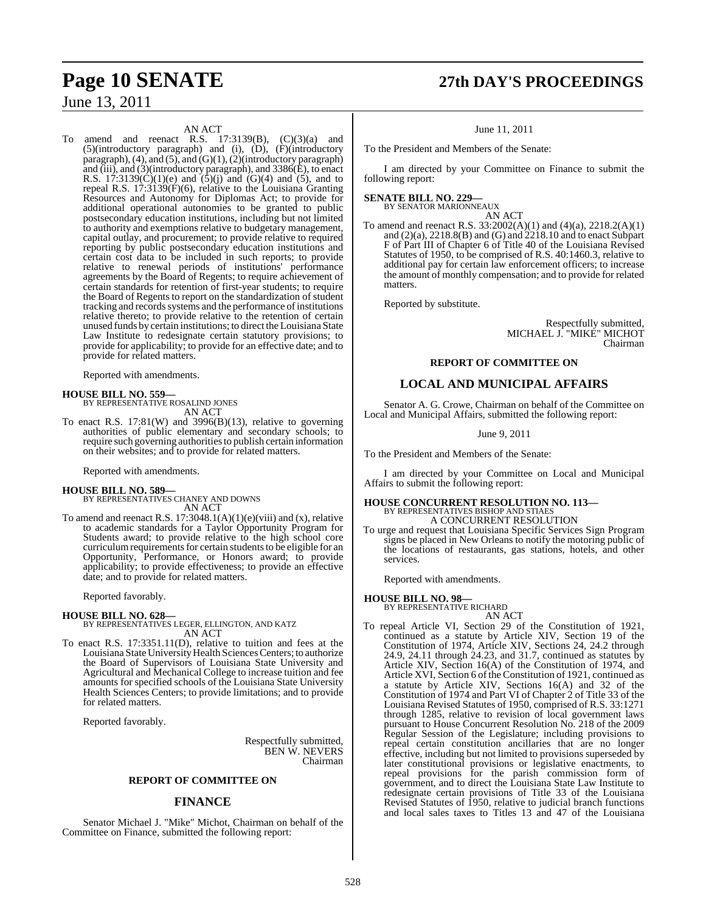AN ACT

To amend and reenact R.S. 17:3139(B), (C)(3)(a) and (5)(introductory paragraph) and (i), (D), (F)(introductory paragraph), (4), and (5), and (G)(1), (2)(introductory paragraph) and (iii), and (3)(introductory paragraph), and 3386(E), to enact R.S. 17:3139(C)(1)(e) and (5)(j) and (G)(4) and (5), and to repeal R.S. 17:3139(F)(6), relative to the Louisiana Granting Resources and Autonomy for Diplomas Act; to provide for additional operational autonomies to be granted to public postsecondary education institutions, including but not limited to authority and exemptions relative to budgetary management, capital outlay, and procurement; to provide relative to required reporting by public postsecondary education institutions and certain cost data to be included in such reports; to provide relative to renewal periods of institutions' performance agreements by the Board of Regents; to require achievement of certain standards for retention of first-year students; to require the Board of Regents to report on the standardization of student tracking and records systems and the performance of institutions relative thereto; to provide relative to the retention of certain unused funds by certain institutions; to direct the Louisiana State Law Institute to redesignate certain statutory provisions; to provide for applicability; to provide for an effective date; and to provide for related matters.

Reported with amendments.

**HOUSE BILL NO. 559—**
BY REPRESENTATIVE ROSALIND JONES
AN ACT

To enact R.S. 17:81(W) and 3996(B)(13), relative to governing authorities of public elementary and secondary schools; to require such governing authorities to publish certain information on their websites; and to provide for related matters.

Reported with amendments.

**HOUSE BILL NO. 589—**
BY REPRESENTATIVES CHANEY AND DOWNS
AN ACT

To amend and reenact R.S. 17:3048.1(A)(1)(e)(viii) and (x), relative to academic standards for a Taylor Opportunity Program for Students award; to provide relative to the high school core curriculum requirements for certain students to be eligible for an Opportunity, Performance, or Honors award; to provide applicability; to provide effectiveness; to provide an effective date; and to provide for related matters.

Reported favorably.

**HOUSE BILL NO. 628—**
BY REPRESENTATIVES LEGER, ELLINGTON, AND KATZ
AN ACT

To enact R.S. 17:3351.11(D), relative to tuition and fees at the Louisiana State University Health Sciences Centers; to authorize the Board of Supervisors of Louisiana State University and Agricultural and Mechanical College to increase tuition and fee amounts for specified schools of the Louisiana State University Health Sciences Centers; to provide limitations; and to provide for related matters.

Reported favorably.

Respectfully submitted,
BEN W. NEVERS
Chairman

## REPORT OF COMMITTEE ON

## FINANCE

Senator Michael J. "Mike" Michot, Chairman on behalf of the Committee on Finance, submitted the following report:

June 11, 2011

To the President and Members of the Senate:

I am directed by your Committee on Finance to submit the following report:

**SENATE BILL NO. 229—**
BY SENATOR MARIONNEAUX
AN ACT

To amend and reenact R.S. 33:2002(A)(1) and (4)(a), 2218.2(A)(1) and (2)(a), 2218.8(B) and (G) and 2218.10 and to enact Subpart F of Part III of Chapter 6 of Title 40 of the Louisiana Revised Statutes of 1950, to be comprised of R.S. 40:1460.3, relative to additional pay for certain law enforcement officers; to increase the amount of monthly compensation; and to provide for related matters.

Reported by substitute.

Respectfully submitted,
MICHAEL J. "MIKE" MICHOT
Chairman

## REPORT OF COMMITTEE ON

## LOCAL AND MUNICIPAL AFFAIRS

Senator A. G. Crowe, Chairman on behalf of the Committee on Local and Municipal Affairs, submitted the following report:

June 9, 2011

To the President and Members of the Senate:

I am directed by your Committee on Local and Municipal Affairs to submit the following report:

**HOUSE CONCURRENT RESOLUTION NO. 113—**
BY REPRESENTATIVES BISHOP AND STIAES
A CONCURRENT RESOLUTION

To urge and request that Louisiana Specific Services Sign Program signs be placed in New Orleans to notify the motoring public of the locations of restaurants, gas stations, hotels, and other services.

Reported with amendments.

**HOUSE BILL NO. 98—**
BY REPRESENTATIVE RICHARD
AN ACT

To repeal Article VI, Section 29 of the Constitution of 1921, continued as a statute by Article XIV, Section 19 of the Constitution of 1974, Article XIV, Sections 24, 24.2 through 24.9, 24.11 through 24.23, and 31.7, continued as statutes by Article XIV, Section 16(A) of the Constitution of 1974, and Article XVI, Section 6 of the Constitution of 1921, continued as a statute by Article XIV, Sections 16(A) and 32 of the Constitution of 1974 and Part VI of Chapter 2 of Title 33 of the Louisiana Revised Statutes of 1950, comprised of R.S. 33:1271 through 1285, relative to revision of local government laws pursuant to House Concurrent Resolution No. 218 of the 2009 Regular Session of the Legislature; including provisions to repeal certain constitution ancillaries that are no longer effective, including but not limited to provisions superseded by later constitutional provisions or legislative enactments, to repeal provisions for the parish commission form of government, and to direct the Louisiana State Law Institute to redesignate certain provisions of Title 33 of the Louisiana Revised Statutes of 1950, relative to judicial branch functions and local sales taxes to Titles 13 and 47 of the Louisiana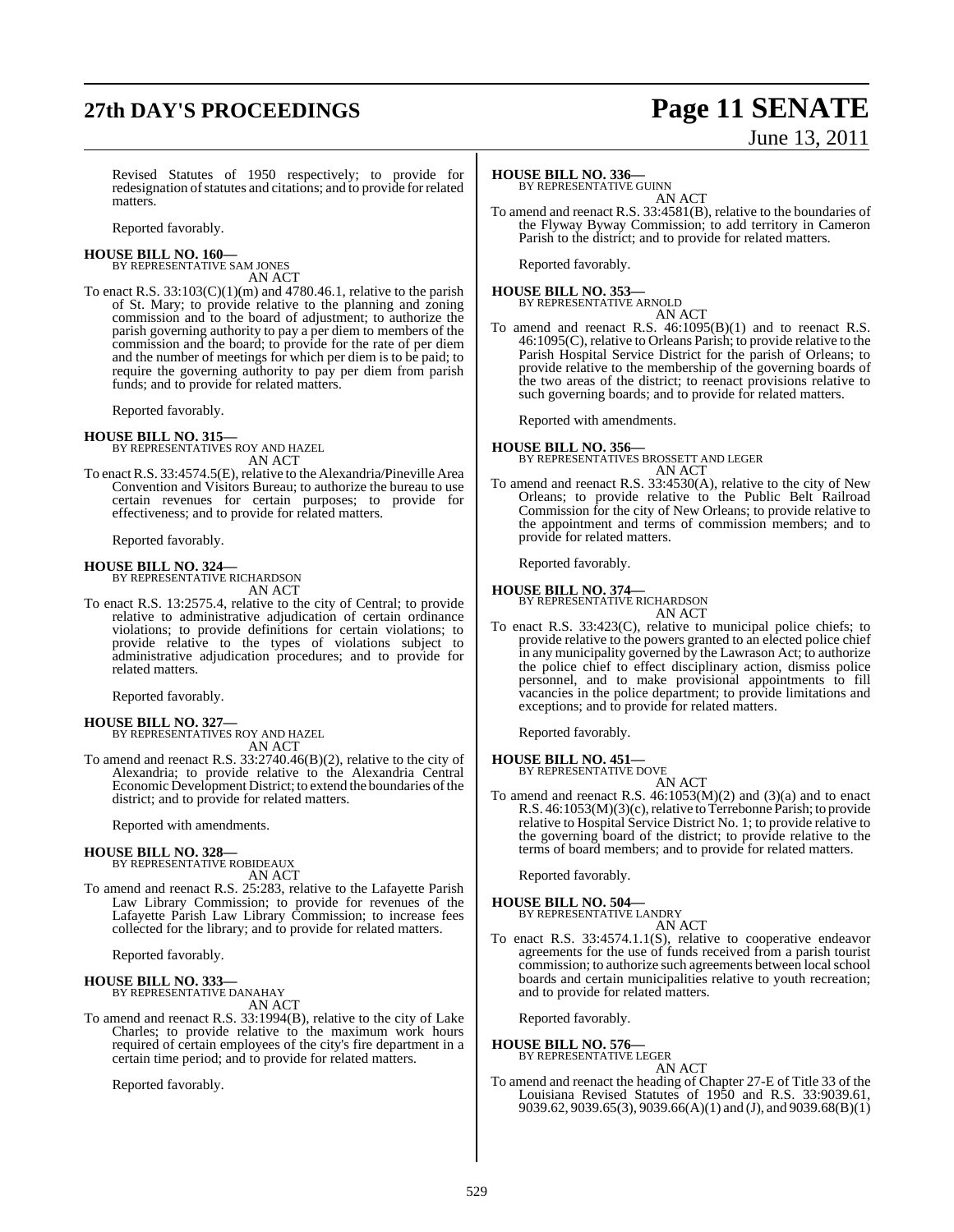Revised Statutes of 1950 respectively; to provide for redesignation of statutes and citations; and to provide for related matters.

Reported favorably.

**HOUSE BILL NO. 160—**
BY REPRESENTATIVE SAM JONES
AN ACT

To enact R.S. 33:103(C)(1)(m) and 4780.46.1, relative to the parish of St. Mary; to provide relative to the planning and zoning commission and to the board of adjustment; to authorize the parish governing authority to pay a per diem to members of the commission and the board; to provide for the rate of per diem and the number of meetings for which per diem is to be paid; to require the governing authority to pay per diem from parish funds; and to provide for related matters.

Reported favorably.

**HOUSE BILL NO. 315—**
BY REPRESENTATIVES ROY AND HAZEL
AN ACT

To enact R.S. 33:4574.5(E), relative to the Alexandria/Pineville Area Convention and Visitors Bureau; to authorize the bureau to use certain revenues for certain purposes; to provide for effectiveness; and to provide for related matters.

Reported favorably.

**HOUSE BILL NO. 324—**
BY REPRESENTATIVE RICHARDSON
AN ACT

To enact R.S. 13:2575.4, relative to the city of Central; to provide relative to administrative adjudication of certain ordinance violations; to provide definitions for certain violations; to provide relative to the types of violations subject to administrative adjudication procedures; and to provide for related matters.

Reported favorably.

**HOUSE BILL NO. 327—**
BY REPRESENTATIVES ROY AND HAZEL
AN ACT

To amend and reenact R.S. 33:2740.46(B)(2), relative to the city of Alexandria; to provide relative to the Alexandria Central Economic Development District; to extend the boundaries of the district; and to provide for related matters.

Reported with amendments.

**HOUSE BILL NO. 328—**
BY REPRESENTATIVE ROBIDEAUX
AN ACT

To amend and reenact R.S. 25:283, relative to the Lafayette Parish Law Library Commission; to provide for revenues of the Lafayette Parish Law Library Commission; to increase fees collected for the library; and to provide for related matters.

Reported favorably.

**HOUSE BILL NO. 333—**
BY REPRESENTATIVE DANAHAY
AN ACT

To amend and reenact R.S. 33:1994(B), relative to the city of Lake Charles; to provide relative to the maximum work hours required of certain employees of the city's fire department in a certain time period; and to provide for related matters.

Reported favorably.

**HOUSE BILL NO. 336—**
BY REPRESENTATIVE GUINN
AN ACT

To amend and reenact R.S. 33:4581(B), relative to the boundaries of the Flyway Byway Commission; to add territory in Cameron Parish to the district; and to provide for related matters.

Reported favorably.

**HOUSE BILL NO. 353—**
BY REPRESENTATIVE ARNOLD
AN ACT

To amend and reenact R.S. 46:1095(B)(1) and to reenact R.S. 46:1095(C), relative to Orleans Parish; to provide relative to the Parish Hospital Service District for the parish of Orleans; to provide relative to the membership of the governing boards of the two areas of the district; to reenact provisions relative to such governing boards; and to provide for related matters.

Reported with amendments.

**HOUSE BILL NO. 356—**
BY REPRESENTATIVES BROSSETT AND LEGER
AN ACT

To amend and reenact R.S. 33:4530(A), relative to the city of New Orleans; to provide relative to the Public Belt Railroad Commission for the city of New Orleans; to provide relative to the appointment and terms of commission members; and to provide for related matters.

Reported favorably.

**HOUSE BILL NO. 374—**
BY REPRESENTATIVE RICHARDSON
AN ACT

To enact R.S. 33:423(C), relative to municipal police chiefs; to provide relative to the powers granted to an elected police chief in any municipality governed by the Lawrason Act; to authorize the police chief to effect disciplinary action, dismiss police personnel, and to make provisional appointments to fill vacancies in the police department; to provide limitations and exceptions; and to provide for related matters.

Reported favorably.

**HOUSE BILL NO. 451—**
BY REPRESENTATIVE DOVE
AN ACT

To amend and reenact R.S. 46:1053(M)(2) and (3)(a) and to enact R.S. 46:1053(M)(3)(c), relative to Terrebonne Parish; to provide relative to Hospital Service District No. 1; to provide relative to the governing board of the district; to provide relative to the terms of board members; and to provide for related matters.

Reported favorably.

**HOUSE BILL NO. 504—**
BY REPRESENTATIVE LANDRY
AN ACT

To enact R.S. 33:4574.1.1(S), relative to cooperative endeavor agreements for the use of funds received from a parish tourist commission; to authorize such agreements between local school boards and certain municipalities relative to youth recreation; and to provide for related matters.

Reported favorably.

**HOUSE BILL NO. 576—**
BY REPRESENTATIVE LEGER
AN ACT

To amend and reenact the heading of Chapter 27-E of Title 33 of the Louisiana Revised Statutes of 1950 and R.S. 33:9039.61, 9039.62, 9039.65(3), 9039.66(A)(1) and (J), and 9039.68(B)(1)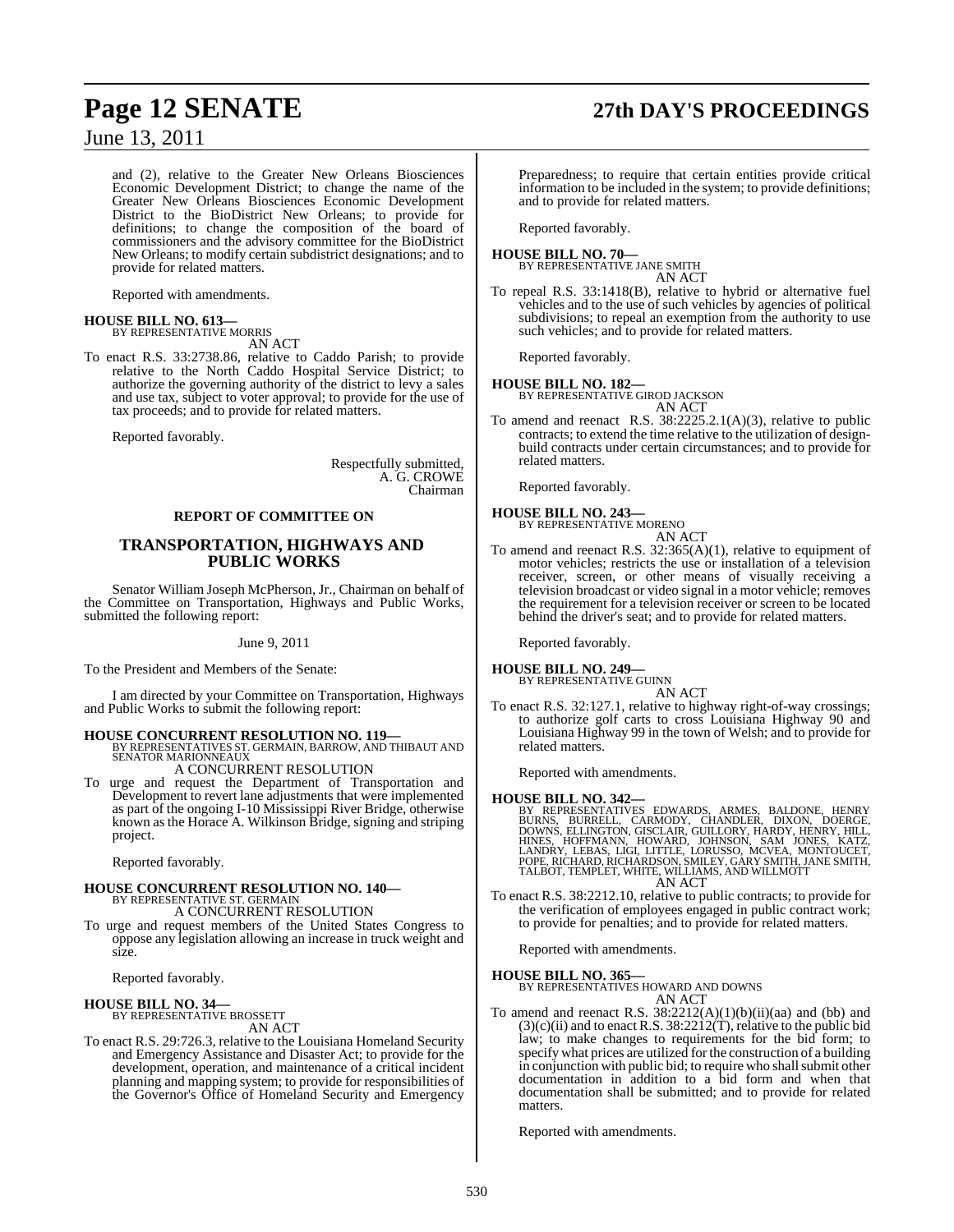and (2), relative to the Greater New Orleans Biosciences Economic Development District; to change the name of the Greater New Orleans Biosciences Economic Development District to the BioDistrict New Orleans; to provide for definitions; to change the composition of the board of commissioners and the advisory committee for the BioDistrict New Orleans; to modify certain subdistrict designations; and to provide for related matters.

Reported with amendments.

**HOUSE BILL NO. 613—**
BY REPRESENTATIVE MORRIS
AN ACT

To enact R.S. 33:2738.86, relative to Caddo Parish; to provide relative to the North Caddo Hospital Service District; to authorize the governing authority of the district to levy a sales and use tax, subject to voter approval; to provide for the use of tax proceeds; and to provide for related matters.

Reported favorably.

Respectfully submitted,
A. G. CROWE
Chairman

**REPORT OF COMMITTEE ON**

## TRANSPORTATION, HIGHWAYS AND PUBLIC WORKS

Senator William Joseph McPherson, Jr., Chairman on behalf of the Committee on Transportation, Highways and Public Works, submitted the following report:

June 9, 2011

To the President and Members of the Senate:

I am directed by your Committee on Transportation, Highways and Public Works to submit the following report:

**HOUSE CONCURRENT RESOLUTION NO. 119—**
BY REPRESENTATIVES ST. GERMAIN, BARROW, AND THIBAUT AND SENATOR MARIONNEAUX
A CONCURRENT RESOLUTION

To urge and request the Department of Transportation and Development to revert lane adjustments that were implemented as part of the ongoing I-10 Mississippi River Bridge, otherwise known as the Horace A. Wilkinson Bridge, signing and striping project.

Reported favorably.

**HOUSE CONCURRENT RESOLUTION NO. 140—**
BY REPRESENTATIVE ST. GERMAIN
A CONCURRENT RESOLUTION

To urge and request members of the United States Congress to oppose any legislation allowing an increase in truck weight and size.

Reported favorably.

**HOUSE BILL NO. 34—**
BY REPRESENTATIVE BROSSETT
AN ACT

To enact R.S. 29:726.3, relative to the Louisiana Homeland Security and Emergency Assistance and Disaster Act; to provide for the development, operation, and maintenance of a critical incident planning and mapping system; to provide for responsibilities of the Governor's Office of Homeland Security and Emergency Preparedness; to require that certain entities provide critical information to be included in the system; to provide definitions; and to provide for related matters.

Reported favorably.

**HOUSE BILL NO. 70—**
BY REPRESENTATIVE JANE SMITH
AN ACT

To repeal R.S. 33:1418(B), relative to hybrid or alternative fuel vehicles and to the use of such vehicles by agencies of political subdivisions; to repeal an exemption from the authority to use such vehicles; and to provide for related matters.

Reported favorably.

**HOUSE BILL NO. 182—**
BY REPRESENTATIVE GIROD JACKSON
AN ACT

To amend and reenact R.S. 38:2225.2.1(A)(3), relative to public contracts; to extend the time relative to the utilization of design-build contracts under certain circumstances; and to provide for related matters.

Reported favorably.

**HOUSE BILL NO. 243—**
BY REPRESENTATIVE MORENO
AN ACT

To amend and reenact R.S. 32:365(A)(1), relative to equipment of motor vehicles; restricts the use or installation of a television receiver, screen, or other means of visually receiving a television broadcast or video signal in a motor vehicle; removes the requirement for a television receiver or screen to be located behind the driver's seat; and to provide for related matters.

Reported favorably.

**HOUSE BILL NO. 249—**
BY REPRESENTATIVE GUINN
AN ACT

To enact R.S. 32:127.1, relative to highway right-of-way crossings; to authorize golf carts to cross Louisiana Highway 90 and Louisiana Highway 99 in the town of Welsh; and to provide for related matters.

Reported with amendments.

**HOUSE BILL NO. 342—**
BY REPRESENTATIVES EDWARDS, ARMES, BALDONE, HENRY BURNS, BURRELL, CARMODY, CHANDLER, DIXON, DOERGE, DOWNS, ELLINGTON, GISCLAIR, GUILLORY, HARDY, HENRY, HILL, HINES, HOFFMANN, HOWARD, JOHNSON, SAM JONES, KATZ, LANDRY, LEBAS, LIGI, LITTLE, LORUSSO, MCVEA, MONTOUCET, POPE, RICHARD, RICHARDSON, SMILEY, GARY SMITH, JANE SMITH, TALBOT, TEMPLET, WHITE, WILLIAMS, AND WILLMOTT
AN ACT

To enact R.S. 38:2212.10, relative to public contracts; to provide for the verification of employees engaged in public contract work; to provide for penalties; and to provide for related matters.

Reported with amendments.

**HOUSE BILL NO. 365—**
BY REPRESENTATIVES HOWARD AND DOWNS
AN ACT

To amend and reenact R.S. 38:2212(A)(1)(b)(ii)(aa) and (bb) and (3)(c)(ii) and to enact R.S. 38:2212(T), relative to the public bid law; to make changes to requirements for the bid form; to specify what prices are utilized for the construction of a building in conjunction with public bid; to require who shall submit other documentation in addition to a bid form and when that documentation shall be submitted; and to provide for related matters.

Reported with amendments.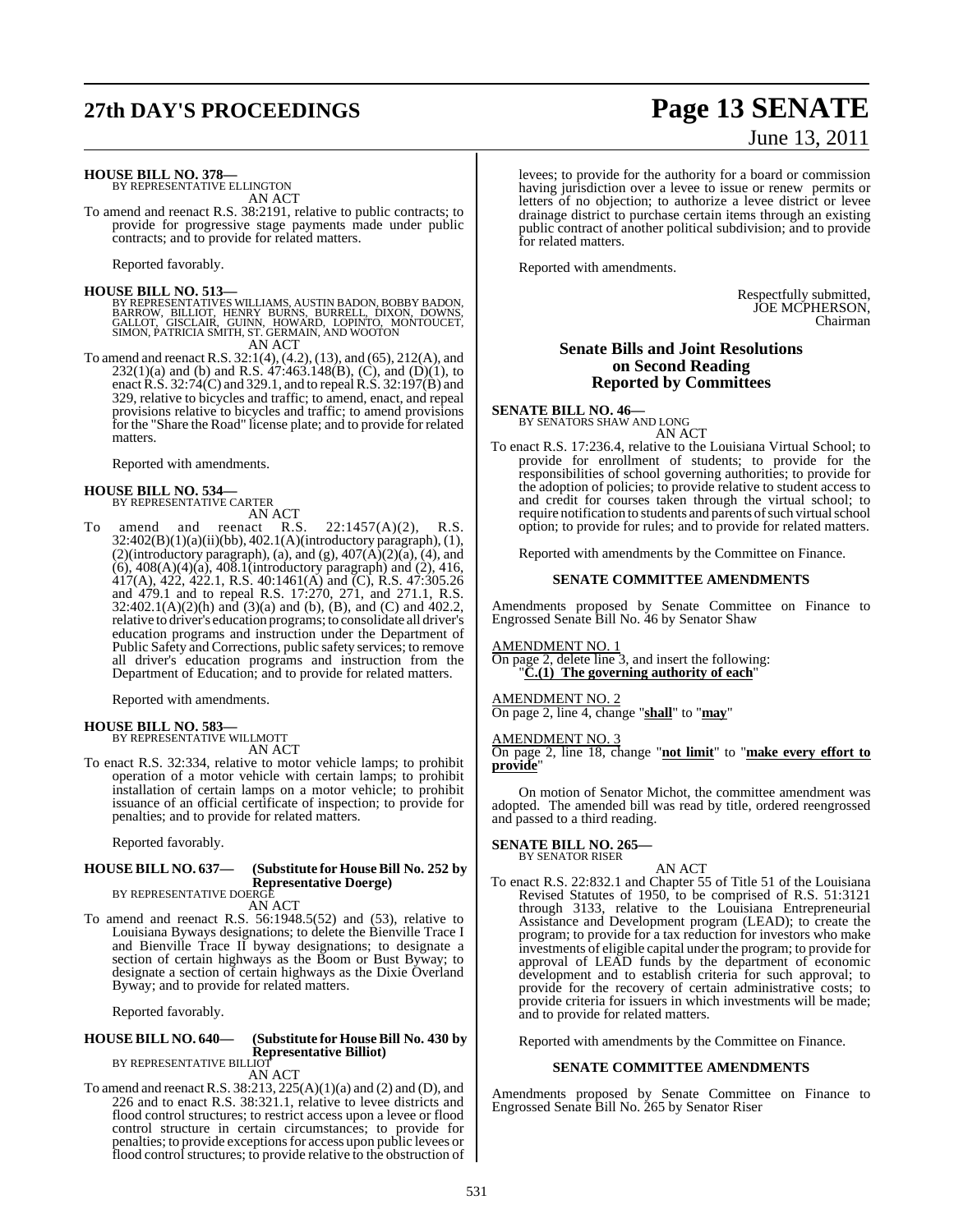**HOUSE BILL NO. 378—**
BY REPRESENTATIVE ELLINGTON
AN ACT

To amend and reenact R.S. 38:2191, relative to public contracts; to provide for progressive stage payments made under public contracts; and to provide for related matters.

Reported favorably.

**HOUSE BILL NO. 513—**
BY REPRESENTATIVES WILLIAMS, AUSTIN BADON, BOBBY BADON, BARROW, BILLIOT, HENRY BURNS, BURRELL, DIXON, DOWNS, GALLOT, GISCLAIR, GUINN, HOWARD, LOPINTO, MONTOUCET, SIMON, PATRICIA SMITH, ST. GERMAIN, AND WOOTON
AN ACT

To amend and reenact R.S. 32:1(4), (4.2), (13), and (65), 212(A), and 232(1)(a) and (b) and R.S. 47:463.148(B), (C), and (D)(1), to enact R.S. 32:74(C) and 329.1, and to repeal R.S. 32:197(B) and 329, relative to bicycles and traffic; to amend, enact, and repeal provisions relative to bicycles and traffic; to amend provisions for the "Share the Road" license plate; and to provide for related matters.

Reported with amendments.

**HOUSE BILL NO. 534—**
BY REPRESENTATIVE CARTER
AN ACT

To amend and reenact R.S. 22:1457(A)(2), R.S. 32:402(B)(1)(a)(ii)(bb), 402.1(A)(introductory paragraph), (1), (2)(introductory paragraph), (a), and (g), 407(A)(2)(a), (4), and (6), 408(A)(4)(a), 408.1(introductory paragraph) and (2), 416, 417(A), 422, 422.1, R.S. 40:1461(A) and (C), R.S. 47:305.26 and 479.1 and to repeal R.S. 17:270, 271, and 271.1, R.S. 32:402.1(A)(2)(h) and (3)(a) and (b), (B), and (C) and 402.2, relative to driver's education programs; to consolidate all driver's education programs and instruction under the Department of Public Safety and Corrections, public safety services; to remove all driver's education programs and instruction from the Department of Education; and to provide for related matters.

Reported with amendments.

**HOUSE BILL NO. 583—**
BY REPRESENTATIVE WILLMOTT
AN ACT

To enact R.S. 32:334, relative to motor vehicle lamps; to prohibit operation of a motor vehicle with certain lamps; to prohibit installation of certain lamps on a motor vehicle; to prohibit issuance of an official certificate of inspection; to provide for penalties; and to provide for related matters.

Reported favorably.

**HOUSE BILL NO. 637— (Substitute for House Bill No. 252 by Representative Doerge)**
BY REPRESENTATIVE DOERGE
AN ACT

To amend and reenact R.S. 56:1948.5(52) and (53), relative to Louisiana Byways designations; to delete the Bienville Trace I and Bienville Trace II byway designations; to designate a section of certain highways as the Boom or Bust Byway; to designate a section of certain highways as the Dixie Overland Byway; and to provide for related matters.

Reported favorably.

**HOUSE BILL NO. 640— (Substitute for House Bill No. 430 by Representative Billiot)**
BY REPRESENTATIVE BILLIOT
AN ACT

To amend and reenact R.S. 38:213, 225(A)(1)(a) and (2) and (D), and 226 and to enact R.S. 38:321.1, relative to levee districts and flood control structures; to restrict access upon a levee or flood control structure in certain circumstances; to provide for penalties; to provide exceptions for access upon public levees or flood control structures; to provide relative to the obstruction of levees; to provide for the authority for a board or commission having jurisdiction over a levee to issue or renew permits or letters of no objection; to authorize a levee district or levee drainage district to purchase certain items through an existing public contract of another political subdivision; and to provide for related matters.

Reported with amendments.

Respectfully submitted,
JOE MCPHERSON,
Chairman

## Senate Bills and Joint Resolutions on Second Reading Reported by Committees

**SENATE BILL NO. 46—**
BY SENATORS SHAW AND LONG
AN ACT

To enact R.S. 17:236.4, relative to the Louisiana Virtual School; to provide for enrollment of students; to provide for the responsibilities of school governing authorities; to provide for the adoption of policies; to provide relative to student access to and credit for courses taken through the virtual school; to require notification to students and parents of such virtual school option; to provide for rules; and to provide for related matters.

Reported with amendments by the Committee on Finance.

### SENATE COMMITTEE AMENDMENTS

Amendments proposed by Senate Committee on Finance to Engrossed Senate Bill No. 46 by Senator Shaw

AMENDMENT NO. 1
On page 2, delete line 3, and insert the following:
"**C.(1) The governing authority of each**"

AMENDMENT NO. 2
On page 2, line 4, change "**shall**" to "**may**"

AMENDMENT NO. 3
On page 2, line 18, change "**not limit**" to "**make every effort to provide**"

On motion of Senator Michot, the committee amendment was adopted. The amended bill was read by title, ordered reengrossed and passed to a third reading.

**SENATE BILL NO. 265—**
BY SENATOR RISER
AN ACT

To enact R.S. 22:832.1 and Chapter 55 of Title 51 of the Louisiana Revised Statutes of 1950, to be comprised of R.S. 51:3121 through 3133, relative to the Louisiana Entrepreneurial Assistance and Development program (LEAD); to create the program; to provide for a tax reduction for investors who make investments of eligible capital under the program; to provide for approval of LEAD funds by the department of economic development and to establish criteria for such approval; to provide for the recovery of certain administrative costs; to provide criteria for issuers in which investments will be made; and to provide for related matters.

Reported with amendments by the Committee on Finance.

### SENATE COMMITTEE AMENDMENTS

Amendments proposed by Senate Committee on Finance to Engrossed Senate Bill No. 265 by Senator Riser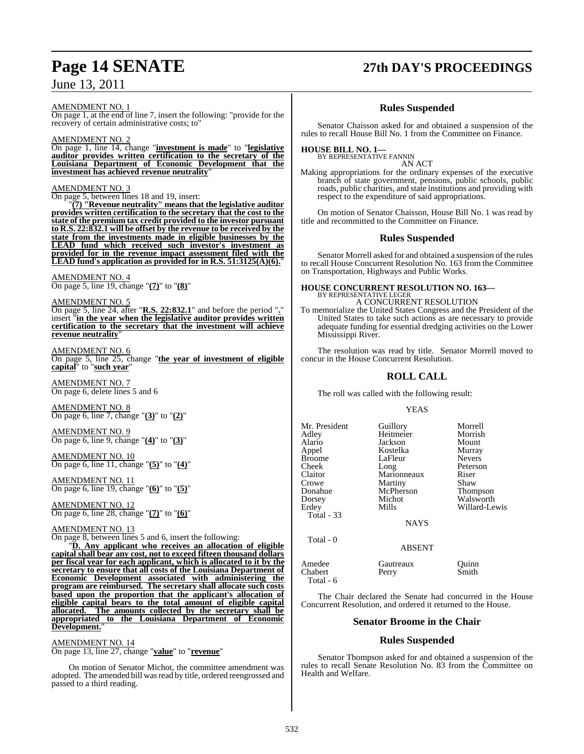AMENDMENT NO. 1

On page 1, at the end of line 7, insert the following: "provide for the recovery of certain administrative costs; to"

AMENDMENT NO. 2

On page 1, line 14, change "**investment is made**" to "**legislative auditor provides written certification to the secretary of the Louisiana Department of Economic Development that the investment has achieved revenue neutrality**"

AMENDMENT NO. 3

On page 5, between lines 18 and 19, insert:

"**(7) "Revenue neutrality" means that the legislative auditor provides written certification to the secretary that the cost to the state of the premium tax credit provided to the investor pursuant to R.S. 22:832.1 will be offset by the revenue to be received by the state from the investments made in eligible businesses by the LEAD fund which received such investor's investment as provided for in the revenue impact assessment filed with the LEAD fund's application as provided for in R.S. 51:3125(A)(6).**"

AMENDMENT NO. 4

On page 5, line 19, change "**(7)**" to "**(8)**"

AMENDMENT NO. 5

On page 5, line 24, after "**R.S. 22:832.1**" and before the period "**.**" insert "**in the year when the legislative auditor provides written certification to the secretary that the investment will achieve revenue neutrality**"

AMENDMENT NO. 6

On page 5, line 25, change "**the year of investment of eligible capital**" to "**such year**"

AMENDMENT NO. 7

On page 6, delete lines 5 and 6

AMENDMENT NO. 8

On page 6, line 7, change "**(3)**" to "**(2)**"

AMENDMENT NO. 9

On page 6, line 9, change "**(4)**" to "**(3)**"

AMENDMENT NO. 10

On page 6, line 11, change "**(5)**" to "**(4)**"

AMENDMENT NO. 11

On page 6, line 19, change "**(6)**" to "**(5)**"

AMENDMENT NO. 12

On page 6, line 28, change "**(7)**" to "**(6)**"

AMENDMENT NO. 13

On page 8, between lines 5 and 6, insert the following:

"**D. Any applicant who receives an allocation of eligible capital shall bear any cost, not to exceed fifteen thousand dollars per fiscal year for each applicant, which is allocated to it by the secretary to ensure that all costs of the Louisiana Department of Economic Development associated with administering the program are reimbursed. The secretary shall allocate such costs based upon the proportion that the applicant's allocation of eligible capital bears to the total amount of eligible capital allocated. The amounts collected by the secretary shall be appropriated to the Louisiana Department of Economic Development.**"

AMENDMENT NO. 14

On page 13, line 27, change "**value**" to "**revenue**"

On motion of Senator Michot, the committee amendment was adopted. The amended bill was read by title, ordered reengrossed and passed to a third reading.

## Rules Suspended

Senator Chaisson asked for and obtained a suspension of the rules to recall House Bill No. 1 from the Committee on Finance.

**HOUSE BILL NO. 1—**
BY REPRESENTATIVE FANNIN
AN ACT

Making appropriations for the ordinary expenses of the executive branch of state government, pensions, public schools, public roads, public charities, and state institutions and providing with respect to the expenditure of said appropriations.

On motion of Senator Chaisson, House Bill No. 1 was read by title and recommitted to the Committee on Finance.

## Rules Suspended

Senator Morrell asked for and obtained a suspension of the rules to recall House Concurrent Resolution No. 163 from the Committee on Transportation, Highways and Public Works.

**HOUSE CONCURRENT RESOLUTION NO. 163—**
BY REPRESENTATIVE LEGER
A CONCURRENT RESOLUTION

To memorialize the United States Congress and the President of the United States to take such actions as are necessary to provide adequate funding for essential dredging activities on the Lower Mississippi River.

The resolution was read by title. Senator Morrell moved to concur in the House Concurrent Resolution.

## ROLL CALL

The roll was called with the following result:

YEAS

| | | |
|---|---|---|
| Mr. President | Guillory | Morrell |
| Adley | Heitmeier | Morrish |
| Alario | Jackson | Mount |
| Appel | Kostelka | Murray |
| Broome | LaFleur | Nevers |
| Cheek | Long | Peterson |
| Claitor | Marionneaux | Riser |
| Crowe | Martiny | Shaw |
| Donahue | McPherson | Thompson |
| Dorsey | Michot | Walsworth |
| Erdey | Mills | Willard-Lewis |

Total - 33

NAYS

Total - 0

ABSENT

| | | |
|---|---|---|
| Amedee | Gautreaux | Quinn |
| Chabert | Perry | Smith |

Total - 6

The Chair declared the Senate had concurred in the House Concurrent Resolution, and ordered it returned to the House.

## Senator Broome in the Chair

## Rules Suspended

Senator Thompson asked for and obtained a suspension of the rules to recall Senate Resolution No. 83 from the Committee on Health and Welfare.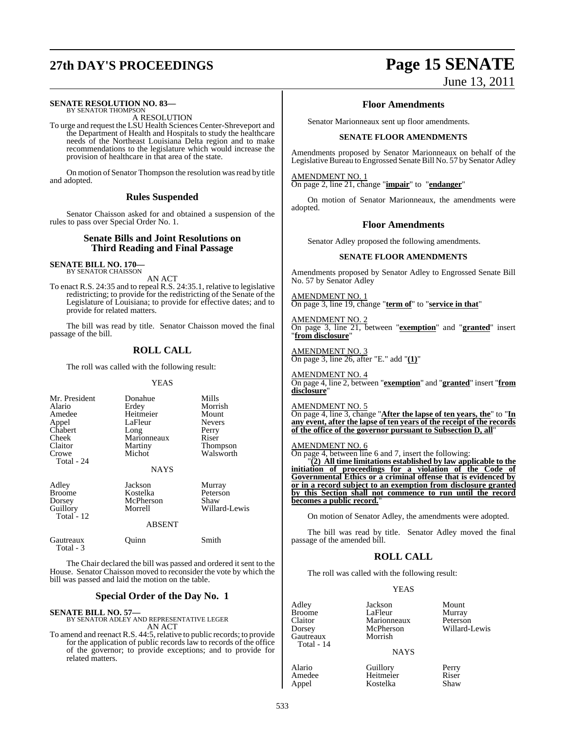**SENATE RESOLUTION NO. 83—**
BY SENATOR THOMPSON

A RESOLUTION

To urge and request the LSU Health Sciences Center-Shreveport and the Department of Health and Hospitals to study the healthcare needs of the Northeast Louisiana Delta region and to make recommendations to the legislature which would increase the provision of healthcare in that area of the state.

On motion of Senator Thompson the resolution was read by title and adopted.

## Rules Suspended

Senator Chaisson asked for and obtained a suspension of the rules to pass over Special Order No. 1.

## Senate Bills and Joint Resolutions on Third Reading and Final Passage

**SENATE BILL NO. 170—**
BY SENATOR CHAISSON

AN ACT

To enact R.S. 24:35 and to repeal R.S. 24:35.1, relative to legislative redistricting; to provide for the redistricting of the Senate of the Legislature of Louisiana; to provide for effective dates; and to provide for related matters.

The bill was read by title. Senator Chaisson moved the final passage of the bill.

## ROLL CALL

The roll was called with the following result:

YEAS

| | | |
|---|---|---|
| Mr. President | Donahue | Mills |
| Alario | Erdey | Morrish |
| Amedee | Heitmeier | Mount |
| Appel | LaFleur | Nevers |
| Chabert | Long | Perry |
| Cheek | Marionneaux | Riser |
| Claitor | Martiny | Thompson |
| Crowe | Michot | Walsworth |
| Total - 24 | | |

NAYS

| | | |
|---|---|---|
| Adley | Jackson | Murray |
| Broome | Kostelka | Peterson |
| Dorsey | McPherson | Shaw |
| Guillory | Morrell | Willard-Lewis |
| Total - 12 | | |

ABSENT

| | | |
|---|---|---|
| Gautreaux | Quinn | Smith |
| Total - 3 | | |

The Chair declared the bill was passed and ordered it sent to the House. Senator Chaisson moved to reconsider the vote by which the bill was passed and laid the motion on the table.

## Special Order of the Day No. 1

**SENATE BILL NO. 57—**
BY SENATOR ADLEY AND REPRESENTATIVE LEGER

AN ACT

To amend and reenact R.S. 44:5, relative to public records; to provide for the application of public records law to records of the office of the governor; to provide exceptions; and to provide for related matters.

## Floor Amendments

Senator Marionneaux sent up floor amendments.

### SENATE FLOOR AMENDMENTS

Amendments proposed by Senator Marionneaux on behalf of the Legislative Bureau to Engrossed Senate Bill No. 57 by Senator Adley

AMENDMENT NO. 1
On page 2, line 21, change "**impair**" to "**endanger**"

On motion of Senator Marionneaux, the amendments were adopted.

## Floor Amendments

Senator Adley proposed the following amendments.

### SENATE FLOOR AMENDMENTS

Amendments proposed by Senator Adley to Engrossed Senate Bill No. 57 by Senator Adley

AMENDMENT NO. 1
On page 3, line 19, change "**term of**" to "**service in that**"

AMENDMENT NO. 2
On page 3, line 21, between "**exemption**" and "**granted**" insert "**from disclosure**"

AMENDMENT NO. 3
On page 3, line 26, after "E." add "**(1)**"

AMENDMENT NO. 4
On page 4, line 2, between "**exemption**" and "**granted**" insert "**from disclosure**"

AMENDMENT NO. 5
On page 4, line 3, change "**After the lapse of ten years, the**" to "**In any event, after the lapse of ten years of the receipt of the records of the office of the governor pursuant to Subsection D, all**"

AMENDMENT NO. 6
On page 4, between line 6 and 7, insert the following:

"**(2) All time limitations established by law applicable to the initiation of proceedings for a violation of the Code of Governmental Ethics or a criminal offense that is evidenced by or in a record subject to an exemption from disclosure granted by this Section shall not commence to run until the record becomes a public record.**"

On motion of Senator Adley, the amendments were adopted.

The bill was read by title. Senator Adley moved the final passage of the amended bill.

## ROLL CALL

The roll was called with the following result:

YEAS

| | | |
|---|---|---|
| Adley | Jackson | Mount |
| Broome | LaFleur | Murray |
| Claitor | Marionneaux | Peterson |
| Dorsey | McPherson | Willard-Lewis |
| Gautreaux | Morrish | |
| Total - 14 | | |

NAYS

| | | |
|---|---|---|
| Alario | Guillory | Perry |
| Amedee | Heitmeier | Riser |
| Appel | Kostelka | Shaw |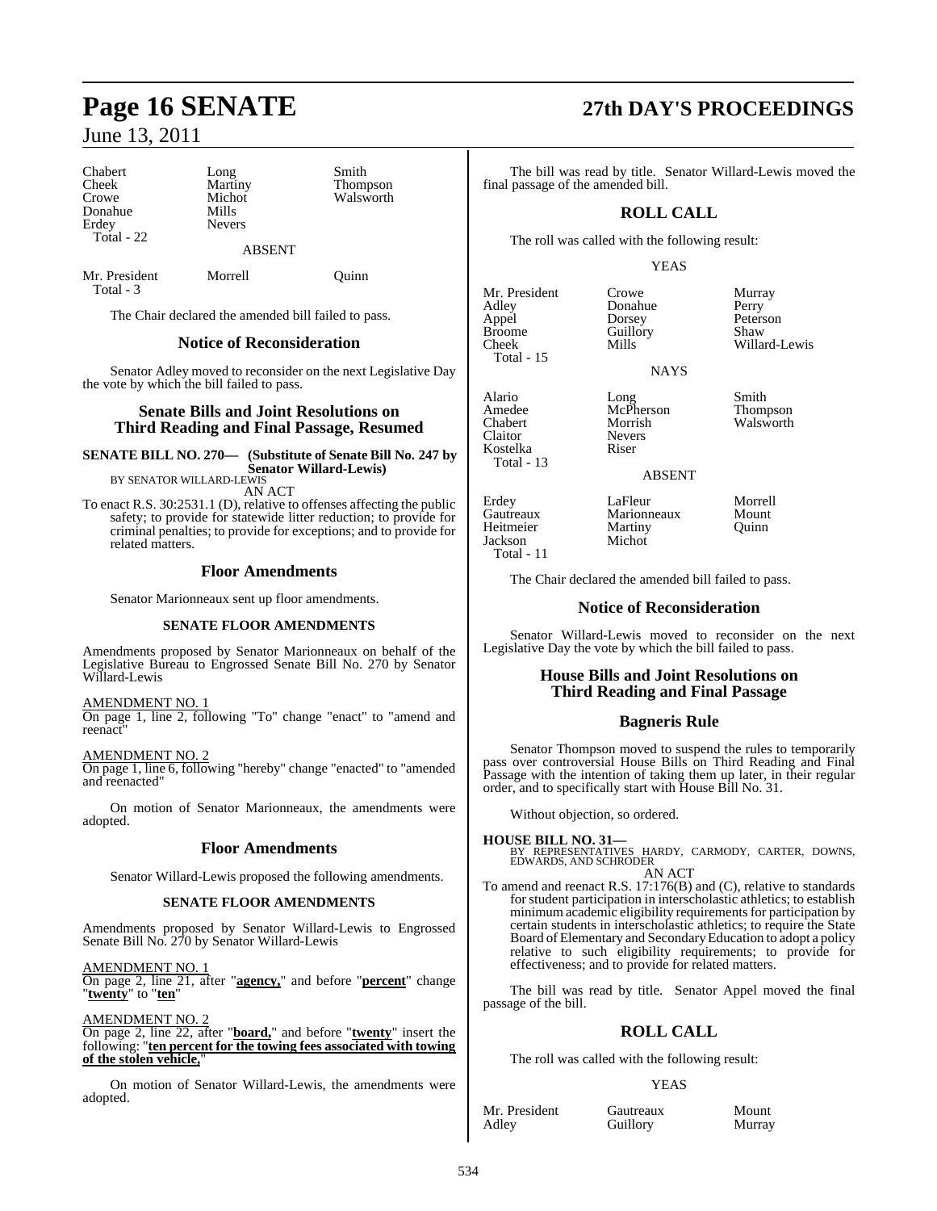| | | |
|---|---|---|
| Chabert | Long | Smith |
| Cheek | Martiny | Thompson |
| Crowe | Michot | Walsworth |
| Donahue | Mills | |
| Erdey | Nevers | |
| Total - 22 | | |

ABSENT

| | | |
|---|---|---|
| Mr. President | Morrell | Quinn |
| Total - 3 | | |

The Chair declared the amended bill failed to pass.

## Notice of Reconsideration

Senator Adley moved to reconsider on the next Legislative Day the vote by which the bill failed to pass.

## Senate Bills and Joint Resolutions on Third Reading and Final Passage, Resumed

**SENATE BILL NO. 270— (Substitute of Senate Bill No. 247 by Senator Willard-Lewis)**
BY SENATOR WILLARD-LEWIS

AN ACT

To enact R.S. 30:2531.1 (D), relative to offenses affecting the public safety; to provide for statewide litter reduction; to provide for criminal penalties; to provide for exceptions; and to provide for related matters.

## Floor Amendments

Senator Marionneaux sent up floor amendments.

### SENATE FLOOR AMENDMENTS

Amendments proposed by Senator Marionneaux on behalf of the Legislative Bureau to Engrossed Senate Bill No. 270 by Senator Willard-Lewis

AMENDMENT NO. 1
On page 1, line 2, following "To" change "enact" to "amend and reenact"

AMENDMENT NO. 2
On page 1, line 6, following "hereby" change "enacted" to "amended and reenacted"

On motion of Senator Marionneaux, the amendments were adopted.

## Floor Amendments

Senator Willard-Lewis proposed the following amendments.

### SENATE FLOOR AMENDMENTS

Amendments proposed by Senator Willard-Lewis to Engrossed Senate Bill No. 270 by Senator Willard-Lewis

AMENDMENT NO. 1
On page 2, line 21, after "**agency,**" and before "**percent**" change "**twenty**" to "**ten**"

AMENDMENT NO. 2
On page 2, line 22, after "**board,**" and before "**twenty**" insert the following: "**ten percent for the towing fees associated with towing of the stolen vehicle,**"

On motion of Senator Willard-Lewis, the amendments were adopted.

The bill was read by title. Senator Willard-Lewis moved the final passage of the amended bill.

## ROLL CALL

The roll was called with the following result:

YEAS

| | | |
|---|---|---|
| Mr. President | Crowe | Murray |
| Adley | Donahue | Perry |
| Appel | Dorsey | Peterson |
| Broome | Guillory | Shaw |
| Cheek | Mills | Willard-Lewis |
| Total - 15 | | |

NAYS

| | | |
|---|---|---|
| Alario | Long | Smith |
| Amedee | McPherson | Thompson |
| Chabert | Morrish | Walsworth |
| Claitor | Nevers | |
| Kostelka | Riser | |
| Total - 13 | | |

ABSENT

| | | |
|---|---|---|
| Erdey | LaFleur | Morrell |
| Gautreaux | Marionneaux | Mount |
| Heitmeier | Martiny | Quinn |
| Jackson | Michot | |
| Total - 11 | | |

The Chair declared the amended bill failed to pass.

## Notice of Reconsideration

Senator Willard-Lewis moved to reconsider on the next Legislative Day the vote by which the bill failed to pass.

## House Bills and Joint Resolutions on Third Reading and Final Passage

## Bagneris Rule

Senator Thompson moved to suspend the rules to temporarily pass over controversial House Bills on Third Reading and Final Passage with the intention of taking them up later, in their regular order, and to specifically start with House Bill No. 31.

Without objection, so ordered.

**HOUSE BILL NO. 31—**
BY REPRESENTATIVES HARDY, CARMODY, CARTER, DOWNS, EDWARDS, AND SCHRODER

AN ACT

To amend and reenact R.S. 17:176(B) and (C), relative to standards for student participation in interscholastic athletics; to establish minimum academic eligibility requirements for participation by certain students in interscholastic athletics; to require the State Board of Elementary and Secondary Education to adopt a policy relative to such eligibility requirements; to provide for effectiveness; and to provide for related matters.

The bill was read by title. Senator Appel moved the final passage of the bill.

## ROLL CALL

The roll was called with the following result:

YEAS

| | | |
|---|---|---|
| Mr. President | Gautreaux | Mount |
| Adley | Guillory | Murray |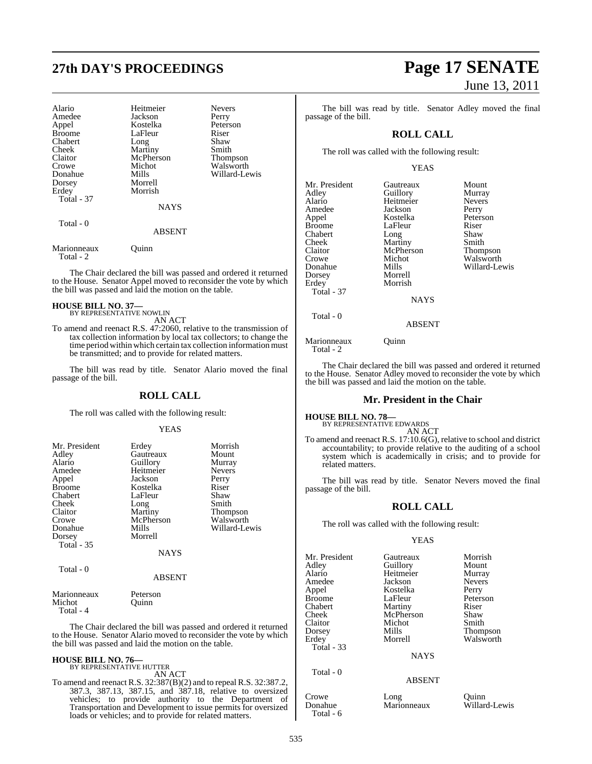| | | |
|---|---|---|
| Alario | Heitmeier | Nevers |
| Amedee | Jackson | Perry |
| Appel | Kostelka | Peterson |
| Broome | LaFleur | Riser |
| Chabert | Long | Shaw |
| Cheek | Martiny | Smith |
| Claitor | McPherson | Thompson |
| Crowe | Michot | Walsworth |
| Donahue | Mills | Willard-Lewis |
| Dorsey | Morrell | |
| Erdey | Morrish | |
| Total - 37 | | |

NAYS

Total - 0

ABSENT

| | |
|---|---|
| Marionneaux | Quinn |
| Total - 2 | |

The Chair declared the bill was passed and ordered it returned to the House. Senator Appel moved to reconsider the vote by which the bill was passed and laid the motion on the table.

**HOUSE BILL NO. 37—**
BY REPRESENTATIVE NOWLIN
AN ACT

To amend and reenact R.S. 47:2060, relative to the transmission of tax collection information by local tax collectors; to change the time period within which certain tax collection information must be transmitted; and to provide for related matters.

The bill was read by title. Senator Alario moved the final passage of the bill.

## ROLL CALL

The roll was called with the following result:

YEAS

| | | |
|---|---|---|
| Mr. President | Erdey | Morrish |
| Adley | Gautreaux | Mount |
| Alario | Guillory | Murray |
| Amedee | Heitmeier | Nevers |
| Appel | Jackson | Perry |
| Broome | Kostelka | Riser |
| Chabert | LaFleur | Shaw |
| Cheek | Long | Smith |
| Claitor | Martiny | Thompson |
| Crowe | McPherson | Walsworth |
| Donahue | Mills | Willard-Lewis |
| Dorsey | Morrell | |
| Total - 35 | | |

NAYS

Total - 0

ABSENT

| | |
|---|---|
| Marionneaux | Peterson |
| Michot | Quinn |
| Total - 4 | |

The Chair declared the bill was passed and ordered it returned to the House. Senator Alario moved to reconsider the vote by which the bill was passed and laid the motion on the table.

**HOUSE BILL NO. 76—**
BY REPRESENTATIVE HUTTER
AN ACT

To amend and reenact R.S. 32:387(B)(2) and to repeal R.S. 32:387.2, 387.3, 387.13, 387.15, and 387.18, relative to oversized vehicles; to provide authority to the Department of Transportation and Development to issue permits for oversized loads or vehicles; and to provide for related matters.

The bill was read by title. Senator Adley moved the final passage of the bill.

## ROLL CALL

The roll was called with the following result:

YEAS

| | | |
|---|---|---|
| Mr. President | Gautreaux | Mount |
| Adley | Guillory | Murray |
| Alario | Heitmeier | Nevers |
| Amedee | Jackson | Perry |
| Appel | Kostelka | Peterson |
| Broome | LaFleur | Riser |
| Chabert | Long | Shaw |
| Cheek | Martiny | Smith |
| Claitor | McPherson | Thompson |
| Crowe | Michot | Walsworth |
| Donahue | Mills | Willard-Lewis |
| Dorsey | Morrell | |
| Erdey | Morrish | |
| Total - 37 | | |

NAYS

Total - 0

ABSENT

| | |
|---|---|
| Marionneaux | Quinn |
| Total - 2 | |

The Chair declared the bill was passed and ordered it returned to the House. Senator Adley moved to reconsider the vote by which the bill was passed and laid the motion on the table.

## Mr. President in the Chair

**HOUSE BILL NO. 78—**
BY REPRESENTATIVE EDWARDS
AN ACT

To amend and reenact R.S. 17:10.6(G), relative to school and district accountability; to provide relative to the auditing of a school system which is academically in crisis; and to provide for related matters.

The bill was read by title. Senator Nevers moved the final passage of the bill.

## ROLL CALL

The roll was called with the following result:

YEAS

| | | |
|---|---|---|
| Mr. President | Gautreaux | Morrish |
| Adley | Guillory | Mount |
| Alario | Heitmeier | Murray |
| Amedee | Jackson | Nevers |
| Appel | Kostelka | Perry |
| Broome | LaFleur | Peterson |
| Chabert | Martiny | Riser |
| Cheek | McPherson | Shaw |
| Claitor | Michot | Smith |
| Dorsey | Mills | Thompson |
| Erdey | Morrell | Walsworth |
| Total - 33 | | |

NAYS

Total - 0

ABSENT

| | | |
|---|---|---|
| Crowe | Long | Quinn |
| Donahue | Marionneaux | Willard-Lewis |
| Total - 6 | | |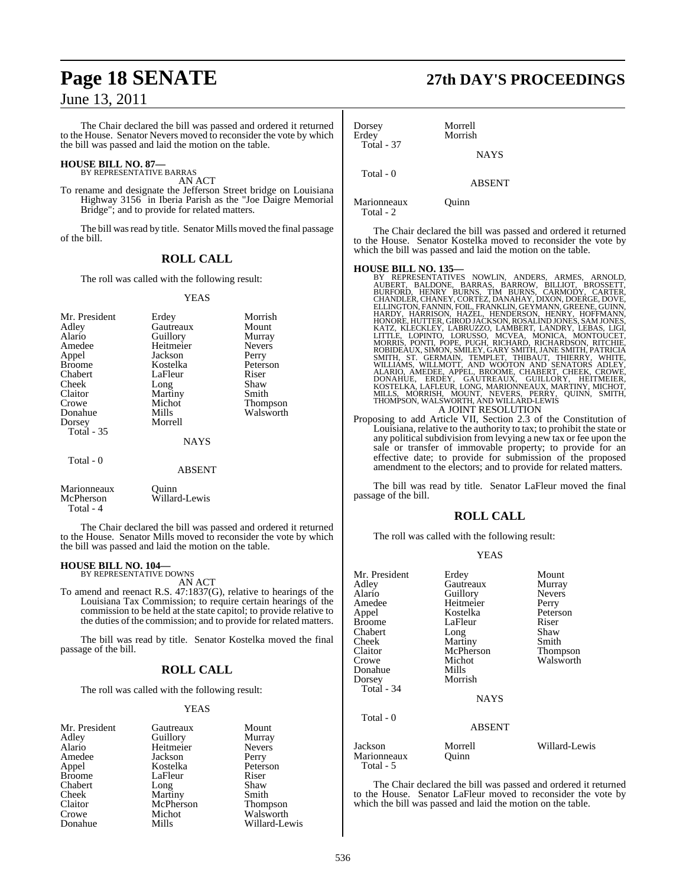The Chair declared the bill was passed and ordered it returned to the House. Senator Nevers moved to reconsider the vote by which the bill was passed and laid the motion on the table.

**HOUSE BILL NO. 87—**
BY REPRESENTATIVE BARRAS
AN ACT

To rename and designate the Jefferson Street bridge on Louisiana Highway 3156 in Iberia Parish as the "Joe Daigre Memorial Bridge"; and to provide for related matters.

The bill was read by title. Senator Mills moved the final passage of the bill.

## ROLL CALL

The roll was called with the following result:

YEAS

| | | |
|---|---|---|
| Mr. President | Erdey | Morrish |
| Adley | Gautreaux | Mount |
| Alario | Guillory | Murray |
| Amedee | Heitmeier | Nevers |
| Appel | Jackson | Perry |
| Broome | Kostelka | Peterson |
| Chabert | LaFleur | Riser |
| Cheek | Long | Shaw |
| Claitor | Martiny | Smith |
| Crowe | Michot | Thompson |
| Donahue | Mills | Walsworth |
| Dorsey | Morrell | |
| Total - 35 | | |

NAYS

Total - 0

ABSENT

| | |
|---|---|
| Marionneaux | Quinn |
| McPherson | Willard-Lewis |
| Total - 4 | |

The Chair declared the bill was passed and ordered it returned to the House. Senator Mills moved to reconsider the vote by which the bill was passed and laid the motion on the table.

**HOUSE BILL NO. 104—**
BY REPRESENTATIVE DOWNS
AN ACT

To amend and reenact R.S. 47:1837(G), relative to hearings of the Louisiana Tax Commission; to require certain hearings of the commission to be held at the state capitol; to provide relative to the duties of the commission; and to provide for related matters.

The bill was read by title. Senator Kostelka moved the final passage of the bill.

## ROLL CALL

The roll was called with the following result:

YEAS

| | | |
|---|---|---|
| Mr. President | Gautreaux | Mount |
| Adley | Guillory | Murray |
| Alario | Heitmeier | Nevers |
| Amedee | Jackson | Perry |
| Appel | Kostelka | Peterson |
| Broome | LaFleur | Riser |
| Chabert | Long | Shaw |
| Cheek | Martiny | Smith |
| Claitor | McPherson | Thompson |
| Crowe | Michot | Walsworth |
| Donahue | Mills | Willard-Lewis |
| Dorsey | Morrell | |
| Erdey | Morrish | |
| Total - 37 | | |

NAYS

Total - 0

ABSENT

| | |
|---|---|
| Marionneaux | Quinn |
| Total - 2 | |

The Chair declared the bill was passed and ordered it returned to the House. Senator Kostelka moved to reconsider the vote by which the bill was passed and laid the motion on the table.

**HOUSE BILL NO. 135—**
BY REPRESENTATIVES NOWLIN, ANDERS, ARMES, ARNOLD, AUBERT, BALDONE, BARRAS, BARROW, BILLIOT, BROSSETT, BURFORD, HENRY BURNS, TIM BURNS, CARMODY, CARTER, CHANDLER, CHANEY, CORTEZ, DANAHAY, DIXON, DOERGE, DOVE, ELLINGTON, FANNIN, FOIL, FRANKLIN, GEYMANN, GREENE, GUINN, HARDY, HARRISON, HAZEL, HENDERSON, HENRY, HOFFMANN, HONORE, HUTTER, GIROD JACKSON, ROSALIND JONES, SAM JONES, KATZ, KLECKLEY, LABRUZZO, LAMBERT, LANDRY, LEBAS, LIGI, LITTLE, LOPINTO, LORUSSO, MCVEA, MONICA, MONTOUCET, MORRIS, PONTI, POPE, PUGH, RICHARD, RICHARDSON, RITCHIE, ROBIDEAUX, SIMON, SMILEY, GARY SMITH, JANE SMITH, PATRICIA SMITH, ST. GERMAIN, TEMPLET, THIBAUT, THIERRY, WHITE, WILLIAMS, WILLMOTT, AND WOOTON AND SENATORS ADLEY, ALARIO, AMEDEE, APPEL, BROOME, CHABERT, CHEEK, CROWE, DONAHUE, ERDEY, GAUTREAUX, GUILLORY, HEITMEIER, KOSTELKA, LAFLEUR, LONG, MARIONNEAUX, MARTINY, MICHOT, MILLS, MORRISH, MOUNT, NEVERS, PERRY, QUINN, SMITH, THOMPSON, WALSWORTH, AND WILLARD-LEWIS
A JOINT RESOLUTION

Proposing to add Article VII, Section 2.3 of the Constitution of Louisiana, relative to the authority to tax; to prohibit the state or any political subdivision from levying a new tax or fee upon the sale or transfer of immovable property; to provide for an effective date; to provide for submission of the proposed amendment to the electors; and to provide for related matters.

The bill was read by title. Senator LaFleur moved the final passage of the bill.

## ROLL CALL

The roll was called with the following result:

YEAS

| | | |
|---|---|---|
| Mr. President | Erdey | Mount |
| Adley | Gautreaux | Murray |
| Alario | Guillory | Nevers |
| Amedee | Heitmeier | Perry |
| Appel | Kostelka | Peterson |
| Broome | LaFleur | Riser |
| Chabert | Long | Shaw |
| Cheek | Martiny | Smith |
| Claitor | McPherson | Thompson |
| Crowe | Michot | Walsworth |
| Donahue | Mills | |
| Dorsey | Morrish | |
| Total - 34 | | |

NAYS

Total - 0

ABSENT

| | | |
|---|---|---|
| Jackson | Morrell | Willard-Lewis |
| Marionneaux | Quinn | |
| Total - 5 | | |

The Chair declared the bill was passed and ordered it returned to the House. Senator LaFleur moved to reconsider the vote by which the bill was passed and laid the motion on the table.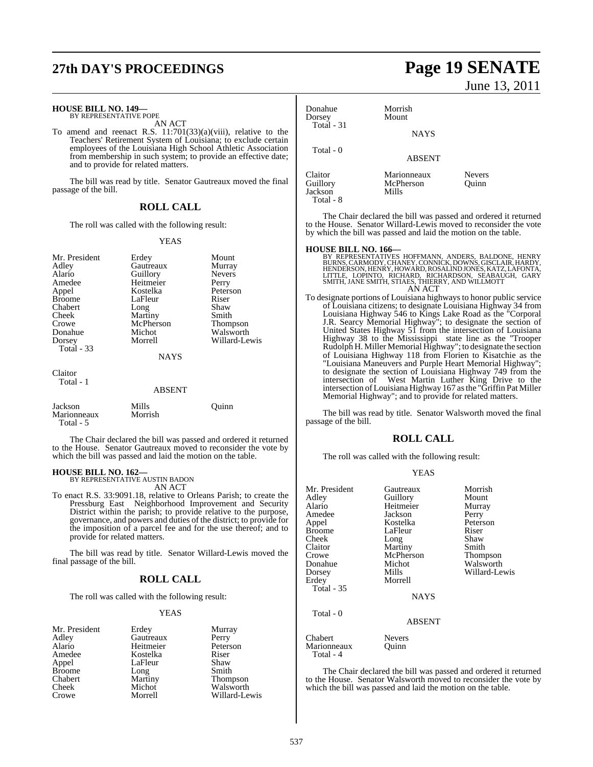**HOUSE BILL NO. 149—**
BY REPRESENTATIVE POPE

AN ACT

To amend and reenact R.S. 11:701(33)(a)(viii), relative to the Teachers' Retirement System of Louisiana; to exclude certain employees of the Louisiana High School Athletic Association from membership in such system; to provide an effective date; and to provide for related matters.

The bill was read by title. Senator Gautreaux moved the final passage of the bill.

## ROLL CALL

The roll was called with the following result:

YEAS

| | | |
|---|---|---|
| Mr. President | Erdey | Mount |
| Adley | Gautreaux | Murray |
| Alario | Guillory | Nevers |
| Amedee | Heitmeier | Perry |
| Appel | Kostelka | Peterson |
| Broome | LaFleur | Riser |
| Chabert | Long | Shaw |
| Cheek | Martiny | Smith |
| Crowe | McPherson | Thompson |
| Donahue | Michot | Walsworth |
| Dorsey | Morrell | Willard-Lewis |
| Total - 33 | | |

NAYS

Claitor
Total - 1

ABSENT

| | | |
|---|---|---|
| Jackson | Mills | Quinn |
| Marionneaux | Morrish | |
| Total - 5 | | |

The Chair declared the bill was passed and ordered it returned to the House. Senator Gautreaux moved to reconsider the vote by which the bill was passed and laid the motion on the table.

**HOUSE BILL NO. 162—**
BY REPRESENTATIVE AUSTIN BADON

AN ACT

To enact R.S. 33:9091.18, relative to Orleans Parish; to create the Pressburg East Neighborhood Improvement and Security District within the parish; to provide relative to the purpose, governance, and powers and duties of the district; to provide for the imposition of a parcel fee and for the use thereof; and to provide for related matters.

The bill was read by title. Senator Willard-Lewis moved the final passage of the bill.

## ROLL CALL

The roll was called with the following result:

YEAS

| | | |
|---|---|---|
| Mr. President | Erdey | Murray |
| Adley | Gautreaux | Perry |
| Alario | Heitmeier | Peterson |
| Amedee | Kostelka | Riser |
| Appel | LaFleur | Shaw |
| Broome | Long | Smith |
| Chabert | Martiny | Thompson |
| Cheek | Michot | Walsworth |
| Crowe | Morrell | Willard-Lewis |
| Donahue | Morrish | |
| Dorsey | Mount | |
| Total - 31 | | |

NAYS

Total - 0

ABSENT

| | | |
|---|---|---|
| Claitor | Marionneaux | Nevers |
| Guillory | McPherson | Quinn |
| Jackson | Mills | |
| Total - 8 | | |

The Chair declared the bill was passed and ordered it returned to the House. Senator Willard-Lewis moved to reconsider the vote by which the bill was passed and laid the motion on the table.

**HOUSE BILL NO. 166—**
BY REPRESENTATIVES HOFFMANN, ANDERS, BALDONE, HENRY BURNS, CARMODY, CHANEY, CONNICK, DOWNS, GISCLAIR, HARDY, HENDERSON, HENRY, HOWARD, ROSALIND JONES, KATZ, LAFONTA, LITTLE, LOPINTO, RICHARD, RICHARDSON, SEABAUGH, GARY SMITH, JANE SMITH, STIAES, THIERRY, AND WILLMOTT

AN ACT

To designate portions of Louisiana highways to honor public service of Louisiana citizens; to designate Louisiana Highway 34 from Louisiana Highway 546 to Kings Lake Road as the "Corporal J.R. Searcy Memorial Highway"; to designate the section of United States Highway 51 from the intersection of Louisiana Highway 38 to the Mississippi state line as the "Trooper Rudolph H. Miller Memorial Highway"; to designate the section of Louisiana Highway 118 from Florien to Kisatchie as the "Louisiana Maneuvers and Purple Heart Memorial Highway"; to designate the section of Louisiana Highway 749 from the intersection of West Martin Luther King Drive to the intersection of Louisiana Highway 167 as the "Griffin Pat Miller Memorial Highway"; and to provide for related matters.

The bill was read by title. Senator Walsworth moved the final passage of the bill.

## ROLL CALL

The roll was called with the following result:

YEAS

| | | |
|---|---|---|
| Mr. President | Gautreaux | Morrish |
| Adley | Guillory | Mount |
| Alario | Heitmeier | Murray |
| Amedee | Jackson | Perry |
| Appel | Kostelka | Peterson |
| Broome | LaFleur | Riser |
| Cheek | Long | Shaw |
| Claitor | Martiny | Smith |
| Crowe | McPherson | Thompson |
| Donahue | Michot | Walsworth |
| Dorsey | Mills | Willard-Lewis |
| Erdey | Morrell | |
| Total - 35 | | |

NAYS

Total - 0

ABSENT

| | |
|---|---|
| Chabert | Nevers |
| Marionneaux | Quinn |
| Total - 4 | |

The Chair declared the bill was passed and ordered it returned to the House. Senator Walsworth moved to reconsider the vote by which the bill was passed and laid the motion on the table.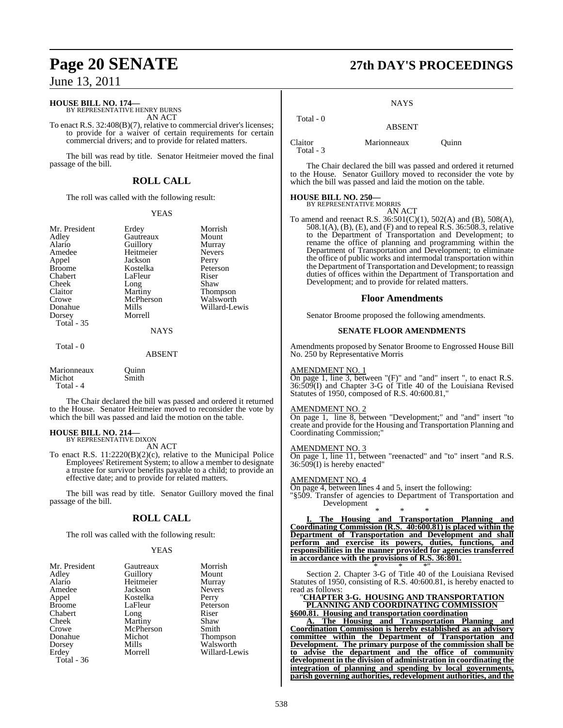**HOUSE BILL NO. 174—**
BY REPRESENTATIVE HENRY BURNS
AN ACT

To enact R.S. 32:408(B)(7), relative to commercial driver's licenses; to provide for a waiver of certain requirements for certain commercial drivers; and to provide for related matters.

The bill was read by title. Senator Heitmeier moved the final passage of the bill.

## ROLL CALL

The roll was called with the following result:

YEAS

| | | |
|---|---|---|
| Mr. President | Erdey | Morrish |
| Adley | Gautreaux | Mount |
| Alario | Guillory | Murray |
| Amedee | Heitmeier | Nevers |
| Appel | Jackson | Perry |
| Broome | Kostelka | Peterson |
| Chabert | LaFleur | Riser |
| Cheek | Long | Shaw |
| Claitor | Martiny | Thompson |
| Crowe | McPherson | Walsworth |
| Donahue | Mills | Willard-Lewis |
| Dorsey | Morrell | |
| Total - 35 | | |

NAYS

Total - 0

ABSENT

| | |
|---|---|
| Marionneaux | Quinn |
| Michot | Smith |
| Total - 4 | |

The Chair declared the bill was passed and ordered it returned to the House. Senator Heitmeier moved to reconsider the vote by which the bill was passed and laid the motion on the table.

**HOUSE BILL NO. 214—**
BY REPRESENTATIVE DIXON
AN ACT

To enact R.S. 11:2220(B)(2)(c), relative to the Municipal Police Employees' Retirement System; to allow a member to designate a trustee for survivor benefits payable to a child; to provide an effective date; and to provide for related matters.

The bill was read by title. Senator Guillory moved the final passage of the bill.

## ROLL CALL

The roll was called with the following result:

YEAS

| | | |
|---|---|---|
| Mr. President | Gautreaux | Morrish |
| Adley | Guillory | Mount |
| Alario | Heitmeier | Murray |
| Amedee | Jackson | Nevers |
| Appel | Kostelka | Perry |
| Broome | LaFleur | Peterson |
| Chabert | Long | Riser |
| Cheek | Martiny | Shaw |
| Crowe | McPherson | Smith |
| Donahue | Michot | Thompson |
| Dorsey | Mills | Walsworth |
| Erdey | Morrell | Willard-Lewis |
| Total - 36 | | |

NAYS

Total - 0

ABSENT

| | | |
|---|---|---|
| Claitor | Marionneaux | Quinn |
| Total - 3 | | |

The Chair declared the bill was passed and ordered it returned to the House. Senator Guillory moved to reconsider the vote by which the bill was passed and laid the motion on the table.

**HOUSE BILL NO. 250—**
BY REPRESENTATIVE MORRIS
AN ACT

To amend and reenact R.S. 36:501(C)(1), 502(A) and (B), 508(A), 508.1(A), (B), (E), and (F) and to repeal R.S. 36:508.3, relative to the Department of Transportation and Development; to rename the office of planning and programming within the Department of Transportation and Development; to eliminate the office of public works and intermodal transportation within the Department of Transportation and Development; to reassign duties of offices within the Department of Transportation and Development; and to provide for related matters.

## Floor Amendments

Senator Broome proposed the following amendments.

### SENATE FLOOR AMENDMENTS

Amendments proposed by Senator Broome to Engrossed House Bill No. 250 by Representative Morris

AMENDMENT NO. 1
On page 1, line 3, between "(F)" and "and" insert ", to enact R.S. 36:509(I) and Chapter 3-G of Title 40 of the Louisiana Revised Statutes of 1950, composed of R.S. 40:600.81,"

AMENDMENT NO. 2
On page 1, line 8, between "Development;" and "and" insert "to create and provide for the Housing and Transportation Planning and Coordinating Commission;"

AMENDMENT NO. 3
On page 1, line 11, between "reenacted" and "to" insert "and R.S. 36:509(I) is hereby enacted"

AMENDMENT NO. 4
On page 4, between lines 4 and 5, insert the following:
"§509. Transfer of agencies to Department of Transportation and Development

\* \* \*

**I. The Housing and Transportation Planning and Coordinating Commission (R.S. 40:600.81) is placed within the Department of Transportation and Development and shall perform and exercise its powers, duties, functions, and responsibilities in the manner provided for agencies transferred in accordance with the provisions of R.S. 36:801.**

\* \* \*"

Section 2. Chapter 3-G of Title 40 of the Louisiana Revised Statutes of 1950, consisting of R.S. 40:600.81, is hereby enacted to read as follows:

"**CHAPTER 3-G. HOUSING AND TRANSPORTATION PLANNING AND COORDINATING COMMISSION**

**§600.81. Housing and transportation coordination**

**A. The Housing and Transportation Planning and Coordination Commission is hereby established as an advisory committee within the Department of Transportation and Development. The primary purpose of the commission shall be to advise the department and the office of community development in the division of administration in coordinating the integration of planning and spending by local governments, parish governing authorities, redevelopment authorities, and the**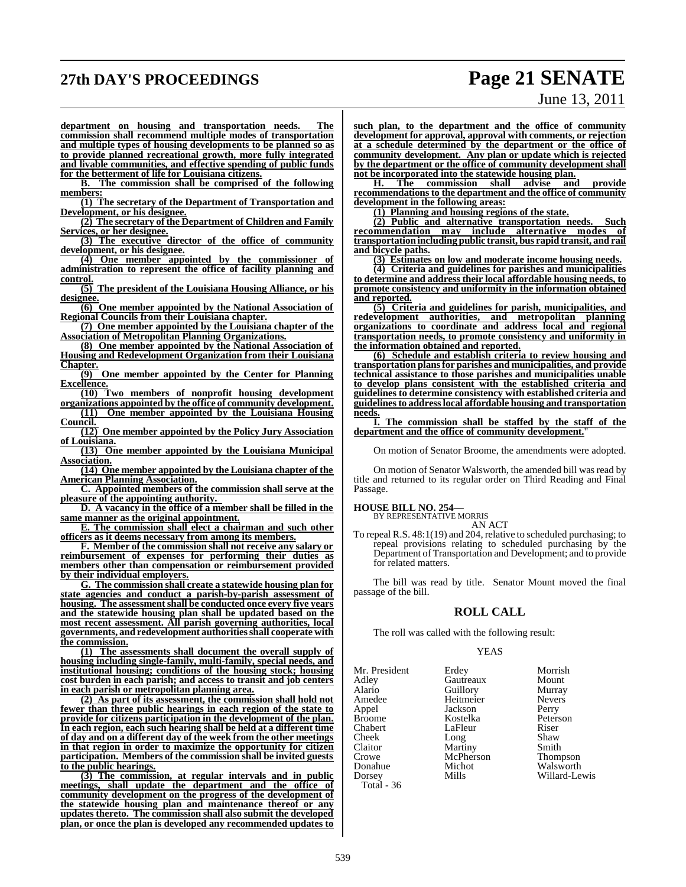department on housing and transportation needs. The commission shall recommend multiple modes of transportation and multiple types of housing developments to be planned so as to provide planned recreational growth, more fully integrated and livable communities, and effective spending of public funds for the betterment of life for Louisiana citizens.

B. The commission shall be comprised of the following members:

(1) The secretary of the Department of Transportation and Development, or his designee.

(2) The secretary of the Department of Children and Family Services, or her designee.

(3) The executive director of the office of community development, or his designee.

(4) One member appointed by the commissioner of administration to represent the office of facility planning and control.

(5) The president of the Louisiana Housing Alliance, or his designee.

(6) One member appointed by the National Association of Regional Councils from their Louisiana chapter.

(7) One member appointed by the Louisiana chapter of the Association of Metropolitan Planning Organizations.

(8) One member appointed by the National Association of Housing and Redevelopment Organization from their Louisiana Chapter.

(9) One member appointed by the Center for Planning Excellence.

(10) Two members of nonprofit housing development organizations appointed by the office of community development.

(11) One member appointed by the Louisiana Housing Council.

(12) One member appointed by the Policy Jury Association of Louisiana.

(13) One member appointed by the Louisiana Municipal Association.

(14) One member appointed by the Louisiana chapter of the American Planning Association.

C. Appointed members of the commission shall serve at the pleasure of the appointing authority.

D. A vacancy in the office of a member shall be filled in the same manner as the original appointment.

E. The commission shall elect a chairman and such other officers as it deems necessary from among its members.

F. Member of the commission shall not receive any salary or reimbursement of expenses for performing their duties as members other than compensation or reimbursement provided by their individual employers.

G. The commission shall create a statewide housing plan for state agencies and conduct a parish-by-parish assessment of housing. The assessment shall be conducted once every five years and the statewide housing plan shall be updated based on the most recent assessment. All parish governing authorities, local governments, and redevelopment authorities shall cooperate with the commission.

(1) The assessments shall document the overall supply of housing including single-family, multi-family, special needs, and institutional housing; conditions of the housing stock; housing cost burden in each parish; and access to transit and job centers in each parish or metropolitan planning area.

(2) As part of its assessment, the commission shall hold not fewer than three public hearings in each region of the state to provide for citizens participation in the development of the plan. In each region, each such hearing shall be held at a different time of day and on a different day of the week from the other meetings in that region in order to maximize the opportunity for citizen participation. Members of the commission shall be invited guests to the public hearings.

(3) The commission, at regular intervals and in public meetings, shall update the department and the office of community development on the progress of the development of the statewide housing plan and maintenance thereof or any updates thereto. The commission shall also submit the developed plan, or once the plan is developed any recommended updates to such plan, to the department and the office of community development for approval, approval with comments, or rejection at a schedule determined by the department or the office of community development. Any plan or update which is rejected by the department or the office of community development shall not be incorporated into the statewide housing plan.

H. The commission shall advise and provide recommendations to the department and the office of community development in the following areas:

(1) Planning and housing regions of the state.

(2) Public and alternative transportation needs. Such recommendation may include alternative modes of transportation including public transit, bus rapid transit, and rail and bicycle paths.

(3) Estimates on low and moderate income housing needs.

(4) Criteria and guidelines for parishes and municipalities to determine and address their local affordable housing needs, to promote consistency and uniformity in the information obtained and reported.

(5) Criteria and guidelines for parish, municipalities, and redevelopment authorities, and metropolitan planning organizations to coordinate and address local and regional transportation needs, to promote consistency and uniformity in the information obtained and reported.

(6) Schedule and establish criteria to review housing and transportation plans for parishes and municipalities, and provide technical assistance to those parishes and municipalities unable to develop plans consistent with the established criteria and guidelines to determine consistency with established criteria and guidelines to address local affordable housing and transportation needs.

I. The commission shall be staffed by the staff of the department and the office of community development."

On motion of Senator Broome, the amendments were adopted.

On motion of Senator Walsworth, the amended bill was read by title and returned to its regular order on Third Reading and Final Passage.

**HOUSE BILL NO. 254—**
BY REPRESENTATIVE MORRIS

AN ACT

To repeal R.S. 48:1(19) and 204, relative to scheduled purchasing; to repeal provisions relating to scheduled purchasing by the Department of Transportation and Development; and to provide for related matters.

The bill was read by title. Senator Mount moved the final passage of the bill.

## ROLL CALL

The roll was called with the following result:

YEAS

| | | |
|---|---|---|
| Mr. President | Erdey | Morrish |
| Adley | Gautreaux | Mount |
| Alario | Guillory | Murray |
| Amedee | Heitmeier | Nevers |
| Appel | Jackson | Perry |
| Broome | Kostelka | Peterson |
| Chabert | LaFleur | Riser |
| Cheek | Long | Shaw |
| Claitor | Martiny | Smith |
| Crowe | McPherson | Thompson |
| Donahue | Michot | Walsworth |
| Dorsey | Mills | Willard-Lewis |

Total - 36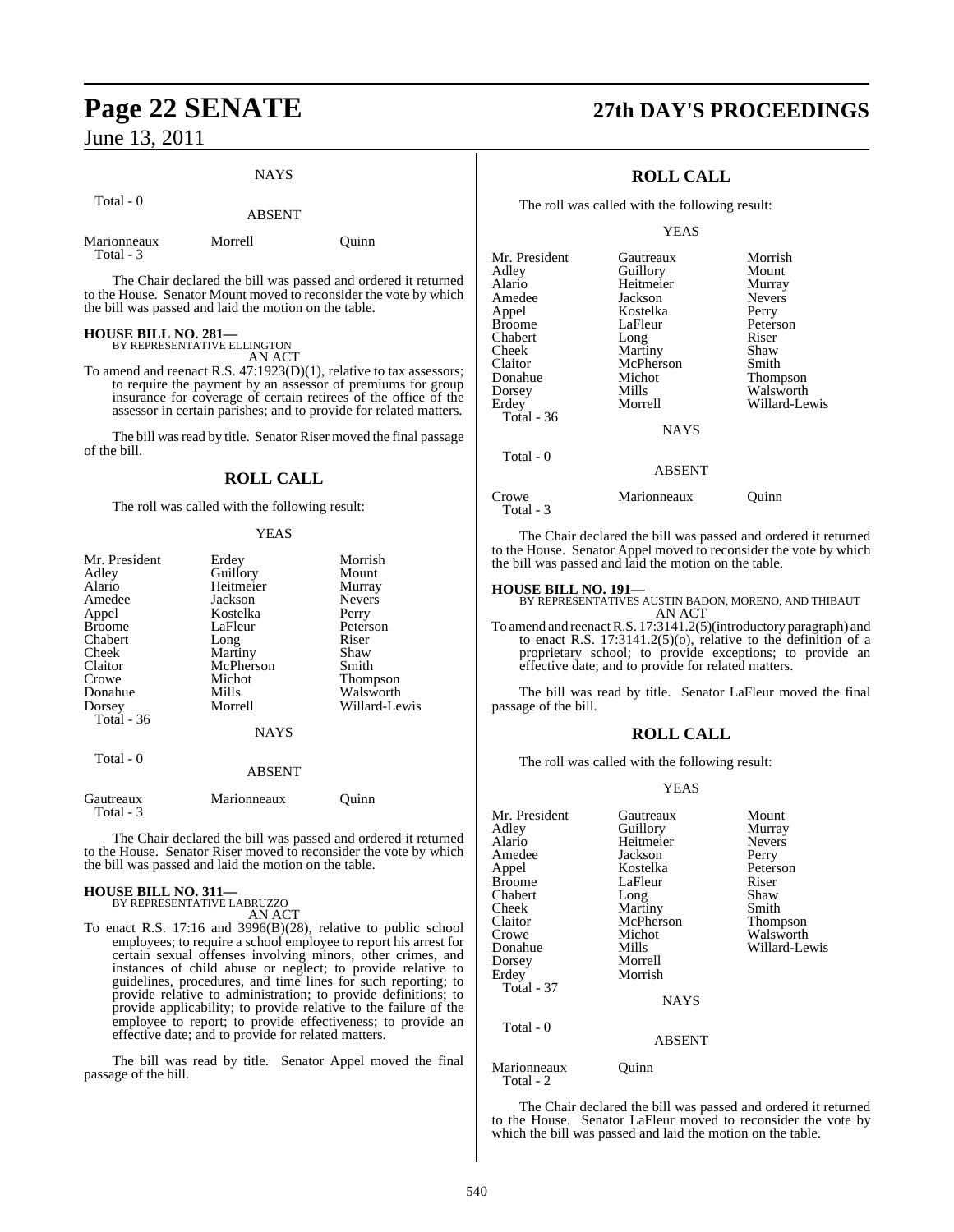NAYS

Total - 0

ABSENT

| | | |
|---|---|---|
| Marionneaux | Morrell | Quinn |
| Total - 3 | | |

The Chair declared the bill was passed and ordered it returned to the House. Senator Mount moved to reconsider the vote by which the bill was passed and laid the motion on the table.

**HOUSE BILL NO. 281—**
BY REPRESENTATIVE ELLINGTON
AN ACT

To amend and reenact R.S. 47:1923(D)(1), relative to tax assessors; to require the payment by an assessor of premiums for group insurance for coverage of certain retirees of the office of the assessor in certain parishes; and to provide for related matters.

The bill was read by title. Senator Riser moved the final passage of the bill.

## ROLL CALL

The roll was called with the following result:

YEAS

| | | |
|---|---|---|
| Mr. President | Erdey | Morrish |
| Adley | Guillory | Mount |
| Alario | Heitmeier | Murray |
| Amedee | Jackson | Nevers |
| Appel | Kostelka | Perry |
| Broome | LaFleur | Peterson |
| Chabert | Long | Riser |
| Cheek | Martiny | Shaw |
| Claitor | McPherson | Smith |
| Crowe | Michot | Thompson |
| Donahue | Mills | Walsworth |
| Dorsey | Morrell | Willard-Lewis |
| Total - 36 | | |

NAYS

Total - 0

ABSENT

| | | |
|---|---|---|
| Gautreaux | Marionneaux | Quinn |
| Total - 3 | | |

The Chair declared the bill was passed and ordered it returned to the House. Senator Riser moved to reconsider the vote by which the bill was passed and laid the motion on the table.

**HOUSE BILL NO. 311—**
BY REPRESENTATIVE LABRUZZO
AN ACT

To enact R.S. 17:16 and 3996(B)(28), relative to public school employees; to require a school employee to report his arrest for certain sexual offenses involving minors, other crimes, and instances of child abuse or neglect; to provide relative to guidelines, procedures, and time lines for such reporting; to provide relative to administration; to provide definitions; to provide applicability; to provide relative to the failure of the employee to report; to provide effectiveness; to provide an effective date; and to provide for related matters.

The bill was read by title. Senator Appel moved the final passage of the bill.

## ROLL CALL

The roll was called with the following result:

YEAS

| | | |
|---|---|---|
| Mr. President | Gautreaux | Morrish |
| Adley | Guillory | Mount |
| Alario | Heitmeier | Murray |
| Amedee | Jackson | Nevers |
| Appel | Kostelka | Perry |
| Broome | LaFleur | Peterson |
| Chabert | Long | Riser |
| Cheek | Martiny | Shaw |
| Claitor | McPherson | Smith |
| Donahue | Michot | Thompson |
| Dorsey | Mills | Walsworth |
| Erdey | Morrell | Willard-Lewis |
| Total - 36 | | |

NAYS

Total - 0

ABSENT

| | | |
|---|---|---|
| Crowe | Marionneaux | Quinn |
| Total - 3 | | |

The Chair declared the bill was passed and ordered it returned to the House. Senator Appel moved to reconsider the vote by which the bill was passed and laid the motion on the table.

**HOUSE BILL NO. 191—**
BY REPRESENTATIVES AUSTIN BADON, MORENO, AND THIBAUT
AN ACT

To amend and reenact R.S. 17:3141.2(5)(introductory paragraph) and to enact R.S. 17:3141.2(5)(o), relative to the definition of a proprietary school; to provide exceptions; to provide an effective date; and to provide for related matters.

The bill was read by title. Senator LaFleur moved the final passage of the bill.

## ROLL CALL

The roll was called with the following result:

YEAS

| | | |
|---|---|---|
| Mr. President | Gautreaux | Mount |
| Adley | Guillory | Murray |
| Alario | Heitmeier | Nevers |
| Amedee | Jackson | Perry |
| Appel | Kostelka | Peterson |
| Broome | LaFleur | Riser |
| Chabert | Long | Shaw |
| Cheek | Martiny | Smith |
| Claitor | McPherson | Thompson |
| Crowe | Michot | Walsworth |
| Donahue | Mills | Willard-Lewis |
| Dorsey | Morrell | |
| Erdey | Morrish | |
| Total - 37 | | |

NAYS

Total - 0

ABSENT

| | |
|---|---|
| Marionneaux | Quinn |
| Total - 2 | |

The Chair declared the bill was passed and ordered it returned to the House. Senator LaFleur moved to reconsider the vote by which the bill was passed and laid the motion on the table.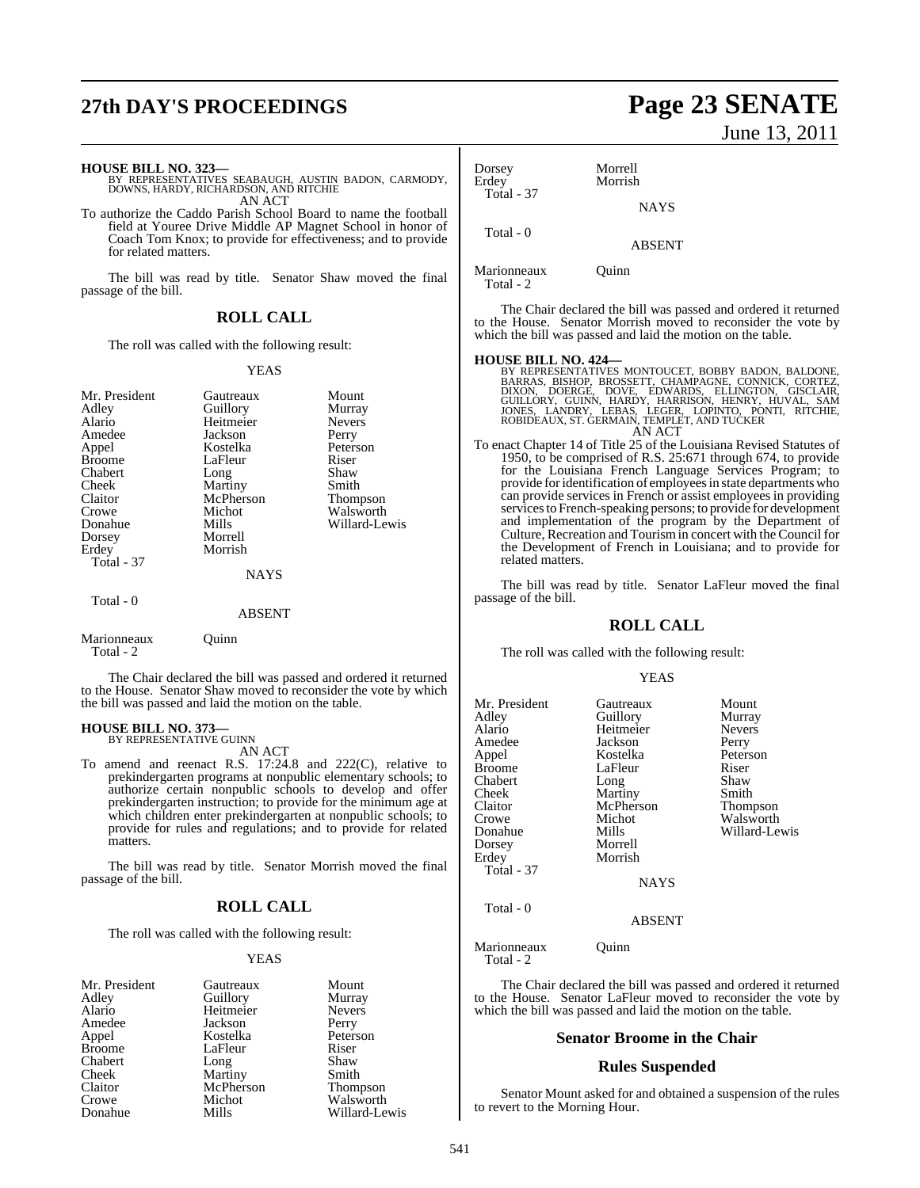**HOUSE BILL NO. 323—**
BY REPRESENTATIVES SEABAUGH, AUSTIN BADON, CARMODY, DOWNS, HARDY, RICHARDSON, AND RITCHIE
AN ACT

To authorize the Caddo Parish School Board to name the football field at Youree Drive Middle AP Magnet School in honor of Coach Tom Knox; to provide for effectiveness; and to provide for related matters.

The bill was read by title. Senator Shaw moved the final passage of the bill.

## ROLL CALL

The roll was called with the following result:

YEAS

| | | |
|---|---|---|
| Mr. President | Gautreaux | Mount |
| Adley | Guillory | Murray |
| Alario | Heitmeier | Nevers |
| Amedee | Jackson | Perry |
| Appel | Kostelka | Peterson |
| Broome | LaFleur | Riser |
| Chabert | Long | Shaw |
| Cheek | Martiny | Smith |
| Claitor | McPherson | Thompson |
| Crowe | Michot | Walsworth |
| Donahue | Mills | Willard-Lewis |
| Dorsey | Morrell | |
| Erdey | Morrish | |
| Total - 37 | | |

NAYS

Total - 0

ABSENT

| | |
|---|---|
| Marionneaux | Quinn |
| Total - 2 | |

The Chair declared the bill was passed and ordered it returned to the House. Senator Shaw moved to reconsider the vote by which the bill was passed and laid the motion on the table.

**HOUSE BILL NO. 373—**
BY REPRESENTATIVE GUINN
AN ACT

To amend and reenact R.S. 17:24.8 and 222(C), relative to prekindergarten programs at nonpublic elementary schools; to authorize certain nonpublic schools to develop and offer prekindergarten instruction; to provide for the minimum age at which children enter prekindergarten at nonpublic schools; to provide for rules and regulations; and to provide for related matters.

The bill was read by title. Senator Morrish moved the final passage of the bill.

## ROLL CALL

The roll was called with the following result:

YEAS

| | | |
|---|---|---|
| Mr. President | Gautreaux | Mount |
| Adley | Guillory | Murray |
| Alario | Heitmeier | Nevers |
| Amedee | Jackson | Perry |
| Appel | Kostelka | Peterson |
| Broome | LaFleur | Riser |
| Chabert | Long | Shaw |
| Cheek | Martiny | Smith |
| Claitor | McPherson | Thompson |
| Crowe | Michot | Walsworth |
| Donahue | Mills | Willard-Lewis |
| Dorsey | Morrell | |
| Erdey | Morrish | |
| Total - 37 | | |

NAYS

Total - 0

ABSENT

| | |
|---|---|
| Marionneaux | Quinn |
| Total - 2 | |

The Chair declared the bill was passed and ordered it returned to the House. Senator Morrish moved to reconsider the vote by which the bill was passed and laid the motion on the table.

**HOUSE BILL NO. 424—**
BY REPRESENTATIVES MONTOUCET, BOBBY BADON, BALDONE, BARRAS, BISHOP, BROSSETT, CHAMPAGNE, CONNICK, CORTEZ, DIXON, DOERGE, DOVE, EDWARDS, ELLINGTON, GISCLAIR, GUILLORY, GUINN, HARDY, HARRISON, HENRY, HUVAL, SAM JONES, LANDRY, LEBAS, LEGER, LOPINTO, PONTI, RITCHIE, ROBIDEAUX, ST. GERMAIN, TEMPLET, AND TUCKER
AN ACT

To enact Chapter 14 of Title 25 of the Louisiana Revised Statutes of 1950, to be comprised of R.S. 25:671 through 674, to provide for the Louisiana French Language Services Program; to provide for identification of employees in state departments who can provide services in French or assist employees in providing services to French-speaking persons; to provide for development and implementation of the program by the Department of Culture, Recreation and Tourism in concert with the Council for the Development of French in Louisiana; and to provide for related matters.

The bill was read by title. Senator LaFleur moved the final passage of the bill.

## ROLL CALL

The roll was called with the following result:

YEAS

| | | |
|---|---|---|
| Mr. President | Gautreaux | Mount |
| Adley | Guillory | Murray |
| Alario | Heitmeier | Nevers |
| Amedee | Jackson | Perry |
| Appel | Kostelka | Peterson |
| Broome | LaFleur | Riser |
| Chabert | Long | Shaw |
| Cheek | Martiny | Smith |
| Claitor | McPherson | Thompson |
| Crowe | Michot | Walsworth |
| Donahue | Mills | Willard-Lewis |
| Dorsey | Morrell | |
| Erdey | Morrish | |
| Total - 37 | | |

NAYS

Total - 0

ABSENT

| | |
|---|---|
| Marionneaux | Quinn |
| Total - 2 | |

The Chair declared the bill was passed and ordered it returned to the House. Senator LaFleur moved to reconsider the vote by which the bill was passed and laid the motion on the table.

## Senator Broome in the Chair

## Rules Suspended

Senator Mount asked for and obtained a suspension of the rules to revert to the Morning Hour.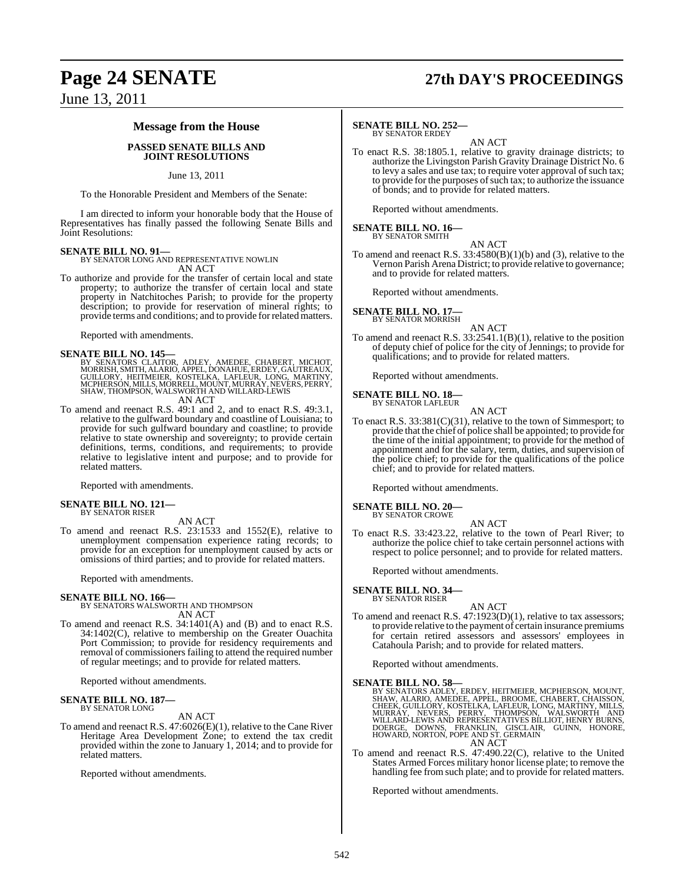## Message from the House

### PASSED SENATE BILLS AND JOINT RESOLUTIONS

June 13, 2011

To the Honorable President and Members of the Senate:

I am directed to inform your honorable body that the House of Representatives has finally passed the following Senate Bills and Joint Resolutions:

**SENATE BILL NO. 91—**
BY SENATOR LONG AND REPRESENTATIVE NOWLIN
AN ACT

To authorize and provide for the transfer of certain local and state property; to authorize the transfer of certain local and state property in Natchitoches Parish; to provide for the property description; to provide for reservation of mineral rights; to provide terms and conditions; and to provide for related matters.

Reported with amendments.

**SENATE BILL NO. 145—**
BY SENATORS CLAITOR, ADLEY, AMEDEE, CHABERT, MICHOT, MORRISH, SMITH, ALARIO, APPEL, DONAHUE, ERDEY, GAUTREAUX, GUILLORY, HEITMEIER, KOSTELKA, LAFLEUR, LONG, MARTINY, MCPHERSON, MILLS, MORRELL, MOUNT, MURRAY, NEVERS, PERRY, SHAW, THOMPSON, WALSWORTH AND WILLARD-LEWIS
AN ACT

To amend and reenact R.S. 49:1 and 2, and to enact R.S. 49:3.1, relative to the gulfward boundary and coastline of Louisiana; to provide for such gulfward boundary and coastline; to provide relative to state ownership and sovereignty; to provide certain definitions, terms, conditions, and requirements; to provide relative to legislative intent and purpose; and to provide for related matters.

Reported with amendments.

**SENATE BILL NO. 121—**
BY SENATOR RISER
AN ACT

To amend and reenact R.S. 23:1533 and 1552(E), relative to unemployment compensation experience rating records; to provide for an exception for unemployment caused by acts or omissions of third parties; and to provide for related matters.

Reported with amendments.

**SENATE BILL NO. 166—**
BY SENATORS WALSWORTH AND THOMPSON
AN ACT

To amend and reenact R.S. 34:1401(A) and (B) and to enact R.S. 34:1402(C), relative to membership on the Greater Ouachita Port Commission; to provide for residency requirements and removal of commissioners failing to attend the required number of regular meetings; and to provide for related matters.

Reported without amendments.

**SENATE BILL NO. 187—**
BY SENATOR LONG
AN ACT

To amend and reenact R.S. 47:6026(E)(1), relative to the Cane River Heritage Area Development Zone; to extend the tax credit provided within the zone to January 1, 2014; and to provide for related matters.

Reported without amendments.

**SENATE BILL NO. 252—**
BY SENATOR ERDEY
AN ACT

To enact R.S. 38:1805.1, relative to gravity drainage districts; to authorize the Livingston Parish Gravity Drainage District No. 6 to levy a sales and use tax; to require voter approval of such tax; to provide for the purposes of such tax; to authorize the issuance of bonds; and to provide for related matters.

Reported without amendments.

**SENATE BILL NO. 16—**
BY SENATOR SMITH
AN ACT

To amend and reenact R.S. 33:4580(B)(1)(b) and (3), relative to the Vernon Parish Arena District; to provide relative to governance; and to provide for related matters.

Reported without amendments.

**SENATE BILL NO. 17—**
BY SENATOR MORRISH
AN ACT

To amend and reenact R.S. 33:2541.1(B)(1), relative to the position of deputy chief of police for the city of Jennings; to provide for qualifications; and to provide for related matters.

Reported without amendments.

**SENATE BILL NO. 18—**
BY SENATOR LAFLEUR
AN ACT

To enact R.S. 33:381(C)(31), relative to the town of Simmesport; to provide that the chief of police shall be appointed; to provide for the time of the initial appointment; to provide for the method of appointment and for the salary, term, duties, and supervision of the police chief; to provide for the qualifications of the police chief; and to provide for related matters.

Reported without amendments.

**SENATE BILL NO. 20—**
BY SENATOR CROWE
AN ACT

To enact R.S. 33:423.22, relative to the town of Pearl River; to authorize the police chief to take certain personnel actions with respect to police personnel; and to provide for related matters.

Reported without amendments.

**SENATE BILL NO. 34—**
BY SENATOR RISER
AN ACT

To amend and reenact R.S. 47:1923(D)(1), relative to tax assessors; to provide relative to the payment of certain insurance premiums for certain retired assessors and assessors' employees in Catahoula Parish; and to provide for related matters.

Reported without amendments.

**SENATE BILL NO. 58—**
BY SENATORS ADLEY, ERDEY, HEITMEIER, MCPHERSON, MOUNT, SHAW, ALARIO, AMEDEE, APPEL, BROOME, CHABERT, CHAISSON, CHEEK, GUILLORY, KOSTELKA, LAFLEUR, LONG, MARTINY, MILLS, MURRAY, NEVERS, PERRY, THOMPSON, WALSWORTH AND WILLARD-LEWIS AND REPRESENTATIVES BILLIOT, HENRY BURNS, DOERGE, DOWNS, FRANKLIN, GISCLAIR, GUINN, HONORE, HOWARD, NORTON, POPE AND ST. GERMAIN
AN ACT

To amend and reenact R.S. 47:490.22(C), relative to the United States Armed Forces military honor license plate; to remove the handling fee from such plate; and to provide for related matters.

Reported without amendments.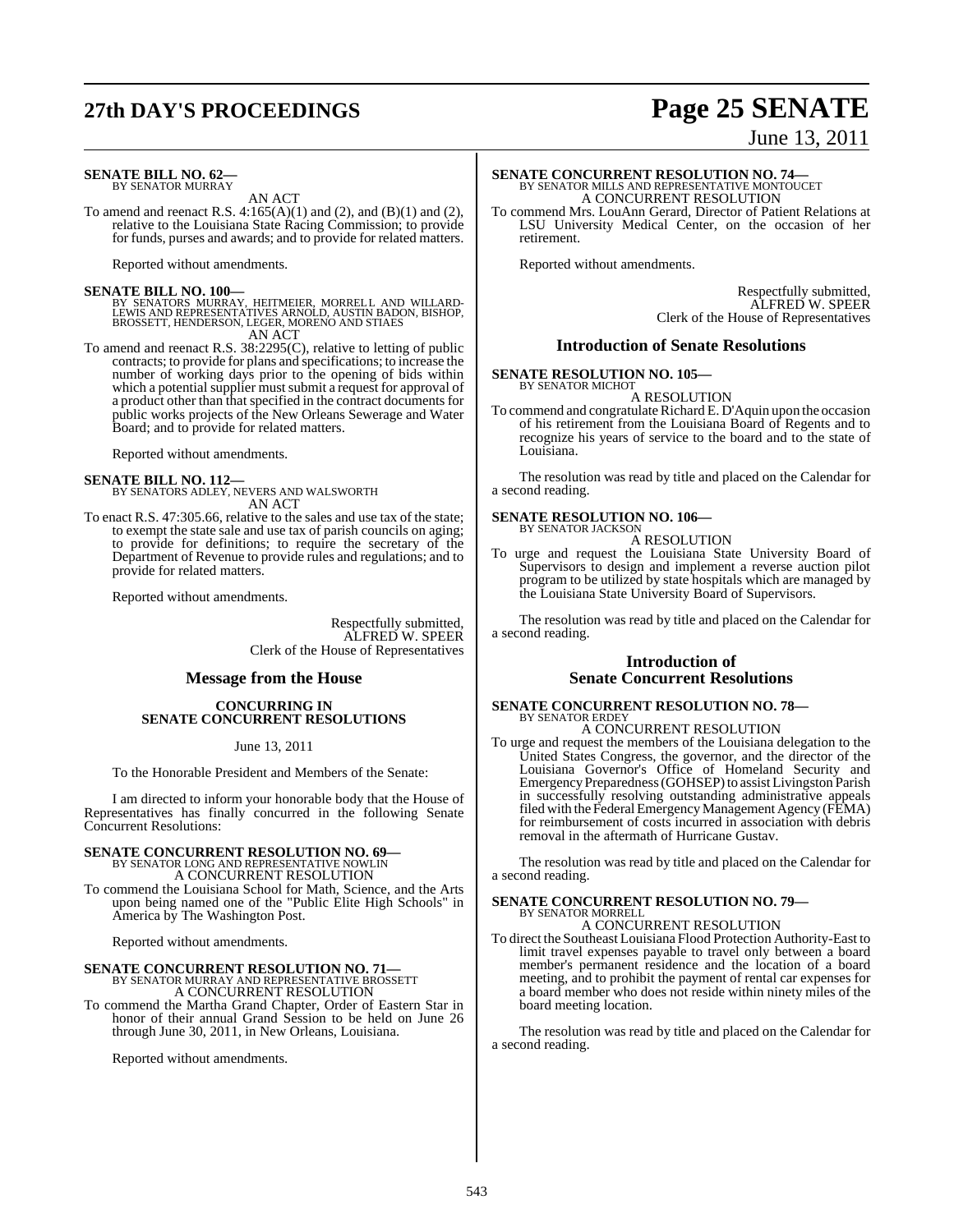**SENATE BILL NO. 62—**
BY SENATOR MURRAY

AN ACT

To amend and reenact R.S. 4:165(A)(1) and (2), and (B)(1) and (2), relative to the Louisiana State Racing Commission; to provide for funds, purses and awards; and to provide for related matters.

Reported without amendments.

**SENATE BILL NO. 100—**
BY SENATORS MURRAY, HEITMEIER, MORRELL AND WILLARD-LEWIS AND REPRESENTATIVES ARNOLD, AUSTIN BADON, BISHOP, BROSSETT, HENDERSON, LEGER, MORENO AND STIAES

AN ACT

To amend and reenact R.S. 38:2295(C), relative to letting of public contracts; to provide for plans and specifications; to increase the number of working days prior to the opening of bids within which a potential supplier must submit a request for approval of a product other than that specified in the contract documents for public works projects of the New Orleans Sewerage and Water Board; and to provide for related matters.

Reported without amendments.

**SENATE BILL NO. 112—**
BY SENATORS ADLEY, NEVERS AND WALSWORTH

AN ACT

To enact R.S. 47:305.66, relative to the sales and use tax of the state; to exempt the state sale and use tax of parish councils on aging; to provide for definitions; to require the secretary of the Department of Revenue to provide rules and regulations; and to provide for related matters.

Reported without amendments.

Respectfully submitted,
ALFRED W. SPEER
Clerk of the House of Representatives

## Message from the House

### CONCURRING IN SENATE CONCURRENT RESOLUTIONS

June 13, 2011

To the Honorable President and Members of the Senate:

I am directed to inform your honorable body that the House of Representatives has finally concurred in the following Senate Concurrent Resolutions:

**SENATE CONCURRENT RESOLUTION NO. 69—**
BY SENATOR LONG AND REPRESENTATIVE NOWLIN

A CONCURRENT RESOLUTION

To commend the Louisiana School for Math, Science, and the Arts upon being named one of the "Public Elite High Schools" in America by The Washington Post.

Reported without amendments.

**SENATE CONCURRENT RESOLUTION NO. 71—**
BY SENATOR MURRAY AND REPRESENTATIVE BROSSETT

A CONCURRENT RESOLUTION

To commend the Martha Grand Chapter, Order of Eastern Star in honor of their annual Grand Session to be held on June 26 through June 30, 2011, in New Orleans, Louisiana.

Reported without amendments.

**SENATE CONCURRENT RESOLUTION NO. 74—**
BY SENATOR MILLS AND REPRESENTATIVE MONTOUCET

A CONCURRENT RESOLUTION

To commend Mrs. LouAnn Gerard, Director of Patient Relations at LSU University Medical Center, on the occasion of her retirement.

Reported without amendments.

Respectfully submitted,
ALFRED W. SPEER
Clerk of the House of Representatives

## Introduction of Senate Resolutions

**SENATE RESOLUTION NO. 105—**
BY SENATOR MICHOT

A RESOLUTION

To commend and congratulate Richard E. D'Aquin upon the occasion of his retirement from the Louisiana Board of Regents and to recognize his years of service to the board and to the state of Louisiana.

The resolution was read by title and placed on the Calendar for a second reading.

**SENATE RESOLUTION NO. 106—**
BY SENATOR JACKSON

A RESOLUTION

To urge and request the Louisiana State University Board of Supervisors to design and implement a reverse auction pilot program to be utilized by state hospitals which are managed by the Louisiana State University Board of Supervisors.

The resolution was read by title and placed on the Calendar for a second reading.

## Introduction of Senate Concurrent Resolutions

**SENATE CONCURRENT RESOLUTION NO. 78—**
BY SENATOR ERDEY

A CONCURRENT RESOLUTION

To urge and request the members of the Louisiana delegation to the United States Congress, the governor, and the director of the Louisiana Governor's Office of Homeland Security and Emergency Preparedness (GOHSEP) to assist Livingston Parish in successfully resolving outstanding administrative appeals filed with the Federal Emergency Management Agency (FEMA) for reimbursement of costs incurred in association with debris removal in the aftermath of Hurricane Gustav.

The resolution was read by title and placed on the Calendar for a second reading.

**SENATE CONCURRENT RESOLUTION NO. 79—**
BY SENATOR MORRELL

A CONCURRENT RESOLUTION

To direct the Southeast Louisiana Flood Protection Authority-East to limit travel expenses payable to travel only between a board member's permanent residence and the location of a board meeting, and to prohibit the payment of rental car expenses for a board member who does not reside within ninety miles of the board meeting location.

The resolution was read by title and placed on the Calendar for a second reading.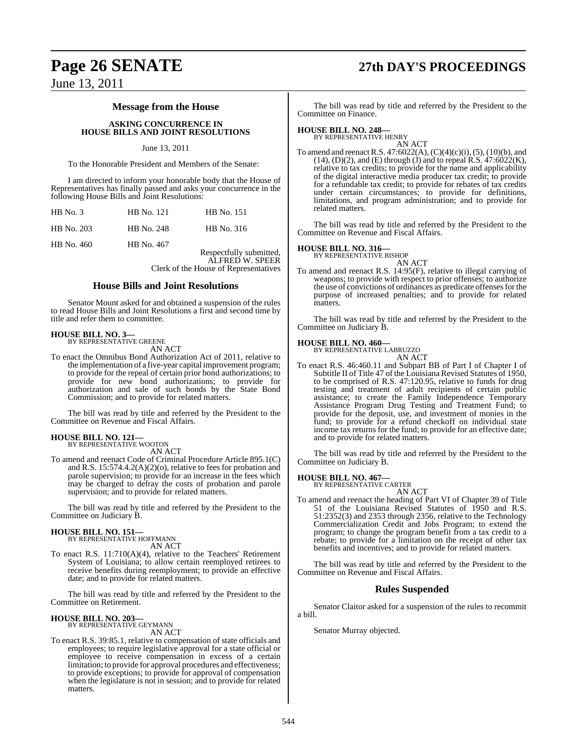## Message from the House

### ASKING CONCURRENCE IN HOUSE BILLS AND JOINT RESOLUTIONS

June 13, 2011

To the Honorable President and Members of the Senate:

I am directed to inform your honorable body that the House of Representatives has finally passed and asks your concurrence in the following House Bills and Joint Resolutions:

| | | |
|---|---|---|
| HB No. 3 | HB No. 121 | HB No. 151 |
| HB No. 203 | HB No. 248 | HB No. 316 |
| HB No. 460 | HB No. 467 | |

Respectfully submitted,
ALFRED W. SPEER
Clerk of the House of Representatives

## House Bills and Joint Resolutions

Senator Mount asked for and obtained a suspension of the rules to read House Bills and Joint Resolutions a first and second time by title and refer them to committee.

**HOUSE BILL NO. 3—**
BY REPRESENTATIVE GREENE
AN ACT

To enact the Omnibus Bond Authorization Act of 2011, relative to the implementation of a five-year capital improvement program; to provide for the repeal of certain prior bond authorizations; to provide for new bond authorizations; to provide for authorization and sale of such bonds by the State Bond Commission; and to provide for related matters.

The bill was read by title and referred by the President to the Committee on Revenue and Fiscal Affairs.

**HOUSE BILL NO. 121—**
BY REPRESENTATIVE WOOTON
AN ACT

To amend and reenact Code of Criminal Procedure Article 895.1(C) and R.S. 15:574.4.2(A)(2)(o), relative to fees for probation and parole supervision; to provide for an increase in the fees which may be charged to defray the costs of probation and parole supervision; and to provide for related matters.

The bill was read by title and referred by the President to the Committee on Judiciary B.

**HOUSE BILL NO. 151—**
BY REPRESENTATIVE HOFFMANN
AN ACT

To enact R.S. 11:710(A)(4), relative to the Teachers' Retirement System of Louisiana; to allow certain reemployed retirees to receive benefits during reemployment; to provide an effective date; and to provide for related matters.

The bill was read by title and referred by the President to the Committee on Retirement.

**HOUSE BILL NO. 203—**
BY REPRESENTATIVE GEYMANN
AN ACT

To enact R.S. 39:85.1, relative to compensation of state officials and employees; to require legislative approval for a state official or employee to receive compensation in excess of a certain limitation; to provide for approval procedures and effectiveness; to provide exceptions; to provide for approval of compensation when the legislature is not in session; and to provide for related matters.

The bill was read by title and referred by the President to the Committee on Finance.

**HOUSE BILL NO. 248—**
BY REPRESENTATIVE HENRY
AN ACT

To amend and reenact R.S. 47:6022(A), (C)(4)(c)(i), (5), (10)(b), and (14), (D)(2), and (E) through (J) and to repeal R.S. 47:6022(K), relative to tax credits; to provide for the name and applicability of the digital interactive media producer tax credit; to provide for a refundable tax credit; to provide for rebates of tax credits under certain circumstances; to provide for definitions, limitations, and program administration; and to provide for related matters.

The bill was read by title and referred by the President to the Committee on Revenue and Fiscal Affairs.

**HOUSE BILL NO. 316—**
BY REPRESENTATIVE BISHOP
AN ACT

To amend and reenact R.S. 14:95(F), relative to illegal carrying of weapons; to provide with respect to prior offenses; to authorize the use of convictions of ordinances as predicate offenses for the purpose of increased penalties; and to provide for related matters.

The bill was read by title and referred by the President to the Committee on Judiciary B.

**HOUSE BILL NO. 460—**
BY REPRESENTATIVE LABRUZZO
AN ACT

To enact R.S. 46:460.11 and Subpart BB of Part I of Chapter I of Subtitle II of Title 47 of the Louisiana Revised Statutes of 1950, to be comprised of R.S. 47:120.95, relative to funds for drug testing and treatment of adult recipients of certain public assistance; to create the Family Independence Temporary Assistance Program Drug Testing and Treatment Fund; to provide for the deposit, use, and investment of monies in the fund; to provide for a refund checkoff on individual state income tax returns for the fund; to provide for an effective date; and to provide for related matters.

The bill was read by title and referred by the President to the Committee on Judiciary B.

**HOUSE BILL NO. 467—**
BY REPRESENTATIVE CARTER
AN ACT

To amend and reenact the heading of Part VI of Chapter 39 of Title 51 of the Louisiana Revised Statutes of 1950 and R.S. 51:2352(3) and 2353 through 2356, relative to the Technology Commercialization Credit and Jobs Program; to extend the program; to change the program benefit from a tax credit to a rebate; to provide for a limitation on the receipt of other tax benefits and incentives; and to provide for related matters.

The bill was read by title and referred by the President to the Committee on Revenue and Fiscal Affairs.

## Rules Suspended

Senator Claitor asked for a suspension of the rules to recommit a bill.

Senator Murray objected.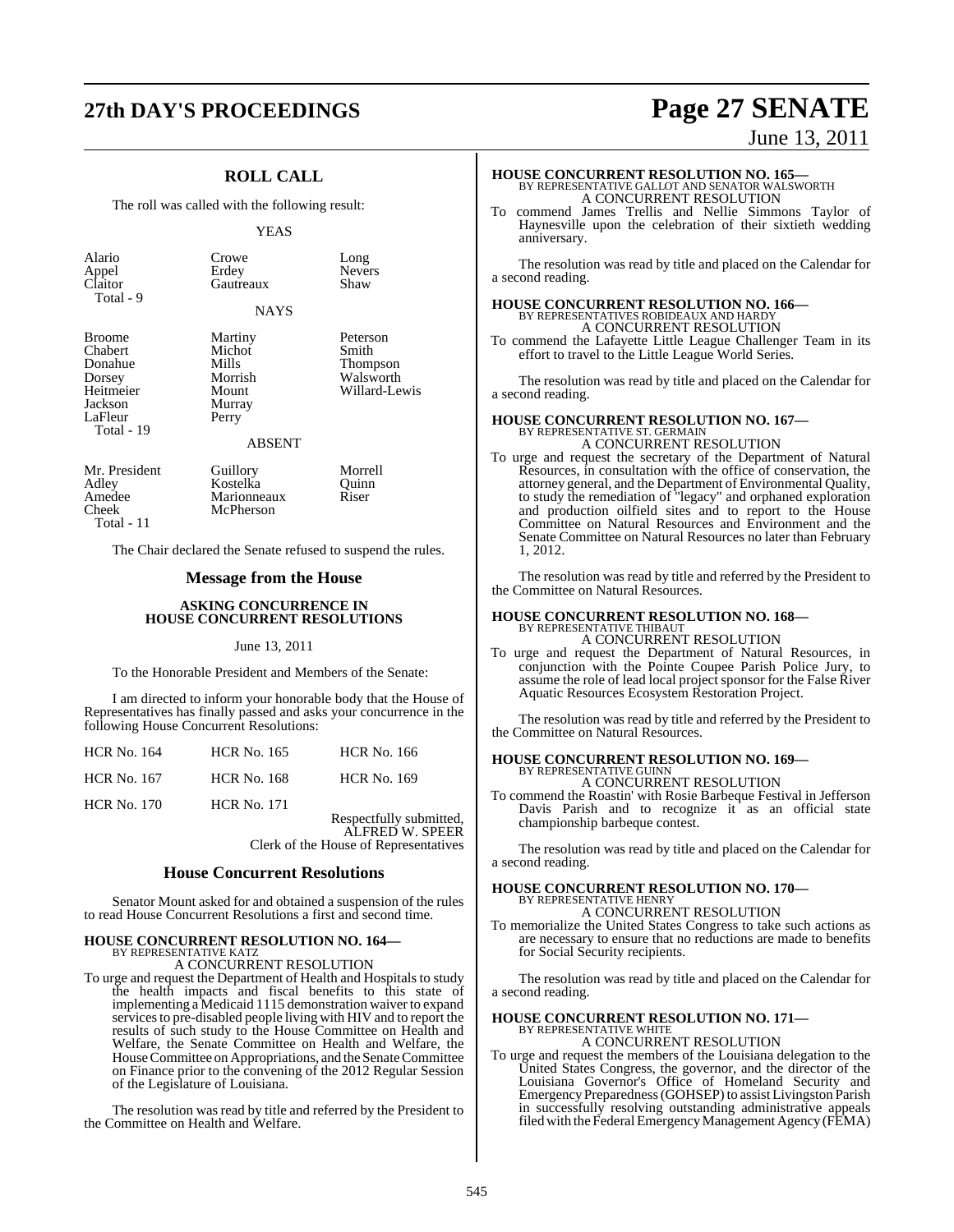## ROLL CALL

The roll was called with the following result:

YEAS

| | | |
|---|---|---|
| Alario | Crowe | Long |
| Appel | Erdey | Nevers |
| Claitor | Gautreaux | Shaw |
| Total - 9 | | |

NAYS

| | | |
|---|---|---|
| Broome | Martiny | Peterson |
| Chabert | Michot | Smith |
| Donahue | Mills | Thompson |
| Dorsey | Morrish | Walsworth |
| Heitmeier | Mount | Willard-Lewis |
| Jackson | Murray | |
| LaFleur | Perry | |
| Total - 19 | | |

ABSENT

| | | |
|---|---|---|
| Mr. President | Guillory | Morrell |
| Adley | Kostelka | Quinn |
| Amedee | Marionneaux | Riser |
| Cheek | McPherson | |
| Total - 11 | | |

The Chair declared the Senate refused to suspend the rules.

## Message from the House

**ASKING CONCURRENCE IN HOUSE CONCURRENT RESOLUTIONS**

June 13, 2011

To the Honorable President and Members of the Senate:

I am directed to inform your honorable body that the House of Representatives has finally passed and asks your concurrence in the following House Concurrent Resolutions:

| | | |
|---|---|---|
| HCR No. 164 | HCR No. 165 | HCR No. 166 |
| HCR No. 167 | HCR No. 168 | HCR No. 169 |
| HCR No. 170 | HCR No. 171 | |

Respectfully submitted,
ALFRED W. SPEER
Clerk of the House of Representatives

## House Concurrent Resolutions

Senator Mount asked for and obtained a suspension of the rules to read House Concurrent Resolutions a first and second time.

**HOUSE CONCURRENT RESOLUTION NO. 164—**
BY REPRESENTATIVE KATZ
A CONCURRENT RESOLUTION

To urge and request the Department of Health and Hospitals to study the health impacts and fiscal benefits to this state of implementing a Medicaid 1115 demonstration waiver to expand services to pre-disabled people living with HIV and to report the results of such study to the House Committee on Health and Welfare, the Senate Committee on Health and Welfare, the House Committee on Appropriations, and the Senate Committee on Finance prior to the convening of the 2012 Regular Session of the Legislature of Louisiana.

The resolution was read by title and referred by the President to the Committee on Health and Welfare.

**HOUSE CONCURRENT RESOLUTION NO. 165—**
BY REPRESENTATIVE GALLOT AND SENATOR WALSWORTH
A CONCURRENT RESOLUTION

To commend James Trellis and Nellie Simmons Taylor of Haynesville upon the celebration of their sixtieth wedding anniversary.

The resolution was read by title and placed on the Calendar for a second reading.

**HOUSE CONCURRENT RESOLUTION NO. 166—**
BY REPRESENTATIVES ROBIDEAUX AND HARDY
A CONCURRENT RESOLUTION

To commend the Lafayette Little League Challenger Team in its effort to travel to the Little League World Series.

The resolution was read by title and placed on the Calendar for a second reading.

**HOUSE CONCURRENT RESOLUTION NO. 167—**
BY REPRESENTATIVE ST. GERMAIN
A CONCURRENT RESOLUTION

To urge and request the secretary of the Department of Natural Resources, in consultation with the office of conservation, the attorney general, and the Department of Environmental Quality, to study the remediation of "legacy" and orphaned exploration and production oilfield sites and to report to the House Committee on Natural Resources and Environment and the Senate Committee on Natural Resources no later than February 1, 2012.

The resolution was read by title and referred by the President to the Committee on Natural Resources.

**HOUSE CONCURRENT RESOLUTION NO. 168—**
BY REPRESENTATIVE THIBAUT
A CONCURRENT RESOLUTION

To urge and request the Department of Natural Resources, in conjunction with the Pointe Coupee Parish Police Jury, to assume the role of lead local project sponsor for the False River Aquatic Resources Ecosystem Restoration Project.

The resolution was read by title and referred by the President to the Committee on Natural Resources.

**HOUSE CONCURRENT RESOLUTION NO. 169—**
BY REPRESENTATIVE GUINN
A CONCURRENT RESOLUTION

To commend the Roastin' with Rosie Barbeque Festival in Jefferson Davis Parish and to recognize it as an official state championship barbeque contest.

The resolution was read by title and placed on the Calendar for a second reading.

**HOUSE CONCURRENT RESOLUTION NO. 170—**
BY REPRESENTATIVE HENRY
A CONCURRENT RESOLUTION

To memorialize the United States Congress to take such actions as are necessary to ensure that no reductions are made to benefits for Social Security recipients.

The resolution was read by title and placed on the Calendar for a second reading.

**HOUSE CONCURRENT RESOLUTION NO. 171—**
BY REPRESENTATIVE WHITE
A CONCURRENT RESOLUTION

To urge and request the members of the Louisiana delegation to the United States Congress, the governor, and the director of the Louisiana Governor's Office of Homeland Security and Emergency Preparedness (GOHSEP) to assist Livingston Parish in successfully resolving outstanding administrative appeals filed with the Federal Emergency Management Agency (FEMA)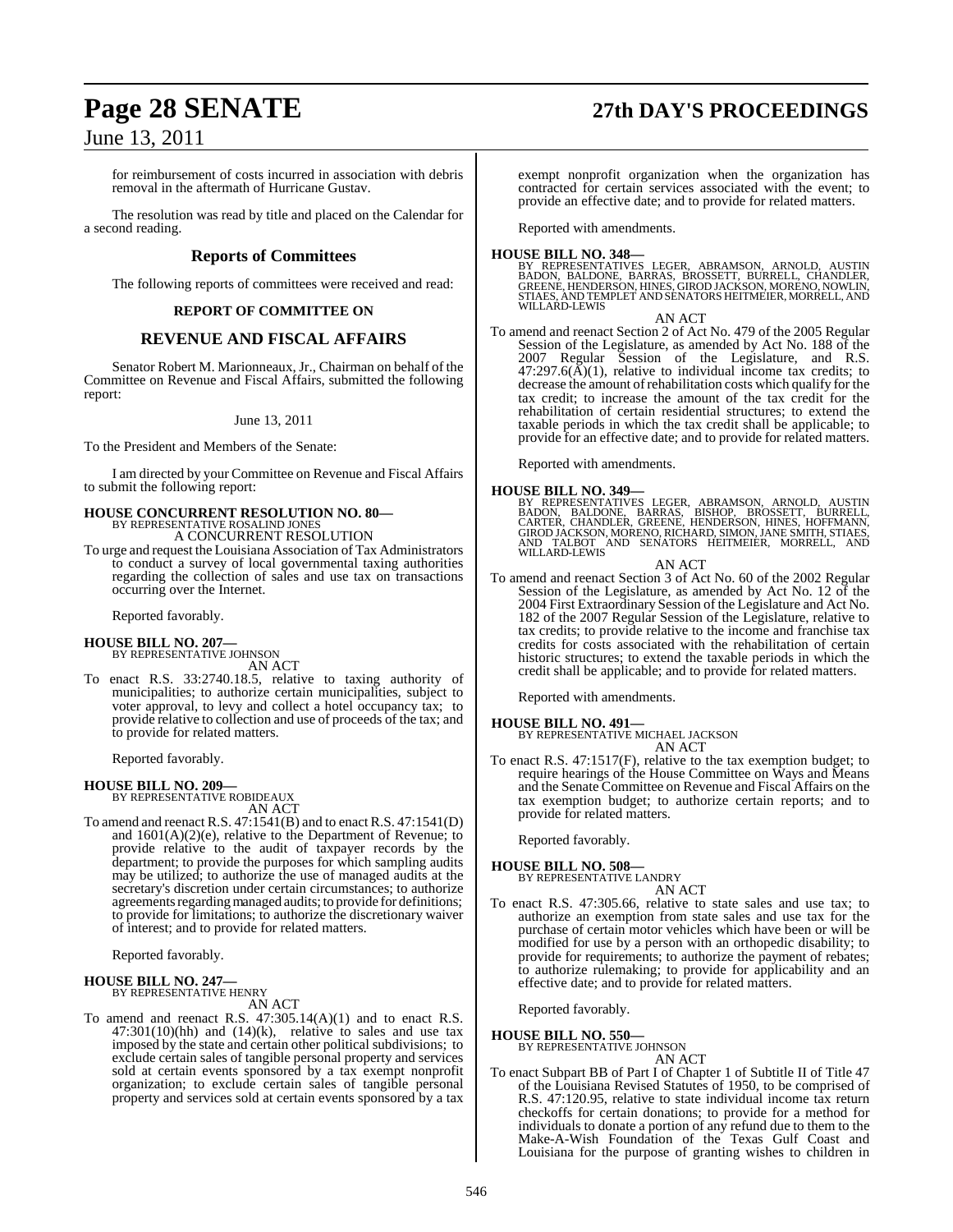for reimbursement of costs incurred in association with debris removal in the aftermath of Hurricane Gustav.

The resolution was read by title and placed on the Calendar for a second reading.

## Reports of Committees

The following reports of committees were received and read:

### REPORT OF COMMITTEE ON

## REVENUE AND FISCAL AFFAIRS

Senator Robert M. Marionneaux, Jr., Chairman on behalf of the Committee on Revenue and Fiscal Affairs, submitted the following report:

June 13, 2011

To the President and Members of the Senate:

I am directed by your Committee on Revenue and Fiscal Affairs to submit the following report:

**HOUSE CONCURRENT RESOLUTION NO. 80—**
BY REPRESENTATIVE ROSALIND JONES
A CONCURRENT RESOLUTION

To urge and request the Louisiana Association of Tax Administrators to conduct a survey of local governmental taxing authorities regarding the collection of sales and use tax on transactions occurring over the Internet.

Reported favorably.

**HOUSE BILL NO. 207—**
BY REPRESENTATIVE JOHNSON
AN ACT

To enact R.S. 33:2740.18.5, relative to taxing authority of municipalities; to authorize certain municipalities, subject to voter approval, to levy and collect a hotel occupancy tax; to provide relative to collection and use of proceeds of the tax; and to provide for related matters.

Reported favorably.

**HOUSE BILL NO. 209—**
BY REPRESENTATIVE ROBIDEAUX
AN ACT

To amend and reenact R.S. 47:1541(B) and to enact R.S. 47:1541(D) and 1601(A)(2)(e), relative to the Department of Revenue; to provide relative to the audit of taxpayer records by the department; to provide the purposes for which sampling audits may be utilized; to authorize the use of managed audits at the secretary's discretion under certain circumstances; to authorize agreements regarding managed audits; to provide for definitions; to provide for limitations; to authorize the discretionary waiver of interest; and to provide for related matters.

Reported favorably.

**HOUSE BILL NO. 247—**
BY REPRESENTATIVE HENRY
AN ACT

To amend and reenact R.S. 47:305.14(A)(1) and to enact R.S. 47:301(10)(hh) and (14)(k), relative to sales and use tax imposed by the state and certain other political subdivisions; to exclude certain sales of tangible personal property and services sold at certain events sponsored by a tax exempt nonprofit organization; to exclude certain sales of tangible personal property and services sold at certain events sponsored by a tax exempt nonprofit organization when the organization has contracted for certain services associated with the event; to provide an effective date; and to provide for related matters.

Reported with amendments.

**HOUSE BILL NO. 348—**
BY REPRESENTATIVES LEGER, ABRAMSON, ARNOLD, AUSTIN BADON, BALDONE, BARRAS, BROSSETT, BURRELL, CHANDLER, GREENE, HENDERSON, HINES, GIROD JACKSON, MORENO, NOWLIN, STIAES, AND TEMPLET AND SENATORS HEITMEIER, MORRELL, AND WILLARD-LEWIS
AN ACT

To amend and reenact Section 2 of Act No. 479 of the 2005 Regular Session of the Legislature, as amended by Act No. 188 of the 2007 Regular Session of the Legislature, and R.S. 47:297.6(A)(1), relative to individual income tax credits; to decrease the amount of rehabilitation costs which qualify for the tax credit; to increase the amount of the tax credit for the rehabilitation of certain residential structures; to extend the taxable periods in which the tax credit shall be applicable; to provide for an effective date; and to provide for related matters.

Reported with amendments.

**HOUSE BILL NO. 349—**
BY REPRESENTATIVES LEGER, ABRAMSON, ARNOLD, AUSTIN BADON, BALDONE, BARRAS, BISHOP, BROSSETT, BURRELL, CARTER, CHANDLER, GREENE, HENDERSON, HINES, HOFFMANN, GIROD JACKSON, MORENO, RICHARD, SIMON, JANE SMITH, STIAES, AND TALBOT AND SENATORS HEITMEIER, MORRELL, AND WILLARD-LEWIS
AN ACT

To amend and reenact Section 3 of Act No. 60 of the 2002 Regular Session of the Legislature, as amended by Act No. 12 of the 2004 First Extraordinary Session of the Legislature and Act No. 182 of the 2007 Regular Session of the Legislature, relative to tax credits; to provide relative to the income and franchise tax credits for costs associated with the rehabilitation of certain historic structures; to extend the taxable periods in which the credit shall be applicable; and to provide for related matters.

Reported with amendments.

**HOUSE BILL NO. 491—**
BY REPRESENTATIVE MICHAEL JACKSON
AN ACT

To enact R.S. 47:1517(F), relative to the tax exemption budget; to require hearings of the House Committee on Ways and Means and the Senate Committee on Revenue and Fiscal Affairs on the tax exemption budget; to authorize certain reports; and to provide for related matters.

Reported favorably.

**HOUSE BILL NO. 508—**
BY REPRESENTATIVE LANDRY
AN ACT

To enact R.S. 47:305.66, relative to state sales and use tax; to authorize an exemption from state sales and use tax for the purchase of certain motor vehicles which have been or will be modified for use by a person with an orthopedic disability; to provide for requirements; to authorize the payment of rebates; to authorize rulemaking; to provide for applicability and an effective date; and to provide for related matters.

Reported favorably.

**HOUSE BILL NO. 550—**
BY REPRESENTATIVE JOHNSON
AN ACT

To enact Subpart BB of Part I of Chapter 1 of Subtitle II of Title 47 of the Louisiana Revised Statutes of 1950, to be comprised of R.S. 47:120.95, relative to state individual income tax return checkoffs for certain donations; to provide for a method for individuals to donate a portion of any refund due to them to the Make-A-Wish Foundation of the Texas Gulf Coast and Louisiana for the purpose of granting wishes to children in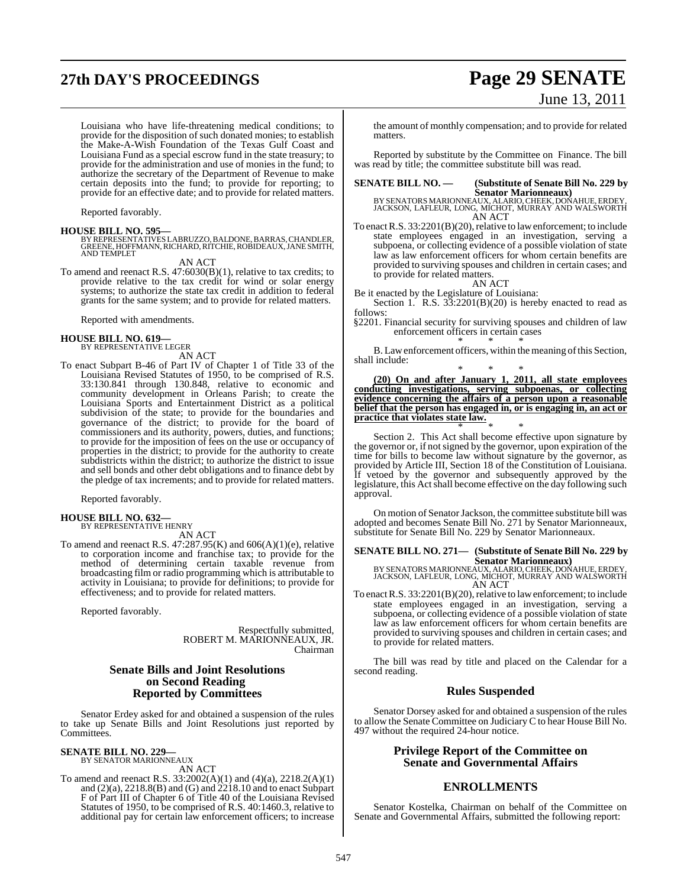Louisiana who have life-threatening medical conditions; to provide for the disposition of such donated monies; to establish the Make-A-Wish Foundation of the Texas Gulf Coast and Louisiana Fund as a special escrow fund in the state treasury; to provide for the administration and use of monies in the fund; to authorize the secretary of the Department of Revenue to make certain deposits into the fund; to provide for reporting; to provide for an effective date; and to provide for related matters.

Reported favorably.

**HOUSE BILL NO. 595—**
BY REPRESENTATIVES LABRUZZO, BALDONE, BARRAS, CHANDLER, GREENE, HOFFMANN, RICHARD, RITCHIE, ROBIDEAUX, JANE SMITH, AND TEMPLET

AN ACT

To amend and reenact R.S. 47:6030(B)(1), relative to tax credits; to provide relative to the tax credit for wind or solar energy systems; to authorize the state tax credit in addition to federal grants for the same system; and to provide for related matters.

Reported with amendments.

**HOUSE BILL NO. 619—**
BY REPRESENTATIVE LEGER

AN ACT

To enact Subpart B-46 of Part IV of Chapter 1 of Title 33 of the Louisiana Revised Statutes of 1950, to be comprised of R.S. 33:130.841 through 130.848, relative to economic and community development in Orleans Parish; to create the Louisiana Sports and Entertainment District as a political subdivision of the state; to provide for the boundaries and governance of the district; to provide for the board of commissioners and its authority, powers, duties, and functions; to provide for the imposition of fees on the use or occupancy of properties in the district; to provide for the authority to create subdistricts within the district; to authorize the district to issue and sell bonds and other debt obligations and to finance debt by the pledge of tax increments; and to provide for related matters.

Reported favorably.

**HOUSE BILL NO. 632—**
BY REPRESENTATIVE HENRY

AN ACT

To amend and reenact R.S. 47:287.95(K) and 606(A)(1)(e), relative to corporation income and franchise tax; to provide for the method of determining certain taxable revenue from broadcasting film or radio programming which is attributable to activity in Louisiana; to provide for definitions; to provide for effectiveness; and to provide for related matters.

Reported favorably.

Respectfully submitted,
ROBERT M. MARIONNEAUX, JR.
Chairman

## Senate Bills and Joint Resolutions on Second Reading Reported by Committees

Senator Erdey asked for and obtained a suspension of the rules to take up Senate Bills and Joint Resolutions just reported by Committees.

**SENATE BILL NO. 229—**
BY SENATOR MARIONNEAUX

AN ACT

To amend and reenact R.S. 33:2002(A)(1) and (4)(a), 2218.2(A)(1) and (2)(a), 2218.8(B) and (G) and 2218.10 and to enact Subpart F of Part III of Chapter 6 of Title 40 of the Louisiana Revised Statutes of 1950, to be comprised of R.S. 40:1460.3, relative to additional pay for certain law enforcement officers; to increase the amount of monthly compensation; and to provide for related matters.

Reported by substitute by the Committee on Finance. The bill was read by title; the committee substitute bill was read.

**SENATE BILL NO. — (Substitute of Senate Bill No. 229 by Senator Marionneaux)**
BY SENATORS MARIONNEAUX, ALARIO, CHEEK, DONAHUE, ERDEY, JACKSON, LAFLEUR, LONG, MICHOT, MURRAY AND WALSWORTH

AN ACT

To enact R.S. 33:2201(B)(20), relative to law enforcement; to include state employees engaged in an investigation, serving a subpoena, or collecting evidence of a possible violation of state law as law enforcement officers for whom certain benefits are provided to surviving spouses and children in certain cases; and to provide for related matters.

AN ACT

Be it enacted by the Legislature of Louisiana:

Section 1. R.S. 33:2201(B)(20) is hereby enacted to read as follows:

§2201. Financial security for surviving spouses and children of law enforcement officers in certain cases

\* \* \*

B. Law enforcement officers, within the meaning of this Section, shall include:

\* \* \*

**<u>(20) On and after January 1, 2011, all state employees conducting investigations, serving subpoenas, or collecting evidence concerning the affairs of a person upon a reasonable belief that the person has engaged in, or is engaging in, an act or practice that violates state law.</u>**

\* \* \*

Section 2. This Act shall become effective upon signature by the governor or, if not signed by the governor, upon expiration of the time for bills to become law without signature by the governor, as provided by Article III, Section 18 of the Constitution of Louisiana. If vetoed by the governor and subsequently approved by the legislature, this Act shall become effective on the day following such approval.

On motion of Senator Jackson, the committee substitute bill was adopted and becomes Senate Bill No. 271 by Senator Marionneaux, substitute for Senate Bill No. 229 by Senator Marionneaux.

**SENATE BILL NO. 271— (Substitute of Senate Bill No. 229 by Senator Marionneaux)**
BY SENATORS MARIONNEAUX, ALARIO, CHEEK, DONAHUE, ERDEY, JACKSON, LAFLEUR, LONG, MICHOT, MURRAY AND WALSWORTH

AN ACT

To enact R.S. 33:2201(B)(20), relative to law enforcement; to include state employees engaged in an investigation, serving a subpoena, or collecting evidence of a possible violation of state law as law enforcement officers for whom certain benefits are provided to surviving spouses and children in certain cases; and to provide for related matters.

The bill was read by title and placed on the Calendar for a second reading.

## Rules Suspended

Senator Dorsey asked for and obtained a suspension of the rules to allow the Senate Committee on Judiciary C to hear House Bill No. 497 without the required 24-hour notice.

## Privilege Report of the Committee on Senate and Governmental Affairs

## ENROLLMENTS

Senator Kostelka, Chairman on behalf of the Committee on Senate and Governmental Affairs, submitted the following report: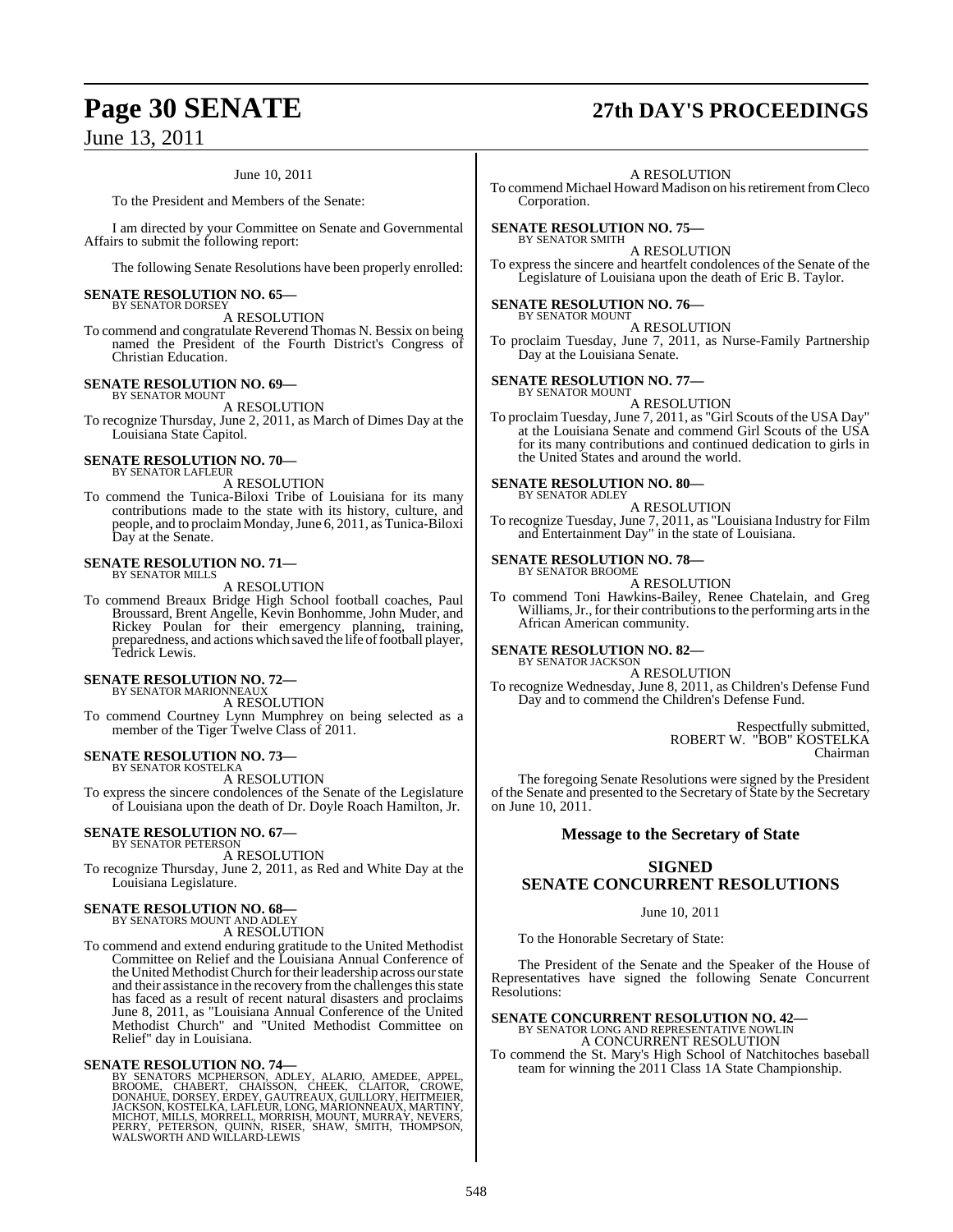June 10, 2011

To the President and Members of the Senate:

I am directed by your Committee on Senate and Governmental Affairs to submit the following report:

The following Senate Resolutions have been properly enrolled:

**SENATE RESOLUTION NO. 65—**
BY SENATOR DORSEY

A RESOLUTION

To commend and congratulate Reverend Thomas N. Bessix on being named the President of the Fourth District's Congress of Christian Education.

**SENATE RESOLUTION NO. 69—**
BY SENATOR MOUNT

A RESOLUTION

To recognize Thursday, June 2, 2011, as March of Dimes Day at the Louisiana State Capitol.

**SENATE RESOLUTION NO. 70—**
BY SENATOR LAFLEUR

A RESOLUTION

To commend the Tunica-Biloxi Tribe of Louisiana for its many contributions made to the state with its history, culture, and people, and to proclaim Monday, June 6, 2011, as Tunica-Biloxi Day at the Senate.

**SENATE RESOLUTION NO. 71—**
BY SENATOR MILLS

A RESOLUTION

To commend Breaux Bridge High School football coaches, Paul Broussard, Brent Angelle, Kevin Bonhomme, John Muder, and Rickey Poulan for their emergency planning, training, preparedness, and actions which saved the life of football player, Tedrick Lewis.

**SENATE RESOLUTION NO. 72—**
BY SENATOR MARIONNEAUX

A RESOLUTION

To commend Courtney Lynn Mumphrey on being selected as a member of the Tiger Twelve Class of 2011.

**SENATE RESOLUTION NO. 73—**
BY SENATOR KOSTELKA

A RESOLUTION

To express the sincere condolences of the Senate of the Legislature of Louisiana upon the death of Dr. Doyle Roach Hamilton, Jr.

**SENATE RESOLUTION NO. 67—**
BY SENATOR PETERSON

A RESOLUTION

To recognize Thursday, June 2, 2011, as Red and White Day at the Louisiana Legislature.

**SENATE RESOLUTION NO. 68—**
BY SENATORS MOUNT AND ADLEY

A RESOLUTION

To commend and extend enduring gratitude to the United Methodist Committee on Relief and the Louisiana Annual Conference of the United Methodist Church for their leadership across our state and their assistance in the recovery from the challenges this state has faced as a result of recent natural disasters and proclaims June 8, 2011, as "Louisiana Annual Conference of the United Methodist Church" and "United Methodist Committee on Relief" day in Louisiana.

**SENATE RESOLUTION NO. 74—**
BY SENATORS MCPHERSON, ADLEY, ALARIO, AMEDEE, APPEL, BROOME, CHABERT, CHAISSON, CHEEK, CLAITOR, CROWE, DONAHUE, DORSEY, ERDEY, GAUTREAUX, GUILLORY, HEITMEIER, JACKSON, KOSTELKA, LAFLEUR, LONG, MARIONNEAUX, MARTINY, MICHOT, MILLS, MORRELL, MORRISH, MOUNT, MURRAY, NEVERS, PERRY, PETERSON, QUINN, RISER, SHAW, SMITH, THOMPSON, WALSWORTH AND WILLARD-LEWIS

A RESOLUTION

To commend Michael Howard Madison on his retirement from Cleco Corporation.

**SENATE RESOLUTION NO. 75—**
BY SENATOR SMITH

A RESOLUTION

To express the sincere and heartfelt condolences of the Senate of the Legislature of Louisiana upon the death of Eric B. Taylor.

**SENATE RESOLUTION NO. 76—**
BY SENATOR MOUNT

A RESOLUTION

To proclaim Tuesday, June 7, 2011, as Nurse-Family Partnership Day at the Louisiana Senate.

**SENATE RESOLUTION NO. 77—**
BY SENATOR MOUNT

A RESOLUTION

To proclaim Tuesday, June 7, 2011, as "Girl Scouts of the USA Day" at the Louisiana Senate and commend Girl Scouts of the USA for its many contributions and continued dedication to girls in the United States and around the world.

**SENATE RESOLUTION NO. 80—**
BY SENATOR ADLEY

A RESOLUTION

To recognize Tuesday, June 7, 2011, as "Louisiana Industry for Film and Entertainment Day" in the state of Louisiana.

**SENATE RESOLUTION NO. 78—**
BY SENATOR BROOME

A RESOLUTION

To commend Toni Hawkins-Bailey, Renee Chatelain, and Greg Williams, Jr., for their contributions to the performing arts in the African American community.

**SENATE RESOLUTION NO. 82—**
BY SENATOR JACKSON

A RESOLUTION

To recognize Wednesday, June 8, 2011, as Children's Defense Fund Day and to commend the Children's Defense Fund.

Respectfully submitted,
ROBERT W. "BOB" KOSTELKA
Chairman

The foregoing Senate Resolutions were signed by the President of the Senate and presented to the Secretary of State by the Secretary on June 10, 2011.

## Message to the Secretary of State

## SIGNED SENATE CONCURRENT RESOLUTIONS

June 10, 2011

To the Honorable Secretary of State:

The President of the Senate and the Speaker of the House of Representatives have signed the following Senate Concurrent Resolutions:

**SENATE CONCURRENT RESOLUTION NO. 42—**
BY SENATOR LONG AND REPRESENTATIVE NOWLIN

A CONCURRENT RESOLUTION

To commend the St. Mary's High School of Natchitoches baseball team for winning the 2011 Class 1A State Championship.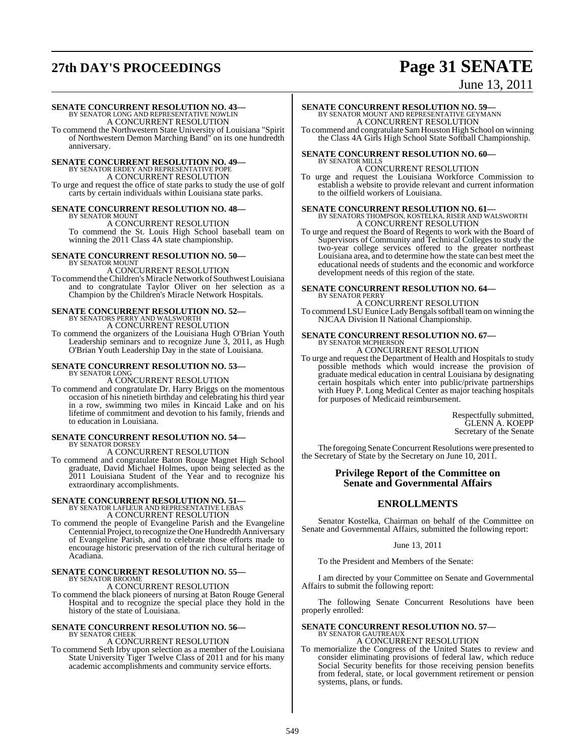**SENATE CONCURRENT RESOLUTION NO. 43—**
BY SENATOR LONG AND REPRESENTATIVE NOWLIN
A CONCURRENT RESOLUTION

To commend the Northwestern State University of Louisiana "Spirit of Northwestern Demon Marching Band" on its one hundredth anniversary.

**SENATE CONCURRENT RESOLUTION NO. 49—**
BY SENATOR ERDEY AND REPRESENTATIVE POPE
A CONCURRENT RESOLUTION

To urge and request the office of state parks to study the use of golf carts by certain individuals within Louisiana state parks.

**SENATE CONCURRENT RESOLUTION NO. 48—**
BY SENATOR MOUNT
A CONCURRENT RESOLUTION

To commend the St. Louis High School baseball team on winning the 2011 Class 4A state championship.

**SENATE CONCURRENT RESOLUTION NO. 50—**
BY SENATOR MOUNT
A CONCURRENT RESOLUTION

To commend the Children's Miracle Network of Southwest Louisiana and to congratulate Taylor Oliver on her selection as a Champion by the Children's Miracle Network Hospitals.

**SENATE CONCURRENT RESOLUTION NO. 52—**
BY SENATORS PERRY AND WALSWORTH
A CONCURRENT RESOLUTION

To commend the organizers of the Louisiana Hugh O'Brian Youth Leadership seminars and to recognize June 3, 2011, as Hugh O'Brian Youth Leadership Day in the state of Louisiana.

**SENATE CONCURRENT RESOLUTION NO. 53—**
BY SENATOR LONG
A CONCURRENT RESOLUTION

To commend and congratulate Dr. Harry Briggs on the momentous occasion of his ninetieth birthday and celebrating his third year in a row, swimming two miles in Kincaid Lake and on his lifetime of commitment and devotion to his family, friends and to education in Louisiana.

**SENATE CONCURRENT RESOLUTION NO. 54—**
BY SENATOR DORSEY
A CONCURRENT RESOLUTION

To commend and congratulate Baton Rouge Magnet High School graduate, David Michael Holmes, upon being selected as the 2011 Louisiana Student of the Year and to recognize his extraordinary accomplishments.

**SENATE CONCURRENT RESOLUTION NO. 51—**
BY SENATOR LAFLEUR AND REPRESENTATIVE LEBAS
A CONCURRENT RESOLUTION

To commend the people of Evangeline Parish and the Evangeline Centennial Project, to recognize the One Hundredth Anniversary of Evangeline Parish, and to celebrate those efforts made to encourage historic preservation of the rich cultural heritage of Acadiana.

**SENATE CONCURRENT RESOLUTION NO. 55—**
BY SENATOR BROOME
A CONCURRENT RESOLUTION

To commend the black pioneers of nursing at Baton Rouge General Hospital and to recognize the special place they hold in the history of the state of Louisiana.

**SENATE CONCURRENT RESOLUTION NO. 56—**
BY SENATOR CHEEK
A CONCURRENT RESOLUTION

To commend Seth Irby upon selection as a member of the Louisiana State University Tiger Twelve Class of 2011 and for his many academic accomplishments and community service efforts.

**SENATE CONCURRENT RESOLUTION NO. 59—**
BY SENATOR MOUNT AND REPRESENTATIVE GEYMANN
A CONCURRENT RESOLUTION

To commend and congratulate Sam Houston High School on winning the Class 4A Girls High School State Softball Championship.

**SENATE CONCURRENT RESOLUTION NO. 60—**
BY SENATOR MILLS
A CONCURRENT RESOLUTION

To urge and request the Louisiana Workforce Commission to establish a website to provide relevant and current information to the oilfield workers of Louisiana.

**SENATE CONCURRENT RESOLUTION NO. 61—**
BY SENATORS THOMPSON, KOSTELKA, RISER AND WALSWORTH
A CONCURRENT RESOLUTION

To urge and request the Board of Regents to work with the Board of Supervisors of Community and Technical Colleges to study the two-year college services offered to the greater northeast Louisiana area, and to determine how the state can best meet the educational needs of students and the economic and workforce development needs of this region of the state.

**SENATE CONCURRENT RESOLUTION NO. 64—**
BY SENATOR PERRY
A CONCURRENT RESOLUTION

To commend LSU Eunice Lady Bengals softball team on winning the NJCAA Division II National Championship.

**SENATE CONCURRENT RESOLUTION NO. 67—**
BY SENATOR MCPHERSON
A CONCURRENT RESOLUTION

To urge and request the Department of Health and Hospitals to study possible methods which would increase the provision of graduate medical education in central Louisiana by designating certain hospitals which enter into public/private partnerships with Huey P. Long Medical Center as major teaching hospitals for purposes of Medicaid reimbursement.

Respectfully submitted,
GLENN A. KOEPP
Secretary of the Senate

The foregoing Senate Concurrent Resolutions were presented to the Secretary of State by the Secretary on June 10, 2011.

## Privilege Report of the Committee on Senate and Governmental Affairs

## ENROLLMENTS

Senator Kostelka, Chairman on behalf of the Committee on Senate and Governmental Affairs, submitted the following report:

June 13, 2011

To the President and Members of the Senate:

I am directed by your Committee on Senate and Governmental Affairs to submit the following report:

The following Senate Concurrent Resolutions have been properly enrolled:

**SENATE CONCURRENT RESOLUTION NO. 57—**
BY SENATOR GAUTREAUX
A CONCURRENT RESOLUTION

To memorialize the Congress of the United States to review and consider eliminating provisions of federal law, which reduce Social Security benefits for those receiving pension benefits from federal, state, or local government retirement or pension systems, plans, or funds.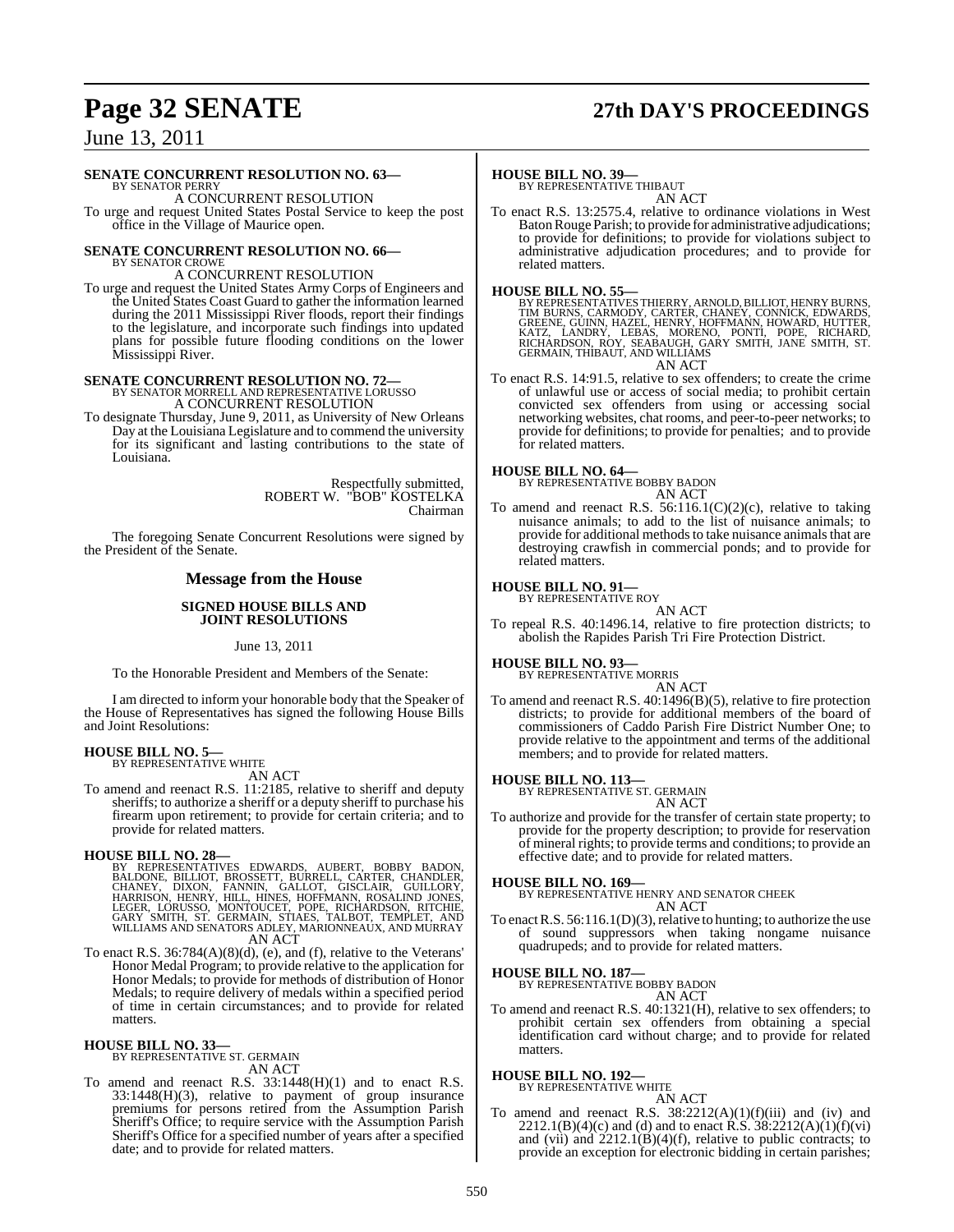**SENATE CONCURRENT RESOLUTION NO. 63—**
BY SENATOR PERRY
A CONCURRENT RESOLUTION

To urge and request United States Postal Service to keep the post office in the Village of Maurice open.

**SENATE CONCURRENT RESOLUTION NO. 66—**
BY SENATOR CROWE
A CONCURRENT RESOLUTION

To urge and request the United States Army Corps of Engineers and the United States Coast Guard to gather the information learned during the 2011 Mississippi River floods, report their findings to the legislature, and incorporate such findings into updated plans for possible future flooding conditions on the lower Mississippi River.

**SENATE CONCURRENT RESOLUTION NO. 72—**
BY SENATOR MORRELL AND REPRESENTATIVE LORUSSO
A CONCURRENT RESOLUTION

To designate Thursday, June 9, 2011, as University of New Orleans Day at the Louisiana Legislature and to commend the university for its significant and lasting contributions to the state of Louisiana.

Respectfully submitted,
ROBERT W. "BOB" KOSTELKA
Chairman

The foregoing Senate Concurrent Resolutions were signed by the President of the Senate.

## Message from the House

### SIGNED HOUSE BILLS AND JOINT RESOLUTIONS

June 13, 2011

To the Honorable President and Members of the Senate:

I am directed to inform your honorable body that the Speaker of the House of Representatives has signed the following House Bills and Joint Resolutions:

**HOUSE BILL NO. 5—**
BY REPRESENTATIVE WHITE
AN ACT

To amend and reenact R.S. 11:2185, relative to sheriff and deputy sheriffs; to authorize a sheriff or a deputy sheriff to purchase his firearm upon retirement; to provide for certain criteria; and to provide for related matters.

**HOUSE BILL NO. 28—**
BY REPRESENTATIVES EDWARDS, AUBERT, BOBBY BADON, BALDONE, BILLIOT, BROSSETT, BURRELL, CARTER, CHANDLER, CHANEY, DIXON, FANNIN, GALLOT, GISCLAIR, GUILLORY, HARRISON, HENRY, HILL, HINES, HOFFMANN, ROSALIND JONES, LEGER, LORUSSO, MONTOUCET, POPE, RICHARDSON, RITCHIE, GARY SMITH, ST. GERMAIN, STIAES, TALBOT, TEMPLET, AND WILLIAMS AND SENATORS ADLEY, MARIONNEAUX, AND MURRAY
AN ACT

To enact R.S. 36:784(A)(8)(d), (e), and (f), relative to the Veterans' Honor Medal Program; to provide relative to the application for Honor Medals; to provide for methods of distribution of Honor Medals; to require delivery of medals within a specified period of time in certain circumstances; and to provide for related matters.

**HOUSE BILL NO. 33—**
BY REPRESENTATIVE ST. GERMAIN
AN ACT

To amend and reenact R.S. 33:1448(H)(1) and to enact R.S. 33:1448(H)(3), relative to payment of group insurance premiums for persons retired from the Assumption Parish Sheriff's Office; to require service with the Assumption Parish Sheriff's Office for a specified number of years after a specified date; and to provide for related matters.

**HOUSE BILL NO. 39—**
BY REPRESENTATIVE THIBAUT
AN ACT

To enact R.S. 13:2575.4, relative to ordinance violations in West Baton Rouge Parish; to provide for administrative adjudications; to provide for definitions; to provide for violations subject to administrative adjudication procedures; and to provide for related matters.

**HOUSE BILL NO. 55—**
BY REPRESENTATIVES THIERRY, ARNOLD, BILLIOT, HENRY BURNS, TIM BURNS, CARMODY, CARTER, CHANEY, CONNICK, EDWARDS, GREENE, GUINN, HAZEL, HENRY, HOFFMANN, HOWARD, HUTTER, KATZ, LANDRY, LEBAS, MORENO, PONTI, POPE, RICHARD, RICHARDSON, ROY, SEABAUGH, GARY SMITH, JANE SMITH, ST. GERMAIN, THIBAUT, AND WILLIAMS
AN ACT

To enact R.S. 14:91.5, relative to sex offenders; to create the crime of unlawful use or access of social media; to prohibit certain convicted sex offenders from using or accessing social networking websites, chat rooms, and peer-to-peer networks; to provide for definitions; to provide for penalties; and to provide for related matters.

**HOUSE BILL NO. 64—**
BY REPRESENTATIVE BOBBY BADON
AN ACT

To amend and reenact R.S. 56:116.1(C)(2)(c), relative to taking nuisance animals; to add to the list of nuisance animals; to provide for additional methods to take nuisance animals that are destroying crawfish in commercial ponds; and to provide for related matters.

**HOUSE BILL NO. 91—**
BY REPRESENTATIVE ROY
AN ACT

To repeal R.S. 40:1496.14, relative to fire protection districts; to abolish the Rapides Parish Tri Fire Protection District.

**HOUSE BILL NO. 93—**
BY REPRESENTATIVE MORRIS
AN ACT

To amend and reenact R.S. 40:1496(B)(5), relative to fire protection districts; to provide for additional members of the board of commissioners of Caddo Parish Fire District Number One; to provide relative to the appointment and terms of the additional members; and to provide for related matters.

**HOUSE BILL NO. 113—**
BY REPRESENTATIVE ST. GERMAIN
AN ACT

To authorize and provide for the transfer of certain state property; to provide for the property description; to provide for reservation of mineral rights; to provide terms and conditions; to provide an effective date; and to provide for related matters.

**HOUSE BILL NO. 169—**
BY REPRESENTATIVE HENRY AND SENATOR CHEEK
AN ACT

To enact R.S. 56:116.1(D)(3), relative to hunting; to authorize the use of sound suppressors when taking nongame nuisance quadrupeds; and to provide for related matters.

**HOUSE BILL NO. 187—**
BY REPRESENTATIVE BOBBY BADON
AN ACT

To amend and reenact R.S. 40:1321(H), relative to sex offenders; to prohibit certain sex offenders from obtaining a special identification card without charge; and to provide for related matters.

**HOUSE BILL NO. 192—**
BY REPRESENTATIVE WHITE
AN ACT

To amend and reenact R.S. 38:2212(A)(1)(f)(iii) and (iv) and 2212.1(B)(4)(c) and (d) and to enact R.S. 38:2212(A)(1)(f)(vi) and (vii) and 2212.1(B)(4)(f), relative to public contracts; to provide an exception for electronic bidding in certain parishes;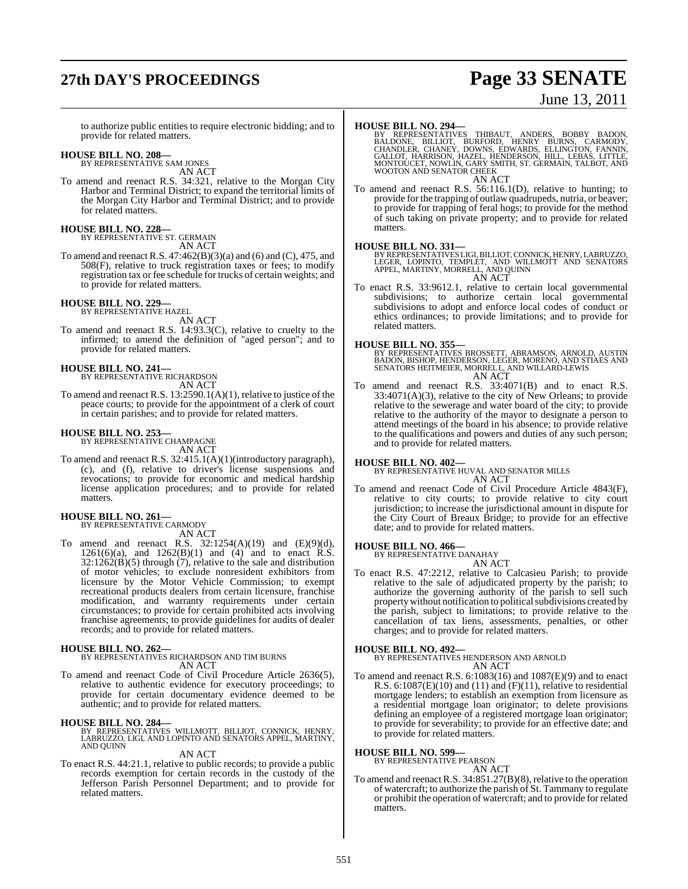to authorize public entities to require electronic bidding; and to provide for related matters.

**HOUSE BILL NO. 208—**
BY REPRESENTATIVE SAM JONES
AN ACT

To amend and reenact R.S. 34:321, relative to the Morgan City Harbor and Terminal District; to expand the territorial limits of the Morgan City Harbor and Terminal District; and to provide for related matters.

**HOUSE BILL NO. 228—**
BY REPRESENTATIVE ST. GERMAIN
AN ACT

To amend and reenact R.S. 47:462(B)(3)(a) and (6) and (C), 475, and 508(F), relative to truck registration taxes or fees; to modify registration tax or fee schedule for trucks of certain weights; and to provide for related matters.

**HOUSE BILL NO. 229—**
BY REPRESENTATIVE HAZEL
AN ACT

To amend and reenact R.S. 14:93.3(C), relative to cruelty to the infirmed; to amend the definition of "aged person"; and to provide for related matters.

**HOUSE BILL NO. 241—**
BY REPRESENTATIVE RICHARDSON
AN ACT

To amend and reenact R.S. 13:2590.1(A)(1), relative to justice of the peace courts; to provide for the appointment of a clerk of court in certain parishes; and to provide for related matters.

**HOUSE BILL NO. 253—**
BY REPRESENTATIVE CHAMPAGNE
AN ACT

To amend and reenact R.S. 32:415.1(A)(1)(introductory paragraph), (c), and (f), relative to driver's license suspensions and revocations; to provide for economic and medical hardship license application procedures; and to provide for related matters.

**HOUSE BILL NO. 261—**
BY REPRESENTATIVE CARMODY
AN ACT

To amend and reenact R.S. 32:1254(A)(19) and (E)(9)(d), 1261(6)(a), and 1262(B)(1) and (4) and to enact R.S. 32:1262(B)(5) through (7), relative to the sale and distribution of motor vehicles; to exclude nonresident exhibitors from licensure by the Motor Vehicle Commission; to exempt recreational products dealers from certain licensure, franchise modification, and warranty requirements under certain circumstances; to provide for certain prohibited acts involving franchise agreements; to provide guidelines for audits of dealer records; and to provide for related matters.

**HOUSE BILL NO. 262—**
BY REPRESENTATIVES RICHARDSON AND TIM BURNS
AN ACT

To amend and reenact Code of Civil Procedure Article 2636(5), relative to authentic evidence for executory proceedings; to provide for certain documentary evidence deemed to be authentic; and to provide for related matters.

**HOUSE BILL NO. 284—**
BY REPRESENTATIVES WILLMOTT, BILLIOT, CONNICK, HENRY, LABRUZZO, LIGI, AND LOPINTO AND SENATORS APPEL, MARTINY, AND QUINN
AN ACT

To enact R.S. 44:21.1, relative to public records; to provide a public records exemption for certain records in the custody of the Jefferson Parish Personnel Department; and to provide for related matters.

**HOUSE BILL NO. 294—**
BY REPRESENTATIVES THIBAUT, ANDERS, BOBBY BADON, BALDONE, BILLIOT, BURFORD, HENRY BURNS, CARMODY, CHANDLER, CHANEY, DOWNS, EDWARDS, ELLINGTON, FANNIN, GALLOT, HARRISON, HAZEL, HENDERSON, HILL, LEBAS, LITTLE, MONTOUCET, NOWLIN, GARY SMITH, ST. GERMAIN, TALBOT, AND WOOTON AND SENATOR CHEEK
AN ACT

To amend and reenact R.S. 56:116.1(D), relative to hunting; to provide for the trapping of outlaw quadrupeds, nutria, or beaver; to provide for trapping of feral hogs; to provide for the method of such taking on private property; and to provide for related matters.

**HOUSE BILL NO. 331—**
BY REPRESENTATIVES LIGI, BILLIOT, CONNICK, HENRY, LABRUZZO, LEGER, LOPINTO, TEMPLET, AND WILLMOTT AND SENATORS APPEL, MARTINY, MORRELL, AND QUINN
AN ACT

To enact R.S. 33:9612.1, relative to certain local governmental subdivisions; to authorize certain local governmental subdivisions to adopt and enforce local codes of conduct or ethics ordinances; to provide limitations; and to provide for related matters.

**HOUSE BILL NO. 355—**
BY REPRESENTATIVES BROSSETT, ABRAMSON, ARNOLD, AUSTIN BADON, BISHOP, HENDERSON, LEGER, MORENO, AND STIAES AND SENATORS HEITMEIER, MORRELL, AND WILLARD-LEWIS
AN ACT

To amend and reenact R.S. 33:4071(B) and to enact R.S. 33:4071(A)(3), relative to the city of New Orleans; to provide relative to the sewerage and water board of the city; to provide relative to the authority of the mayor to designate a person to attend meetings of the board in his absence; to provide relative to the qualifications and powers and duties of any such person; and to provide for related matters.

**HOUSE BILL NO. 402—**
BY REPRESENTATIVE HUVAL AND SENATOR MILLS
AN ACT

To amend and reenact Code of Civil Procedure Article 4843(F), relative to city courts; to provide relative to city court jurisdiction; to increase the jurisdictional amount in dispute for the City Court of Breaux Bridge; to provide for an effective date; and to provide for related matters.

**HOUSE BILL NO. 466—**
BY REPRESENTATIVE DANAHAY
AN ACT

To enact R.S. 47:2212, relative to Calcasieu Parish; to provide relative to the sale of adjudicated property by the parish; to authorize the governing authority of the parish to sell such property without notification to political subdivisions created by the parish, subject to limitations; to provide relative to the cancellation of tax liens, assessments, penalties, or other charges; and to provide for related matters.

**HOUSE BILL NO. 492—**
BY REPRESENTATIVES HENDERSON AND ARNOLD
AN ACT

To amend and reenact R.S. 6:1083(16) and 1087(E)(9) and to enact R.S. 6:1087(E)(10) and (11) and (F)(11), relative to residential mortgage lenders; to establish an exemption from licensure as a residential mortgage loan originator; to delete provisions defining an employee of a registered mortgage loan originator; to provide for severability; to provide for an effective date; and to provide for related matters.

**HOUSE BILL NO. 599—**
BY REPRESENTATIVE PEARSON
AN ACT

To amend and reenact R.S. 34:851.27(B)(8), relative to the operation of watercraft; to authorize the parish of St. Tammany to regulate or prohibit the operation of watercraft; and to provide for related matters.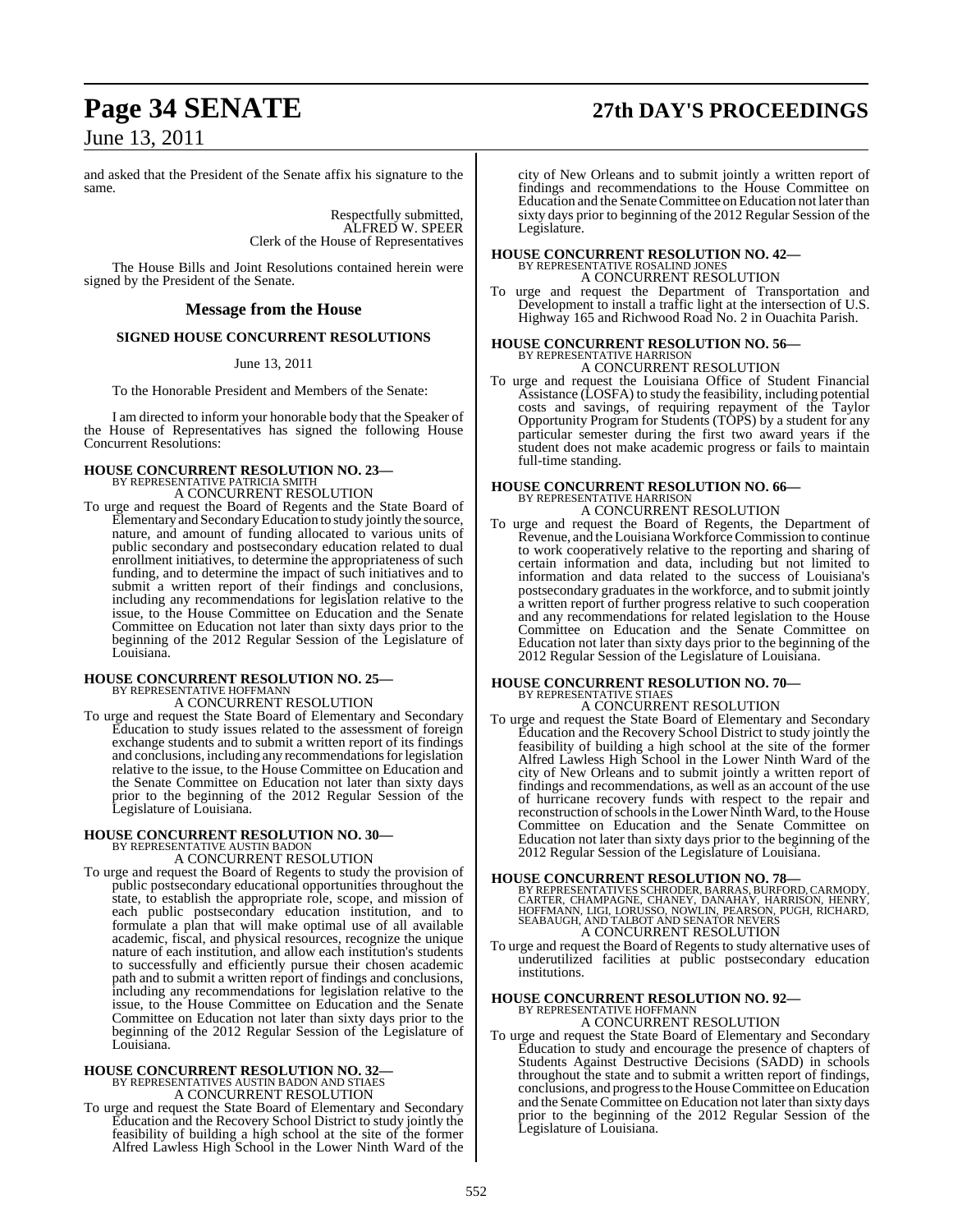and asked that the President of the Senate affix his signature to the same.

Respectfully submitted,
ALFRED W. SPEER
Clerk of the House of Representatives

The House Bills and Joint Resolutions contained herein were signed by the President of the Senate.

## Message from the House

### SIGNED HOUSE CONCURRENT RESOLUTIONS

June 13, 2011

To the Honorable President and Members of the Senate:

I am directed to inform your honorable body that the Speaker of the House of Representatives has signed the following House Concurrent Resolutions:

**HOUSE CONCURRENT RESOLUTION NO. 23—**
BY REPRESENTATIVE PATRICIA SMITH
A CONCURRENT RESOLUTION

To urge and request the Board of Regents and the State Board of Elementary and Secondary Education to study jointly the source, nature, and amount of funding allocated to various units of public secondary and postsecondary education related to dual enrollment initiatives, to determine the appropriateness of such funding, and to determine the impact of such initiatives and to submit a written report of their findings and conclusions, including any recommendations for legislation relative to the issue, to the House Committee on Education and the Senate Committee on Education not later than sixty days prior to the beginning of the 2012 Regular Session of the Legislature of Louisiana.

**HOUSE CONCURRENT RESOLUTION NO. 25—**
BY REPRESENTATIVE HOFFMANN
A CONCURRENT RESOLUTION

To urge and request the State Board of Elementary and Secondary Education to study issues related to the assessment of foreign exchange students and to submit a written report of its findings and conclusions, including any recommendations for legislation relative to the issue, to the House Committee on Education and the Senate Committee on Education not later than sixty days prior to the beginning of the 2012 Regular Session of the Legislature of Louisiana.

**HOUSE CONCURRENT RESOLUTION NO. 30—**
BY REPRESENTATIVE AUSTIN BADON
A CONCURRENT RESOLUTION

To urge and request the Board of Regents to study the provision of public postsecondary educational opportunities throughout the state, to establish the appropriate role, scope, and mission of each public postsecondary education institution, and to formulate a plan that will make optimal use of all available academic, fiscal, and physical resources, recognize the unique nature of each institution, and allow each institution's students to successfully and efficiently pursue their chosen academic path and to submit a written report of findings and conclusions, including any recommendations for legislation relative to the issue, to the House Committee on Education and the Senate Committee on Education not later than sixty days prior to the beginning of the 2012 Regular Session of the Legislature of Louisiana.

**HOUSE CONCURRENT RESOLUTION NO. 32—**
BY REPRESENTATIVES AUSTIN BADON AND STIAES
A CONCURRENT RESOLUTION

To urge and request the State Board of Elementary and Secondary Education and the Recovery School District to study jointly the feasibility of building a high school at the site of the former Alfred Lawless High School in the Lower Ninth Ward of the city of New Orleans and to submit jointly a written report of findings and recommendations to the House Committee on Education and the Senate Committee on Education not later than sixty days prior to beginning of the 2012 Regular Session of the Legislature.

**HOUSE CONCURRENT RESOLUTION NO. 42—**
BY REPRESENTATIVE ROSALIND JONES
A CONCURRENT RESOLUTION

To urge and request the Department of Transportation and Development to install a traffic light at the intersection of U.S. Highway 165 and Richwood Road No. 2 in Ouachita Parish.

**HOUSE CONCURRENT RESOLUTION NO. 56—**
BY REPRESENTATIVE HARRISON
A CONCURRENT RESOLUTION

To urge and request the Louisiana Office of Student Financial Assistance (LOSFA) to study the feasibility, including potential costs and savings, of requiring repayment of the Taylor Opportunity Program for Students (TOPS) by a student for any particular semester during the first two award years if the student does not make academic progress or fails to maintain full-time standing.

**HOUSE CONCURRENT RESOLUTION NO. 66—**
BY REPRESENTATIVE HARRISON
A CONCURRENT RESOLUTION

To urge and request the Board of Regents, the Department of Revenue, and the Louisiana Workforce Commission to continue to work cooperatively relative to the reporting and sharing of certain information and data, including but not limited to information and data related to the success of Louisiana's postsecondary graduates in the workforce, and to submit jointly a written report of further progress relative to such cooperation and any recommendations for related legislation to the House Committee on Education and the Senate Committee on Education not later than sixty days prior to the beginning of the 2012 Regular Session of the Legislature of Louisiana.

**HOUSE CONCURRENT RESOLUTION NO. 70—**
BY REPRESENTATIVE STIAES
A CONCURRENT RESOLUTION

To urge and request the State Board of Elementary and Secondary Education and the Recovery School District to study jointly the feasibility of building a high school at the site of the former Alfred Lawless High School in the Lower Ninth Ward of the city of New Orleans and to submit jointly a written report of findings and recommendations, as well as an account of the use of hurricane recovery funds with respect to the repair and reconstruction of schools in the Lower Ninth Ward, to the House Committee on Education and the Senate Committee on Education not later than sixty days prior to the beginning of the 2012 Regular Session of the Legislature of Louisiana.

**HOUSE CONCURRENT RESOLUTION NO. 78—**
BY REPRESENTATIVES SCHRODER, BARRAS, BURFORD, CARMODY, CARTER, CHAMPAGNE, CHANEY, DANAHAY, HARRISON, HENRY, HOFFMANN, LIGI, LORUSSO, NOWLIN, PEARSON, PUGH, RICHARD, SEABAUGH, AND TALBOT AND SENATOR NEVERS
A CONCURRENT RESOLUTION

To urge and request the Board of Regents to study alternative uses of underutilized facilities at public postsecondary education institutions.

**HOUSE CONCURRENT RESOLUTION NO. 92—**
BY REPRESENTATIVE HOFFMANN
A CONCURRENT RESOLUTION

To urge and request the State Board of Elementary and Secondary Education to study and encourage the presence of chapters of Students Against Destructive Decisions (SADD) in schools throughout the state and to submit a written report of findings, conclusions, and progress to the House Committee on Education and the Senate Committee on Education not later than sixty days prior to the beginning of the 2012 Regular Session of the Legislature of Louisiana.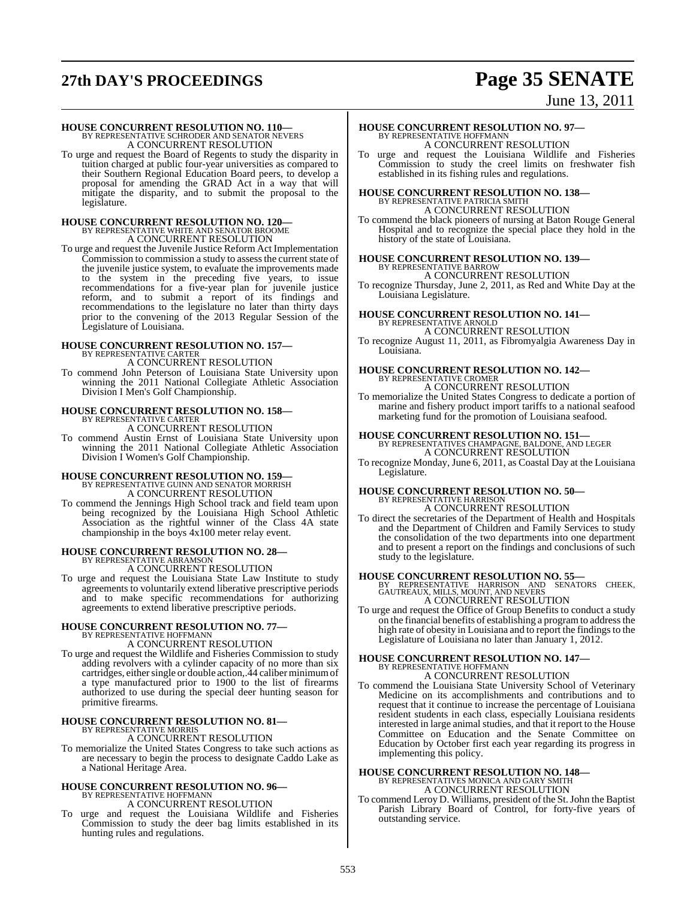**HOUSE CONCURRENT RESOLUTION NO. 110—**
BY REPRESENTATIVE SCHRODER AND SENATOR NEVERS
A CONCURRENT RESOLUTION

To urge and request the Board of Regents to study the disparity in tuition charged at public four-year universities as compared to their Southern Regional Education Board peers, to develop a proposal for amending the GRAD Act in a way that will mitigate the disparity, and to submit the proposal to the legislature.

**HOUSE CONCURRENT RESOLUTION NO. 120—**
BY REPRESENTATIVE WHITE AND SENATOR BROOME
A CONCURRENT RESOLUTION

To urge and request the Juvenile Justice Reform Act Implementation Commission to commission a study to assess the current state of the juvenile justice system, to evaluate the improvements made to the system in the preceding five years, to issue recommendations for a five-year plan for juvenile justice reform, and to submit a report of its findings and recommendations to the legislature no later than thirty days prior to the convening of the 2013 Regular Session of the Legislature of Louisiana.

**HOUSE CONCURRENT RESOLUTION NO. 157—**
BY REPRESENTATIVE CARTER
A CONCURRENT RESOLUTION

To commend John Peterson of Louisiana State University upon winning the 2011 National Collegiate Athletic Association Division I Men's Golf Championship.

**HOUSE CONCURRENT RESOLUTION NO. 158—**
BY REPRESENTATIVE CARTER
A CONCURRENT RESOLUTION

To commend Austin Ernst of Louisiana State University upon winning the 2011 National Collegiate Athletic Association Division I Women's Golf Championship.

**HOUSE CONCURRENT RESOLUTION NO. 159—**
BY REPRESENTATIVE GUINN AND SENATOR MORRISH
A CONCURRENT RESOLUTION

To commend the Jennings High School track and field team upon being recognized by the Louisiana High School Athletic Association as the rightful winner of the Class 4A state championship in the boys 4x100 meter relay event.

**HOUSE CONCURRENT RESOLUTION NO. 28—**
BY REPRESENTATIVE ABRAMSON
A CONCURRENT RESOLUTION

To urge and request the Louisiana State Law Institute to study agreements to voluntarily extend liberative prescriptive periods and to make specific recommendations for authorizing agreements to extend liberative prescriptive periods.

**HOUSE CONCURRENT RESOLUTION NO. 77—**
BY REPRESENTATIVE HOFFMANN
A CONCURRENT RESOLUTION

To urge and request the Wildlife and Fisheries Commission to study adding revolvers with a cylinder capacity of no more than six cartridges, either single or double action,.44 caliber minimum of a type manufactured prior to 1900 to the list of firearms authorized to use during the special deer hunting season for primitive firearms.

**HOUSE CONCURRENT RESOLUTION NO. 81—**
BY REPRESENTATIVE MORRIS
A CONCURRENT RESOLUTION

To memorialize the United States Congress to take such actions as are necessary to begin the process to designate Caddo Lake as a National Heritage Area.

**HOUSE CONCURRENT RESOLUTION NO. 96—**
BY REPRESENTATIVE HOFFMANN
A CONCURRENT RESOLUTION

To urge and request the Louisiana Wildlife and Fisheries Commission to study the deer bag limits established in its hunting rules and regulations.

**HOUSE CONCURRENT RESOLUTION NO. 97—**
BY REPRESENTATIVE HOFFMANN
A CONCURRENT RESOLUTION

To urge and request the Louisiana Wildlife and Fisheries Commission to study the creel limits on freshwater fish established in its fishing rules and regulations.

**HOUSE CONCURRENT RESOLUTION NO. 138—**
BY REPRESENTATIVE PATRICIA SMITH
A CONCURRENT RESOLUTION

To commend the black pioneers of nursing at Baton Rouge General Hospital and to recognize the special place they hold in the history of the state of Louisiana.

**HOUSE CONCURRENT RESOLUTION NO. 139—**
BY REPRESENTATIVE BARROW
A CONCURRENT RESOLUTION

To recognize Thursday, June 2, 2011, as Red and White Day at the Louisiana Legislature.

**HOUSE CONCURRENT RESOLUTION NO. 141—**
BY REPRESENTATIVE ARNOLD
A CONCURRENT RESOLUTION

To recognize August 11, 2011, as Fibromyalgia Awareness Day in Louisiana.

**HOUSE CONCURRENT RESOLUTION NO. 142—**
BY REPRESENTATIVE CROMER
A CONCURRENT RESOLUTION

To memorialize the United States Congress to dedicate a portion of marine and fishery product import tariffs to a national seafood marketing fund for the promotion of Louisiana seafood.

**HOUSE CONCURRENT RESOLUTION NO. 151—**
BY REPRESENTATIVES CHAMPAGNE, BALDONE, AND LEGER
A CONCURRENT RESOLUTION

To recognize Monday, June 6, 2011, as Coastal Day at the Louisiana Legislature.

**HOUSE CONCURRENT RESOLUTION NO. 50—**
BY REPRESENTATIVE HARRISON
A CONCURRENT RESOLUTION

To direct the secretaries of the Department of Health and Hospitals and the Department of Children and Family Services to study the consolidation of the two departments into one department and to present a report on the findings and conclusions of such study to the legislature.

**HOUSE CONCURRENT RESOLUTION NO. 55—**
BY REPRESENTATIVE HARRISON AND SENATORS CHEEK, GAUTREAUX, MILLS, MOUNT, AND NEVERS
A CONCURRENT RESOLUTION

To urge and request the Office of Group Benefits to conduct a study on the financial benefits of establishing a program to address the high rate of obesity in Louisiana and to report the findings to the Legislature of Louisiana no later than January 1, 2012.

**HOUSE CONCURRENT RESOLUTION NO. 147—**
BY REPRESENTATIVE HOFFMANN
A CONCURRENT RESOLUTION

To commend the Louisiana State University School of Veterinary Medicine on its accomplishments and contributions and to request that it continue to increase the percentage of Louisiana resident students in each class, especially Louisiana residents interested in large animal studies, and that it report to the House Committee on Education and the Senate Committee on Education by October first each year regarding its progress in implementing this policy.

**HOUSE CONCURRENT RESOLUTION NO. 148—**
BY REPRESENTATIVES MONICA AND GARY SMITH
A CONCURRENT RESOLUTION

To commend Leroy D. Williams, president of the St. John the Baptist Parish Library Board of Control, for forty-five years of outstanding service.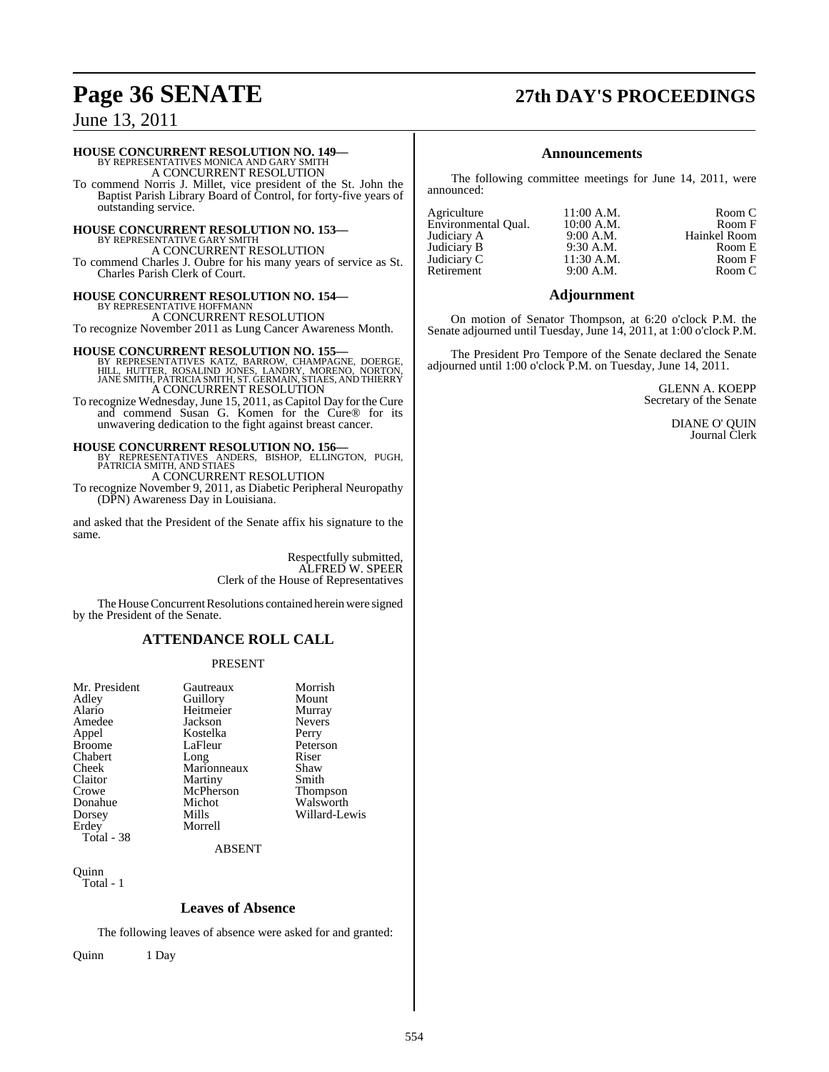**HOUSE CONCURRENT RESOLUTION NO. 149—**
BY REPRESENTATIVES MONICA AND GARY SMITH
A CONCURRENT RESOLUTION

To commend Norris J. Millet, vice president of the St. John the Baptist Parish Library Board of Control, for forty-five years of outstanding service.

**HOUSE CONCURRENT RESOLUTION NO. 153—**
BY REPRESENTATIVE GARY SMITH
A CONCURRENT RESOLUTION

To commend Charles J. Oubre for his many years of service as St. Charles Parish Clerk of Court.

**HOUSE CONCURRENT RESOLUTION NO. 154—**
BY REPRESENTATIVE HOFFMANN
A CONCURRENT RESOLUTION

To recognize November 2011 as Lung Cancer Awareness Month.

**HOUSE CONCURRENT RESOLUTION NO. 155—**
BY REPRESENTATIVES KATZ, BARROW, CHAMPAGNE, DOERGE, HILL, HUTTER, ROSALIND JONES, LANDRY, MORENO, NORTON, JANE SMITH, PATRICIA SMITH, ST. GERMAIN, STIAES, AND THIERRY
A CONCURRENT RESOLUTION

To recognize Wednesday, June 15, 2011, as Capitol Day for the Cure and commend Susan G. Komen for the Cure® for its unwavering dedication to the fight against breast cancer.

**HOUSE CONCURRENT RESOLUTION NO. 156—**
BY REPRESENTATIVES ANDERS, BISHOP, ELLINGTON, PUGH, PATRICIA SMITH, AND STIAES
A CONCURRENT RESOLUTION

To recognize November 9, 2011, as Diabetic Peripheral Neuropathy (DPN) Awareness Day in Louisiana.

and asked that the President of the Senate affix his signature to the same.

Respectfully submitted,
ALFRED W. SPEER
Clerk of the House of Representatives

The House Concurrent Resolutions contained herein were signed by the President of the Senate.

## ATTENDANCE ROLL CALL

PRESENT

| | | |
|---|---|---|
| Mr. President | Gautreaux | Morrish |
| Adley | Guillory | Mount |
| Alario | Heitmeier | Murray |
| Amedee | Jackson | Nevers |
| Appel | Kostelka | Perry |
| Broome | LaFleur | Peterson |
| Chabert | Long | Riser |
| Cheek | Marionneaux | Shaw |
| Claitor | Martiny | Smith |
| Crowe | McPherson | Thompson |
| Donahue | Michot | Walsworth |
| Dorsey | Mills | Willard-Lewis |
| Erdey | Morrell | |

Total - 38

ABSENT

Quinn
Total - 1

## Leaves of Absence

The following leaves of absence were asked for and granted:

Quinn 1 Day

## Announcements

The following committee meetings for June 14, 2011, were announced:

| | | |
|---|---|---|
| Agriculture | 11:00 A.M. | Room C |
| Environmental Qual. | 10:00 A.M. | Room F |
| Judiciary A | 9:00 A.M. | Hainkel Room |
| Judiciary B | 9:30 A.M. | Room E |
| Judiciary C | 11:30 A.M. | Room F |
| Retirement | 9:00 A.M. | Room C |

## Adjournment

On motion of Senator Thompson, at 6:20 o'clock P.M. the Senate adjourned until Tuesday, June 14, 2011, at 1:00 o'clock P.M.

The President Pro Tempore of the Senate declared the Senate adjourned until 1:00 o'clock P.M. on Tuesday, June 14, 2011.

GLENN A. KOEPP
Secretary of the Senate

DIANE O' QUIN
Journal Clerk